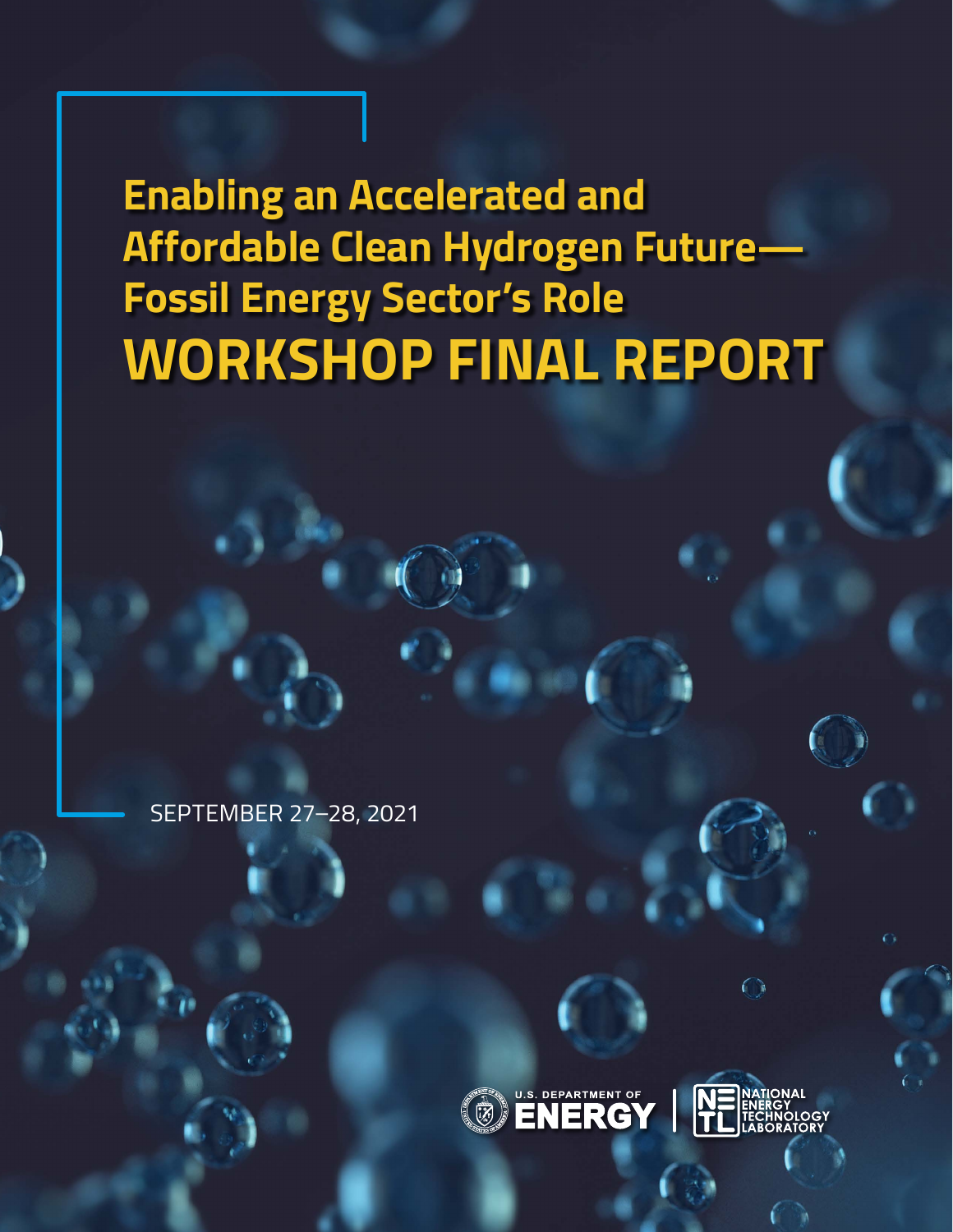# Enabling an Accelerated and Affordable Clean Hydrogen Future—Fossil Energy Sector's Role

# WORKSHOP FINAL REPORT

SEPTEMBER 27–28, 2021

U.S. DEPARTMENT OF ENERGY | NATIONAL ENERGY TECHNOLOGY LABORATORY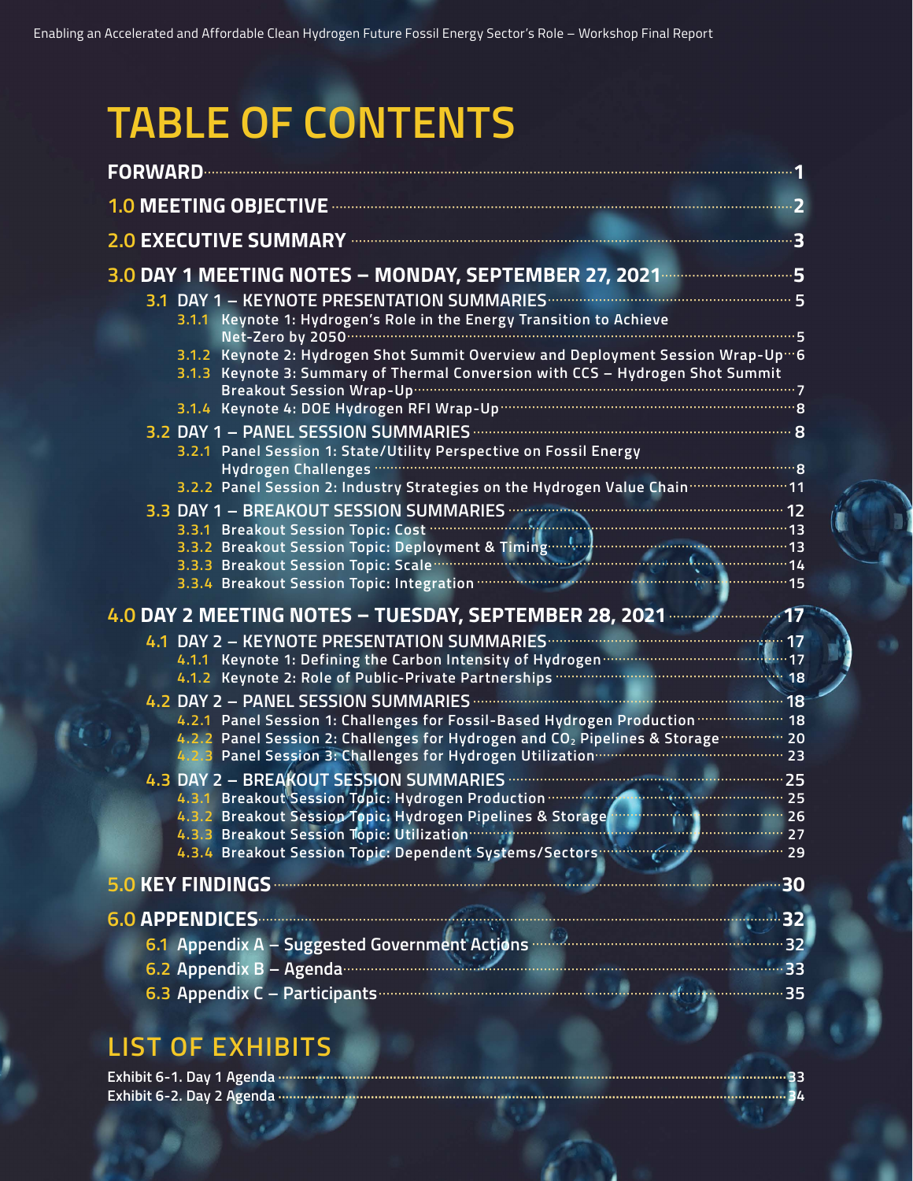# TABLE OF CONTENTS

**FORWARD** ........ 1

**1.0 MEETING OBJECTIVE** ........ 2

**2.0 EXECUTIVE SUMMARY** ........ 3

**3.0 DAY 1 MEETING NOTES – MONDAY, SEPTEMBER 27, 2021** ........ 5

- 3.1 DAY 1 – KEYNOTE PRESENTATION SUMMARIES ........ 5
  - 3.1.1 Keynote 1: Hydrogen's Role in the Energy Transition to Achieve Net-Zero by 2050 ........ 5
  - 3.1.2 Keynote 2: Hydrogen Shot Summit Overview and Deployment Session Wrap-Up ........ 6
  - 3.1.3 Keynote 3: Summary of Thermal Conversion with CCS – Hydrogen Shot Summit Breakout Session Wrap-Up ........ 7
  - 3.1.4 Keynote 4: DOE Hydrogen RFI Wrap-Up ........ 8
- 3.2 DAY 1 – PANEL SESSION SUMMARIES ........ 8
  - 3.2.1 Panel Session 1: State/Utility Perspective on Fossil Energy Hydrogen Challenges ........ 8
  - 3.2.2 Panel Session 2: Industry Strategies on the Hydrogen Value Chain ........ 11
- 3.3 DAY 1 – BREAKOUT SESSION SUMMARIES ........ 12
  - 3.3.1 Breakout Session Topic: Cost ........ 13
  - 3.3.2 Breakout Session Topic: Deployment & Timing ........ 13
  - 3.3.3 Breakout Session Topic: Scale ........ 14
  - 3.3.4 Breakout Session Topic: Integration ........ 15

**4.0 DAY 2 MEETING NOTES – TUESDAY, SEPTEMBER 28, 2021** ........ 17

- 4.1 DAY 2 – KEYNOTE PRESENTATION SUMMARIES ........ 17
  - 4.1.1 Keynote 1: Defining the Carbon Intensity of Hydrogen ........ 17
  - 4.1.2 Keynote 2: Role of Public-Private Partnerships ........ 18
- 4.2 DAY 2 – PANEL SESSION SUMMARIES ........ 18
  - 4.2.1 Panel Session 1: Challenges for Fossil-Based Hydrogen Production ........ 18
  - 4.2.2 Panel Session 2: Challenges for Hydrogen and $CO_2$ Pipelines & Storage ........ 20
  - 4.2.3 Panel Session 3: Challenges for Hydrogen Utilization ........ 23
- 4.3 DAY 2 – BREAKOUT SESSION SUMMARIES ........ 25
  - 4.3.1 Breakout Session Topic: Hydrogen Production ........ 25
  - 4.3.2 Breakout Session Topic: Hydrogen Pipelines & Storage ........ 26
  - 4.3.3 Breakout Session Topic: Utilization ........ 27
  - 4.3.4 Breakout Session Topic: Dependent Systems/Sectors ........ 29

**5.0 KEY FINDINGS** ........ 30

**6.0 APPENDICES** ........ 32

- 6.1 Appendix A – Suggested Government Actions ........ 32
- 6.2 Appendix B – Agenda ........ 33
- 6.3 Appendix C – Participants ........ 35

## LIST OF EXHIBITS

Exhibit 6-1. Day 1 Agenda ........ 33

Exhibit 6-2. Day 2 Agenda ........ 34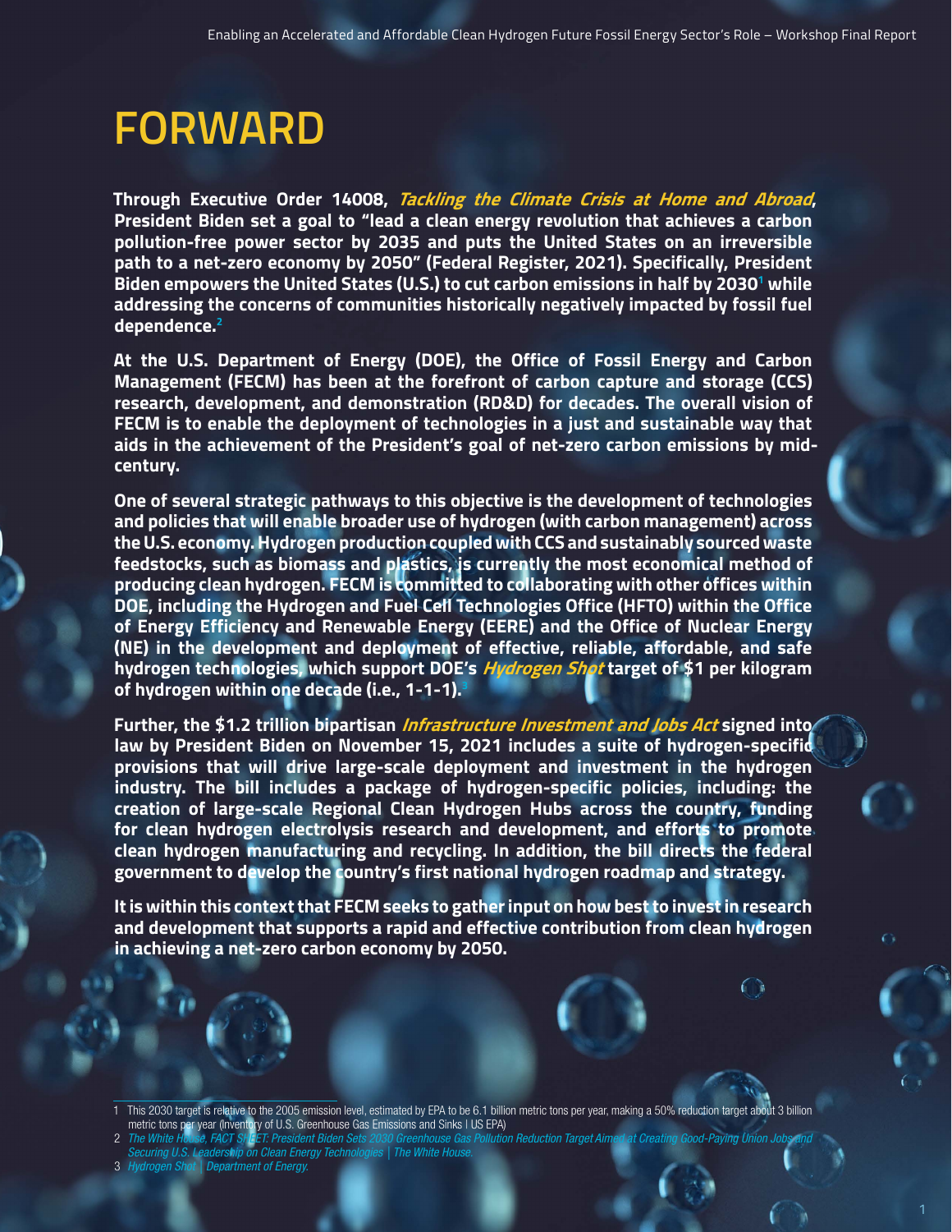# FORWARD

**Through Executive Order 14008, *Tackling the Climate Crisis at Home and Abroad*, President Biden set a goal to "lead a clean energy revolution that achieves a carbon pollution-free power sector by 2035 and puts the United States on an irreversible path to a net-zero economy by 2050" (Federal Register, 2021). Specifically, President Biden empowers the United States (U.S.) to cut carbon emissions in half by 2030[1] while addressing the concerns of communities historically negatively impacted by fossil fuel dependence.[2]**

**At the U.S. Department of Energy (DOE), the Office of Fossil Energy and Carbon Management (FECM) has been at the forefront of carbon capture and storage (CCS) research, development, and demonstration (RD&D) for decades. The overall vision of FECM is to enable the deployment of technologies in a just and sustainable way that aids in the achievement of the President's goal of net-zero carbon emissions by mid-century.**

**One of several strategic pathways to this objective is the development of technologies and policies that will enable broader use of hydrogen (with carbon management) across the U.S. economy. Hydrogen production coupled with CCS and sustainably sourced waste feedstocks, such as biomass and plastics, is currently the most economical method of producing clean hydrogen. FECM is committed to collaborating with other offices within DOE, including the Hydrogen and Fuel Cell Technologies Office (HFTO) within the Office of Energy Efficiency and Renewable Energy (EERE) and the Office of Nuclear Energy (NE) in the development and deployment of effective, reliable, affordable, and safe hydrogen technologies, which support DOE's *Hydrogen Shot* target of $1 per kilogram of hydrogen within one decade (i.e., 1-1-1).[3]**

**Further, the $1.2 trillion bipartisan *Infrastructure Investment and Jobs Act* signed into law by President Biden on November 15, 2021 includes a suite of hydrogen-specific provisions that will drive large-scale deployment and investment in the hydrogen industry. The bill includes a package of hydrogen-specific policies, including: the creation of large-scale Regional Clean Hydrogen Hubs across the country, funding for clean hydrogen electrolysis research and development, and efforts to promote clean hydrogen manufacturing and recycling. In addition, the bill directs the federal government to develop the country's first national hydrogen roadmap and strategy.**

**It is within this context that FECM seeks to gather input on how best to invest in research and development that supports a rapid and effective contribution from clean hydrogen in achieving a net-zero carbon economy by 2050.**

---

1 This 2030 target is relative to the 2005 emission level, estimated by EPA to be 6.1 billion metric tons per year, making a 50% reduction target about 3 billion metric tons per year (Inventory of U.S. Greenhouse Gas Emissions and Sinks | US EPA)

2 *The White House, FACT SHEET: President Biden Sets 2030 Greenhouse Gas Pollution Reduction Target Aimed at Creating Good-Paying Union Jobs and Securing U.S. Leadership on Clean Energy Technologies | The White House.*

3 *Hydrogen Shot | Department of Energy.*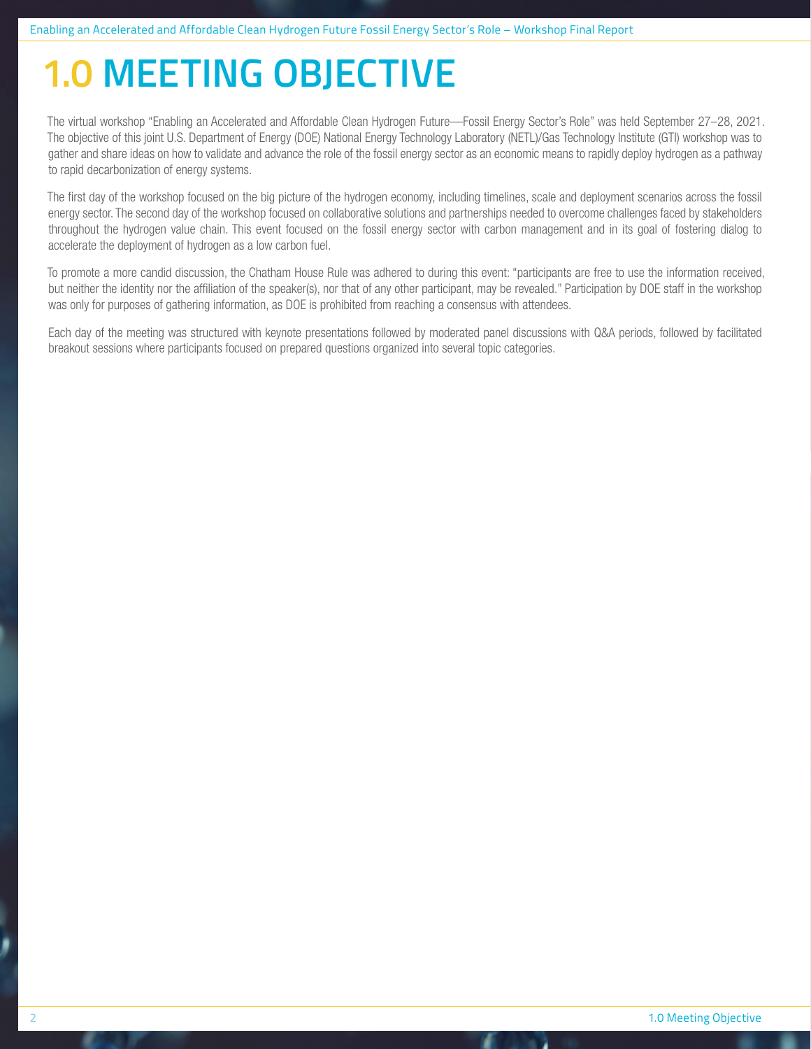# 1.0 MEETING OBJECTIVE

The virtual workshop "Enabling an Accelerated and Affordable Clean Hydrogen Future—Fossil Energy Sector's Role" was held September 27–28, 2021. The objective of this joint U.S. Department of Energy (DOE) National Energy Technology Laboratory (NETL)/Gas Technology Institute (GTI) workshop was to gather and share ideas on how to validate and advance the role of the fossil energy sector as an economic means to rapidly deploy hydrogen as a pathway to rapid decarbonization of energy systems.

The first day of the workshop focused on the big picture of the hydrogen economy, including timelines, scale and deployment scenarios across the fossil energy sector. The second day of the workshop focused on collaborative solutions and partnerships needed to overcome challenges faced by stakeholders throughout the hydrogen value chain. This event focused on the fossil energy sector with carbon management and in its goal of fostering dialog to accelerate the deployment of hydrogen as a low carbon fuel.

To promote a more candid discussion, the Chatham House Rule was adhered to during this event: "participants are free to use the information received, but neither the identity nor the affiliation of the speaker(s), nor that of any other participant, may be revealed." Participation by DOE staff in the workshop was only for purposes of gathering information, as DOE is prohibited from reaching a consensus with attendees.

Each day of the meeting was structured with keynote presentations followed by moderated panel discussions with Q&A periods, followed by facilitated breakout sessions where participants focused on prepared questions organized into several topic categories.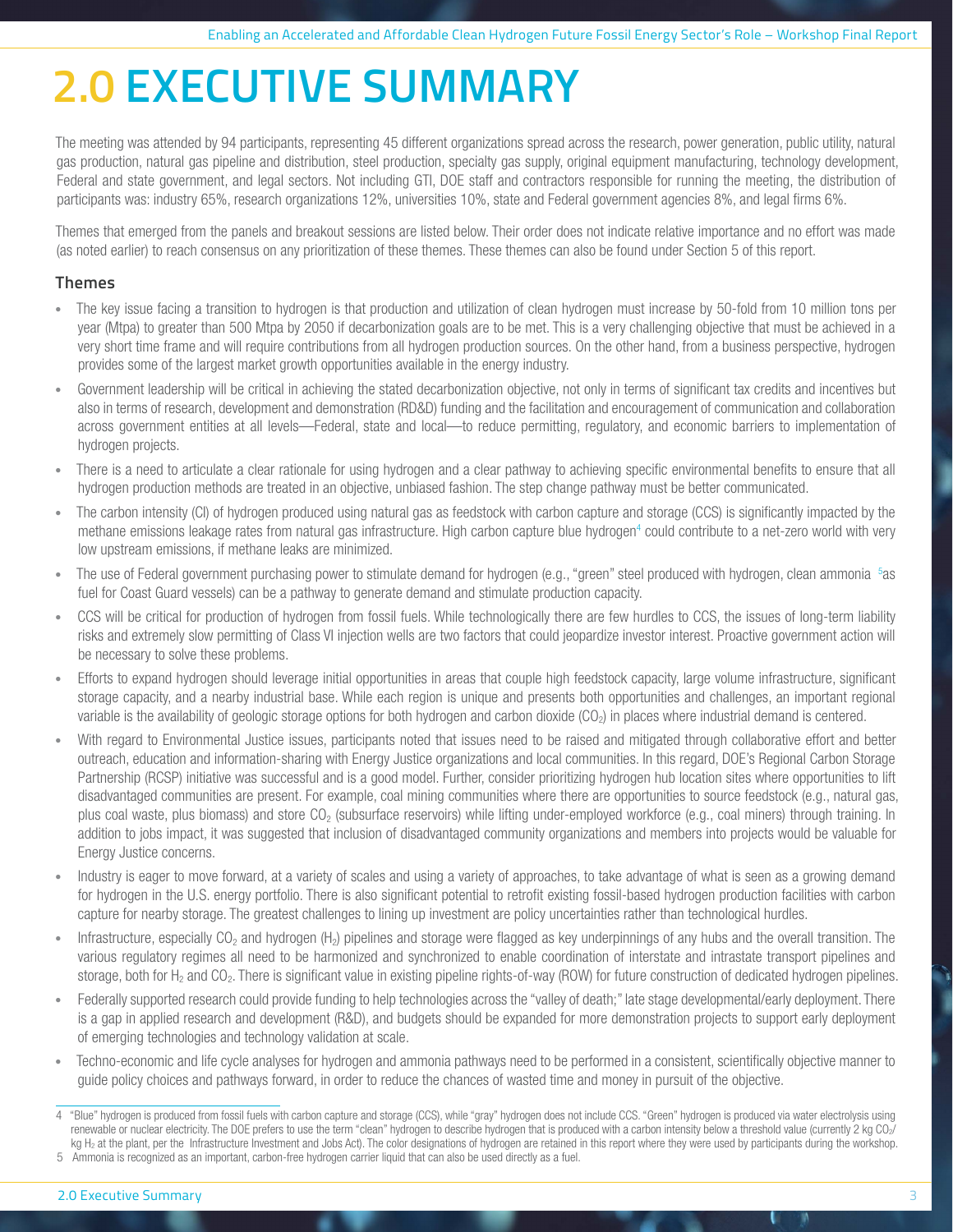# 2.0 EXECUTIVE SUMMARY

The meeting was attended by 94 participants, representing 45 different organizations spread across the research, power generation, public utility, natural gas production, natural gas pipeline and distribution, steel production, specialty gas supply, original equipment manufacturing, technology development, Federal and state government, and legal sectors. Not including GTI, DOE staff and contractors responsible for running the meeting, the distribution of participants was: industry 65%, research organizations 12%, universities 10%, state and Federal government agencies 8%, and legal firms 6%.

Themes that emerged from the panels and breakout sessions are listed below. Their order does not indicate relative importance and no effort was made (as noted earlier) to reach consensus on any prioritization of these themes. These themes can also be found under Section 5 of this report.

### Themes

- The key issue facing a transition to hydrogen is that production and utilization of clean hydrogen must increase by 50-fold from 10 million tons per year (Mtpa) to greater than 500 Mtpa by 2050 if decarbonization goals are to be met. This is a very challenging objective that must be achieved in a very short time frame and will require contributions from all hydrogen production sources. On the other hand, from a business perspective, hydrogen provides some of the largest market growth opportunities available in the energy industry.
- Government leadership will be critical in achieving the stated decarbonization objective, not only in terms of significant tax credits and incentives but also in terms of research, development and demonstration (RD&D) funding and the facilitation and encouragement of communication and collaboration across government entities at all levels—Federal, state and local—to reduce permitting, regulatory, and economic barriers to implementation of hydrogen projects.
- There is a need to articulate a clear rationale for using hydrogen and a clear pathway to achieving specific environmental benefits to ensure that all hydrogen production methods are treated in an objective, unbiased fashion. The step change pathway must be better communicated.
- The carbon intensity (CI) of hydrogen produced using natural gas as feedstock with carbon capture and storage (CCS) is significantly impacted by the methane emissions leakage rates from natural gas infrastructure. High carbon capture blue hydrogen[4] could contribute to a net-zero world with very low upstream emissions, if methane leaks are minimized.
- The use of Federal government purchasing power to stimulate demand for hydrogen (e.g., "green" steel produced with hydrogen, clean ammonia [5]as fuel for Coast Guard vessels) can be a pathway to generate demand and stimulate production capacity.
- CCS will be critical for production of hydrogen from fossil fuels. While technologically there are few hurdles to CCS, the issues of long-term liability risks and extremely slow permitting of Class VI injection wells are two factors that could jeopardize investor interest. Proactive government action will be necessary to solve these problems.
- Efforts to expand hydrogen should leverage initial opportunities in areas that couple high feedstock capacity, large volume infrastructure, significant storage capacity, and a nearby industrial base. While each region is unique and presents both opportunities and challenges, an important regional variable is the availability of geologic storage options for both hydrogen and carbon dioxide ($CO_2$) in places where industrial demand is centered.
- With regard to Environmental Justice issues, participants noted that issues need to be raised and mitigated through collaborative effort and better outreach, education and information-sharing with Energy Justice organizations and local communities. In this regard, DOE's Regional Carbon Storage Partnership (RCSP) initiative was successful and is a good model. Further, consider prioritizing hydrogen hub location sites where opportunities to lift disadvantaged communities are present. For example, coal mining communities where there are opportunities to source feedstock (e.g., natural gas, plus coal waste, plus biomass) and store $CO_2$ (subsurface reservoirs) while lifting under-employed workforce (e.g., coal miners) through training. In addition to jobs impact, it was suggested that inclusion of disadvantaged community organizations and members into projects would be valuable for Energy Justice concerns.
- Industry is eager to move forward, at a variety of scales and using a variety of approaches, to take advantage of what is seen as a growing demand for hydrogen in the U.S. energy portfolio. There is also significant potential to retrofit existing fossil-based hydrogen production facilities with carbon capture for nearby storage. The greatest challenges to lining up investment are policy uncertainties rather than technological hurdles.
- Infrastructure, especially $CO_2$ and hydrogen ($H_2$) pipelines and storage were flagged as key underpinnings of any hubs and the overall transition. The various regulatory regimes all need to be harmonized and synchronized to enable coordination of interstate and intrastate transport pipelines and storage, both for $H_2$ and $CO_2$. There is significant value in existing pipeline rights-of-way (ROW) for future construction of dedicated hydrogen pipelines.
- Federally supported research could provide funding to help technologies across the "valley of death;" late stage developmental/early deployment. There is a gap in applied research and development (R&D), and budgets should be expanded for more demonstration projects to support early deployment of emerging technologies and technology validation at scale.
- Techno-economic and life cycle analyses for hydrogen and ammonia pathways need to be performed in a consistent, scientifically objective manner to guide policy choices and pathways forward, in order to reduce the chances of wasted time and money in pursuit of the objective.

---

4 "Blue" hydrogen is produced from fossil fuels with carbon capture and storage (CCS), while "gray" hydrogen does not include CCS. "Green" hydrogen is produced via water electrolysis using renewable or nuclear electricity. The DOE prefers to use the term "clean" hydrogen to describe hydrogen that is produced with a carbon intensity below a threshold value (currently 2 kg $CO_2$/kg $H_2$ at the plant, per the Infrastructure Investment and Jobs Act). The color designations of hydrogen are retained in this report where they were used by participants during the workshop.

5 Ammonia is recognized as an important, carbon-free hydrogen carrier liquid that can also be used directly as a fuel.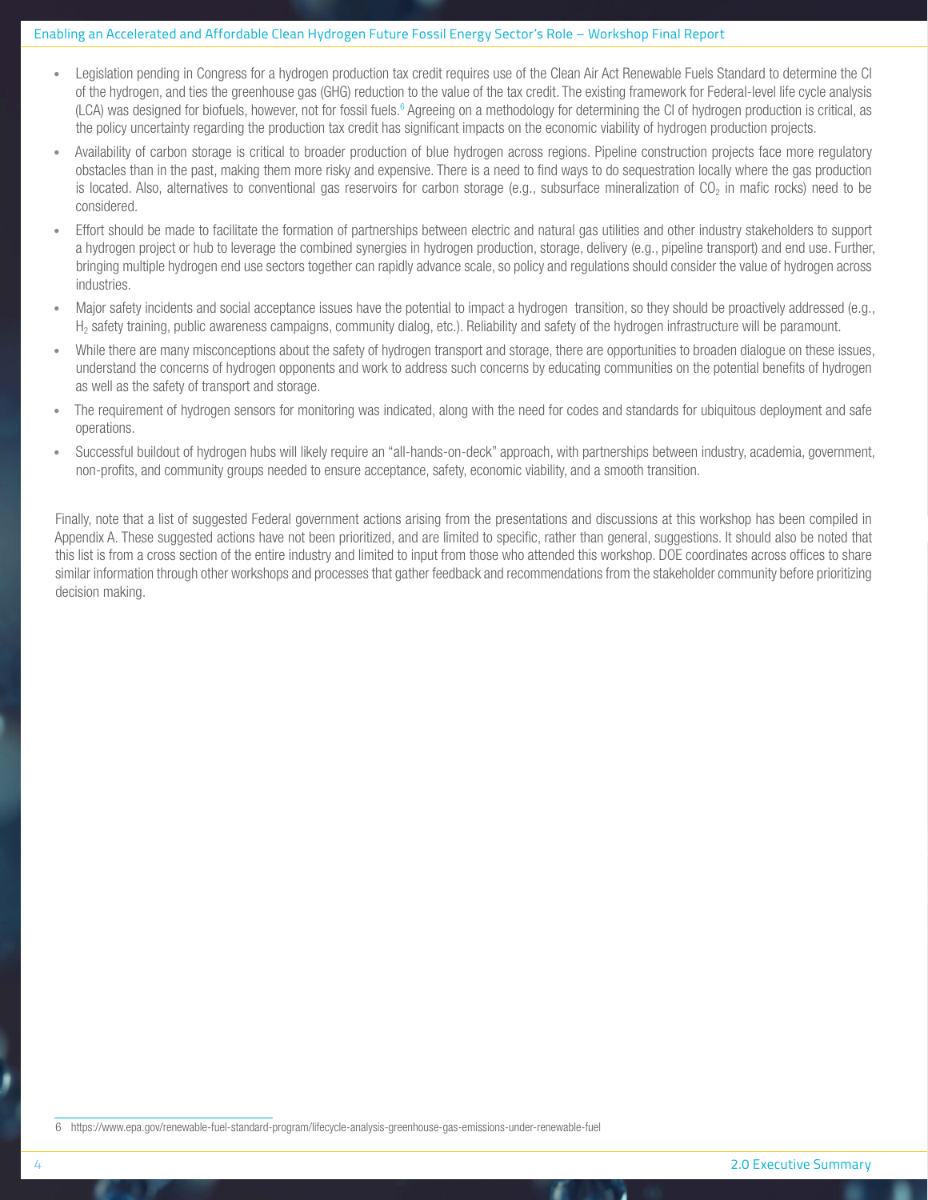- Legislation pending in Congress for a hydrogen production tax credit requires use of the Clean Air Act Renewable Fuels Standard to determine the CI of the hydrogen, and ties the greenhouse gas (GHG) reduction to the value of the tax credit. The existing framework for Federal-level life cycle analysis (LCA) was designed for biofuels, however, not for fossil fuels.[6] Agreeing on a methodology for determining the CI of hydrogen production is critical, as the policy uncertainty regarding the production tax credit has significant impacts on the economic viability of hydrogen production projects.
- Availability of carbon storage is critical to broader production of blue hydrogen across regions. Pipeline construction projects face more regulatory obstacles than in the past, making them more risky and expensive. There is a need to find ways to do sequestration locally where the gas production is located. Also, alternatives to conventional gas reservoirs for carbon storage (e.g., subsurface mineralization of $CO_2$ in mafic rocks) need to be considered.
- Effort should be made to facilitate the formation of partnerships between electric and natural gas utilities and other industry stakeholders to support a hydrogen project or hub to leverage the combined synergies in hydrogen production, storage, delivery (e.g., pipeline transport) and end use. Further, bringing multiple hydrogen end use sectors together can rapidly advance scale, so policy and regulations should consider the value of hydrogen across industries.
- Major safety incidents and social acceptance issues have the potential to impact a hydrogen transition, so they should be proactively addressed (e.g., $H_2$ safety training, public awareness campaigns, community dialog, etc.). Reliability and safety of the hydrogen infrastructure will be paramount.
- While there are many misconceptions about the safety of hydrogen transport and storage, there are opportunities to broaden dialogue on these issues, understand the concerns of hydrogen opponents and work to address such concerns by educating communities on the potential benefits of hydrogen as well as the safety of transport and storage.
- The requirement of hydrogen sensors for monitoring was indicated, along with the need for codes and standards for ubiquitous deployment and safe operations.
- Successful buildout of hydrogen hubs will likely require an "all-hands-on-deck" approach, with partnerships between industry, academia, government, non-profits, and community groups needed to ensure acceptance, safety, economic viability, and a smooth transition.

Finally, note that a list of suggested Federal government actions arising from the presentations and discussions at this workshop has been compiled in Appendix A. These suggested actions have not been prioritized, and are limited to specific, rather than general, suggestions. It should also be noted that this list is from a cross section of the entire industry and limited to input from those who attended this workshop. DOE coordinates across offices to share similar information through other workshops and processes that gather feedback and recommendations from the stakeholder community before prioritizing decision making.

6 https://www.epa.gov/renewable-fuel-standard-program/lifecycle-analysis-greenhouse-gas-emissions-under-renewable-fuel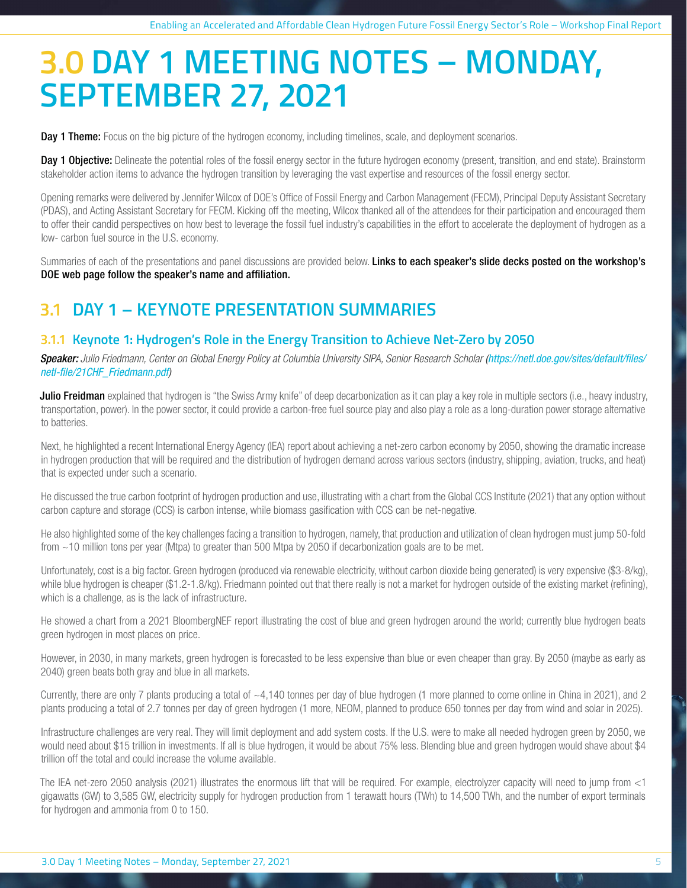# 3.0 DAY 1 MEETING NOTES – MONDAY, SEPTEMBER 27, 2021

**Day 1 Theme:** Focus on the big picture of the hydrogen economy, including timelines, scale, and deployment scenarios.

**Day 1 Objective:** Delineate the potential roles of the fossil energy sector in the future hydrogen economy (present, transition, and end state). Brainstorm stakeholder action items to advance the hydrogen transition by leveraging the vast expertise and resources of the fossil energy sector.

Opening remarks were delivered by Jennifer Wilcox of DOE's Office of Fossil Energy and Carbon Management (FECM), Principal Deputy Assistant Secretary (PDAS), and Acting Assistant Secretary for FECM. Kicking off the meeting, Wilcox thanked all of the attendees for their participation and encouraged them to offer their candid perspectives on how best to leverage the fossil fuel industry's capabilities in the effort to accelerate the deployment of hydrogen as a low- carbon fuel source in the U.S. economy.

Summaries of each of the presentations and panel discussions are provided below. **Links to each speaker's slide decks posted on the workshop's DOE web page follow the speaker's name and affiliation.**

## 3.1 DAY 1 – KEYNOTE PRESENTATION SUMMARIES

### 3.1.1 Keynote 1: Hydrogen's Role in the Energy Transition to Achieve Net-Zero by 2050

***Speaker:*** *Julio Friedmann, Center on Global Energy Policy at Columbia University SIPA, Senior Research Scholar (https://netl.doe.gov/sites/default/files/netl-file/21CHF_Friedmann.pdf)*

**Julio Freidman** explained that hydrogen is "the Swiss Army knife" of deep decarbonization as it can play a key role in multiple sectors (i.e., heavy industry, transportation, power). In the power sector, it could provide a carbon-free fuel source play and also play a role as a long-duration power storage alternative to batteries.

Next, he highlighted a recent International Energy Agency (IEA) report about achieving a net-zero carbon economy by 2050, showing the dramatic increase in hydrogen production that will be required and the distribution of hydrogen demand across various sectors (industry, shipping, aviation, trucks, and heat) that is expected under such a scenario.

He discussed the true carbon footprint of hydrogen production and use, illustrating with a chart from the Global CCS Institute (2021) that any option without carbon capture and storage (CCS) is carbon intense, while biomass gasification with CCS can be net-negative.

He also highlighted some of the key challenges facing a transition to hydrogen, namely, that production and utilization of clean hydrogen must jump 50-fold from ~10 million tons per year (Mtpa) to greater than 500 Mtpa by 2050 if decarbonization goals are to be met.

Unfortunately, cost is a big factor. Green hydrogen (produced via renewable electricity, without carbon dioxide being generated) is very expensive ($3-8/kg), while blue hydrogen is cheaper ($1.2-1.8/kg). Friedmann pointed out that there really is not a market for hydrogen outside of the existing market (refining), which is a challenge, as is the lack of infrastructure.

He showed a chart from a 2021 BloombergNEF report illustrating the cost of blue and green hydrogen around the world; currently blue hydrogen beats green hydrogen in most places on price.

However, in 2030, in many markets, green hydrogen is forecasted to be less expensive than blue or even cheaper than gray. By 2050 (maybe as early as 2040) green beats both gray and blue in all markets.

Currently, there are only 7 plants producing a total of ~4,140 tonnes per day of blue hydrogen (1 more planned to come online in China in 2021), and 2 plants producing a total of 2.7 tonnes per day of green hydrogen (1 more, NEOM, planned to produce 650 tonnes per day from wind and solar in 2025).

Infrastructure challenges are very real. They will limit deployment and add system costs. If the U.S. were to make all needed hydrogen green by 2050, we would need about $15 trillion in investments. If all is blue hydrogen, it would be about 75% less. Blending blue and green hydrogen would shave about $4 trillion off the total and could increase the volume available.

The IEA net-zero 2050 analysis (2021) illustrates the enormous lift that will be required. For example, electrolyzer capacity will need to jump from <1 gigawatts (GW) to 3,585 GW, electricity supply for hydrogen production from 1 terawatt hours (TWh) to 14,500 TWh, and the number of export terminals for hydrogen and ammonia from 0 to 150.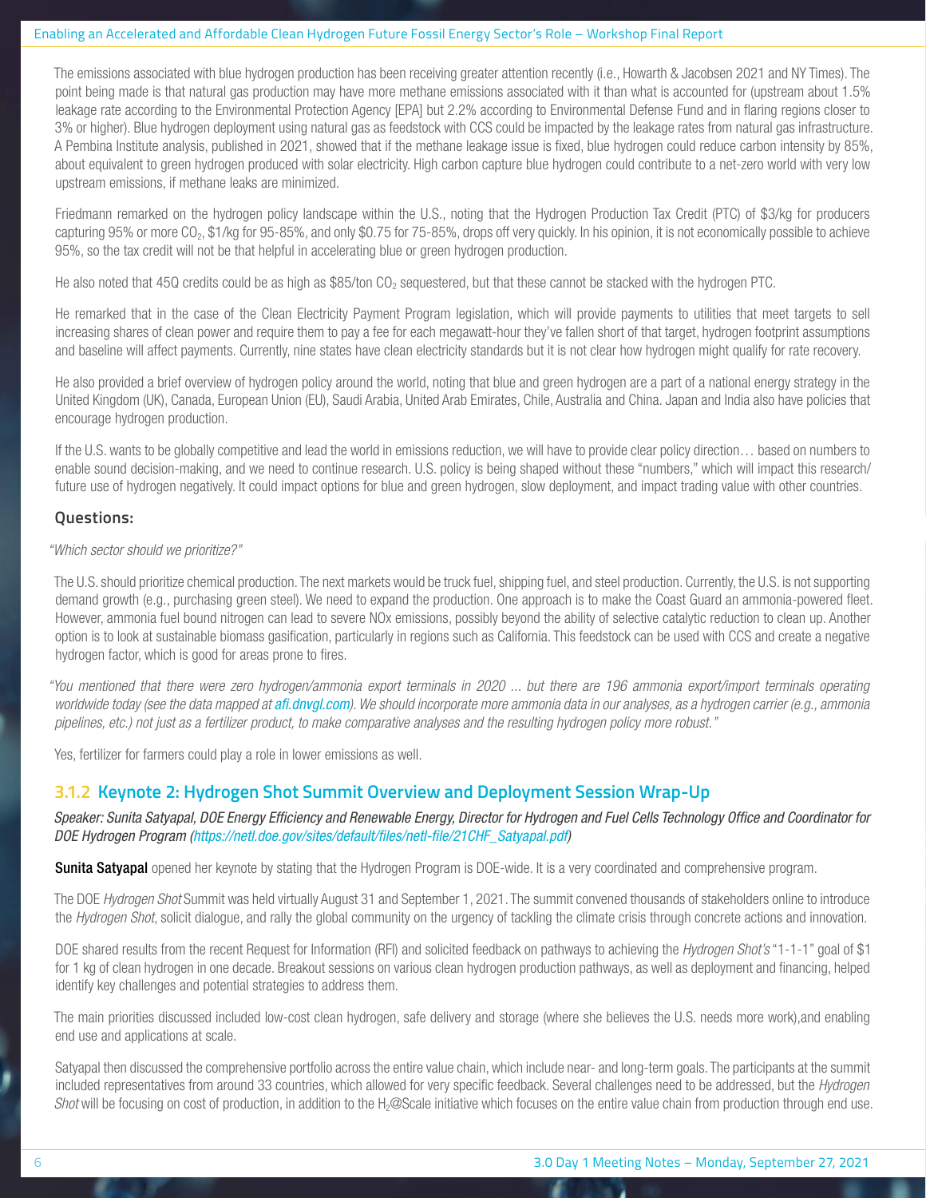The emissions associated with blue hydrogen production has been receiving greater attention recently (i.e., Howarth & Jacobsen 2021 and NY Times). The point being made is that natural gas production may have more methane emissions associated with it than what is accounted for (upstream about 1.5% leakage rate according to the Environmental Protection Agency [EPA] but 2.2% according to Environmental Defense Fund and in flaring regions closer to 3% or higher). Blue hydrogen deployment using natural gas as feedstock with CCS could be impacted by the leakage rates from natural gas infrastructure. A Pembina Institute analysis, published in 2021, showed that if the methane leakage issue is fixed, blue hydrogen could reduce carbon intensity by 85%, about equivalent to green hydrogen produced with solar electricity. High carbon capture blue hydrogen could contribute to a net-zero world with very low upstream emissions, if methane leaks are minimized.

Friedmann remarked on the hydrogen policy landscape within the U.S., noting that the Hydrogen Production Tax Credit (PTC) of $3/kg for producers capturing 95% or more $CO_2$, $1/kg for 95-85%, and only $0.75 for 75-85%, drops off very quickly. In his opinion, it is not economically possible to achieve 95%, so the tax credit will not be that helpful in accelerating blue or green hydrogen production.

He also noted that 45Q credits could be as high as $85/ton $CO_2$ sequestered, but that these cannot be stacked with the hydrogen PTC.

He remarked that in the case of the Clean Electricity Payment Program legislation, which will provide payments to utilities that meet targets to sell increasing shares of clean power and require them to pay a fee for each megawatt-hour they've fallen short of that target, hydrogen footprint assumptions and baseline will affect payments. Currently, nine states have clean electricity standards but it is not clear how hydrogen might qualify for rate recovery.

He also provided a brief overview of hydrogen policy around the world, noting that blue and green hydrogen are a part of a national energy strategy in the United Kingdom (UK), Canada, European Union (EU), Saudi Arabia, United Arab Emirates, Chile, Australia and China. Japan and India also have policies that encourage hydrogen production.

If the U.S. wants to be globally competitive and lead the world in emissions reduction, we will have to provide clear policy direction… based on numbers to enable sound decision-making, and we need to continue research. U.S. policy is being shaped without these "numbers," which will impact this research/future use of hydrogen negatively. It could impact options for blue and green hydrogen, slow deployment, and impact trading value with other countries.

### Questions:

*"Which sector should we prioritize?"*

The U.S. should prioritize chemical production. The next markets would be truck fuel, shipping fuel, and steel production. Currently, the U.S. is not supporting demand growth (e.g., purchasing green steel). We need to expand the production. One approach is to make the Coast Guard an ammonia-powered fleet. However, ammonia fuel bound nitrogen can lead to severe NOx emissions, possibly beyond the ability of selective catalytic reduction to clean up. Another option is to look at sustainable biomass gasification, particularly in regions such as California. This feedstock can be used with CCS and create a negative hydrogen factor, which is good for areas prone to fires.

*"You mentioned that there were zero hydrogen/ammonia export terminals in 2020 ... but there are 196 ammonia export/import terminals operating worldwide today (see the data mapped at afi.dnvgl.com). We should incorporate more ammonia data in our analyses, as a hydrogen carrier (e.g., ammonia pipelines, etc.) not just as a fertilizer product, to make comparative analyses and the resulting hydrogen policy more robust."*

Yes, fertilizer for farmers could play a role in lower emissions as well.

## 3.1.2 Keynote 2: Hydrogen Shot Summit Overview and Deployment Session Wrap-Up

*Speaker: Sunita Satyapal, DOE Energy Efficiency and Renewable Energy, Director for Hydrogen and Fuel Cells Technology Office and Coordinator for DOE Hydrogen Program (https://netl.doe.gov/sites/default/files/netl-file/21CHF_Satyapal.pdf)*

**Sunita Satyapal** opened her keynote by stating that the Hydrogen Program is DOE-wide. It is a very coordinated and comprehensive program.

The DOE *Hydrogen Shot* Summit was held virtually August 31 and September 1, 2021. The summit convened thousands of stakeholders online to introduce the *Hydrogen Shot*, solicit dialogue, and rally the global community on the urgency of tackling the climate crisis through concrete actions and innovation.

DOE shared results from the recent Request for Information (RFI) and solicited feedback on pathways to achieving the *Hydrogen Shot's* "1-1-1" goal of $1 for 1 kg of clean hydrogen in one decade. Breakout sessions on various clean hydrogen production pathways, as well as deployment and financing, helped identify key challenges and potential strategies to address them.

The main priorities discussed included low-cost clean hydrogen, safe delivery and storage (where she believes the U.S. needs more work),and enabling end use and applications at scale.

Satyapal then discussed the comprehensive portfolio across the entire value chain, which include near- and long-term goals. The participants at the summit included representatives from around 33 countries, which allowed for very specific feedback. Several challenges need to be addressed, but the *Hydrogen Shot* will be focusing on cost of production, in addition to the $H_2$@Scale initiative which focuses on the entire value chain from production through end use.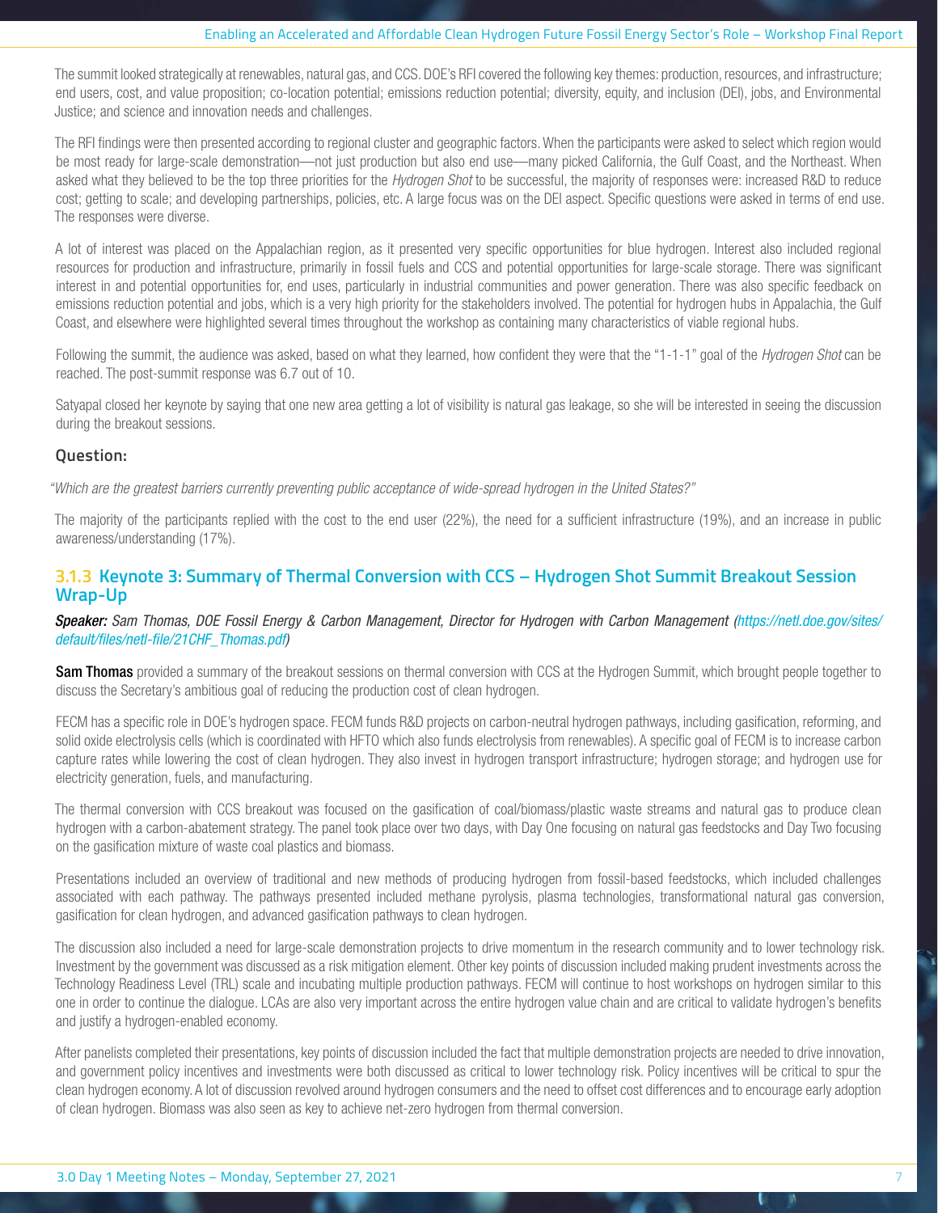The summit looked strategically at renewables, natural gas, and CCS. DOE's RFI covered the following key themes: production, resources, and infrastructure; end users, cost, and value proposition; co-location potential; emissions reduction potential; diversity, equity, and inclusion (DEI), jobs, and Environmental Justice; and science and innovation needs and challenges.

The RFI findings were then presented according to regional cluster and geographic factors. When the participants were asked to select which region would be most ready for large-scale demonstration—not just production but also end use—many picked California, the Gulf Coast, and the Northeast. When asked what they believed to be the top three priorities for the *Hydrogen Shot* to be successful, the majority of responses were: increased R&D to reduce cost; getting to scale; and developing partnerships, policies, etc. A large focus was on the DEI aspect. Specific questions were asked in terms of end use. The responses were diverse.

A lot of interest was placed on the Appalachian region, as it presented very specific opportunities for blue hydrogen. Interest also included regional resources for production and infrastructure, primarily in fossil fuels and CCS and potential opportunities for large-scale storage. There was significant interest in and potential opportunities for, end uses, particularly in industrial communities and power generation. There was also specific feedback on emissions reduction potential and jobs, which is a very high priority for the stakeholders involved. The potential for hydrogen hubs in Appalachia, the Gulf Coast, and elsewhere were highlighted several times throughout the workshop as containing many characteristics of viable regional hubs.

Following the summit, the audience was asked, based on what they learned, how confident they were that the "1-1-1" goal of the *Hydrogen Shot* can be reached. The post-summit response was 6.7 out of 10.

Satyapal closed her keynote by saying that one new area getting a lot of visibility is natural gas leakage, so she will be interested in seeing the discussion during the breakout sessions.

**Question:**

*"Which are the greatest barriers currently preventing public acceptance of wide-spread hydrogen in the United States?"*

The majority of the participants replied with the cost to the end user (22%), the need for a sufficient infrastructure (19%), and an increase in public awareness/understanding (17%).

### 3.1.3 Keynote 3: Summary of Thermal Conversion with CCS – Hydrogen Shot Summit Breakout Session Wrap-Up

***Speaker:*** *Sam Thomas, DOE Fossil Energy & Carbon Management, Director for Hydrogen with Carbon Management (https://netl.doe.gov/sites/default/files/netl-file/21CHF_Thomas.pdf)*

**Sam Thomas** provided a summary of the breakout sessions on thermal conversion with CCS at the Hydrogen Summit, which brought people together to discuss the Secretary's ambitious goal of reducing the production cost of clean hydrogen.

FECM has a specific role in DOE's hydrogen space. FECM funds R&D projects on carbon-neutral hydrogen pathways, including gasification, reforming, and solid oxide electrolysis cells (which is coordinated with HFTO which also funds electrolysis from renewables). A specific goal of FECM is to increase carbon capture rates while lowering the cost of clean hydrogen. They also invest in hydrogen transport infrastructure; hydrogen storage; and hydrogen use for electricity generation, fuels, and manufacturing.

The thermal conversion with CCS breakout was focused on the gasification of coal/biomass/plastic waste streams and natural gas to produce clean hydrogen with a carbon-abatement strategy. The panel took place over two days, with Day One focusing on natural gas feedstocks and Day Two focusing on the gasification mixture of waste coal plastics and biomass.

Presentations included an overview of traditional and new methods of producing hydrogen from fossil-based feedstocks, which included challenges associated with each pathway. The pathways presented included methane pyrolysis, plasma technologies, transformational natural gas conversion, gasification for clean hydrogen, and advanced gasification pathways to clean hydrogen.

The discussion also included a need for large-scale demonstration projects to drive momentum in the research community and to lower technology risk. Investment by the government was discussed as a risk mitigation element. Other key points of discussion included making prudent investments across the Technology Readiness Level (TRL) scale and incubating multiple production pathways. FECM will continue to host workshops on hydrogen similar to this one in order to continue the dialogue. LCAs are also very important across the entire hydrogen value chain and are critical to validate hydrogen's benefits and justify a hydrogen-enabled economy.

After panelists completed their presentations, key points of discussion included the fact that multiple demonstration projects are needed to drive innovation, and government policy incentives and investments were both discussed as critical to lower technology risk. Policy incentives will be critical to spur the clean hydrogen economy. A lot of discussion revolved around hydrogen consumers and the need to offset cost differences and to encourage early adoption of clean hydrogen. Biomass was also seen as key to achieve net-zero hydrogen from thermal conversion.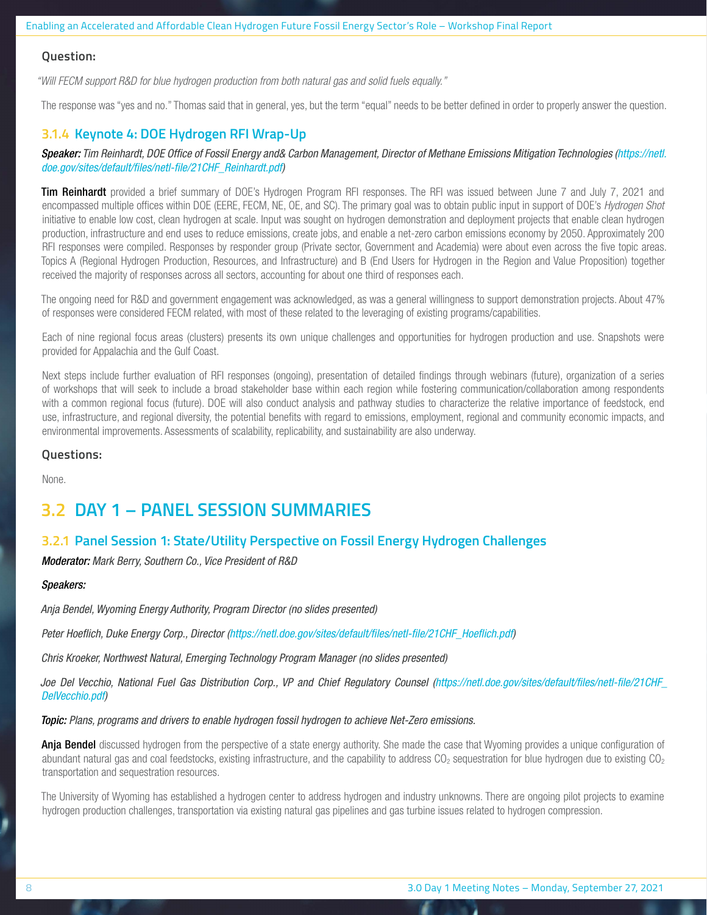### Question:

*"Will FECM support R&D for blue hydrogen production from both natural gas and solid fuels equally."*

The response was "yes and no." Thomas said that in general, yes, but the term "equal" needs to be better defined in order to properly answer the question.

### 3.1.4 Keynote 4: DOE Hydrogen RFI Wrap-Up

***Speaker:*** *Tim Reinhardt, DOE Office of Fossil Energy and& Carbon Management, Director of Methane Emissions Mitigation Technologies (https://netl.doe.gov/sites/default/files/netl-file/21CHF_Reinhardt.pdf)*

**Tim Reinhardt** provided a brief summary of DOE's Hydrogen Program RFI responses. The RFI was issued between June 7 and July 7, 2021 and encompassed multiple offices within DOE (EERE, FECM, NE, OE, and SC). The primary goal was to obtain public input in support of DOE's *Hydrogen Shot* initiative to enable low cost, clean hydrogen at scale. Input was sought on hydrogen demonstration and deployment projects that enable clean hydrogen production, infrastructure and end uses to reduce emissions, create jobs, and enable a net-zero carbon emissions economy by 2050. Approximately 200 RFI responses were compiled. Responses by responder group (Private sector, Government and Academia) were about even across the five topic areas. Topics A (Regional Hydrogen Production, Resources, and Infrastructure) and B (End Users for Hydrogen in the Region and Value Proposition) together received the majority of responses across all sectors, accounting for about one third of responses each.

The ongoing need for R&D and government engagement was acknowledged, as was a general willingness to support demonstration projects. About 47% of responses were considered FECM related, with most of these related to the leveraging of existing programs/capabilities.

Each of nine regional focus areas (clusters) presents its own unique challenges and opportunities for hydrogen production and use. Snapshots were provided for Appalachia and the Gulf Coast.

Next steps include further evaluation of RFI responses (ongoing), presentation of detailed findings through webinars (future), organization of a series of workshops that will seek to include a broad stakeholder base within each region while fostering communication/collaboration among respondents with a common regional focus (future). DOE will also conduct analysis and pathway studies to characterize the relative importance of feedstock, end use, infrastructure, and regional diversity, the potential benefits with regard to emissions, employment, regional and community economic impacts, and environmental improvements. Assessments of scalability, replicability, and sustainability are also underway.

### Questions:

None.

## 3.2 DAY 1 – PANEL SESSION SUMMARIES

### 3.2.1 Panel Session 1: State/Utility Perspective on Fossil Energy Hydrogen Challenges

***Moderator:*** *Mark Berry, Southern Co., Vice President of R&D*

***Speakers:***

*Anja Bendel, Wyoming Energy Authority, Program Director (no slides presented)*

*Peter Hoeflich, Duke Energy Corp., Director (https://netl.doe.gov/sites/default/files/netl-file/21CHF_Hoeflich.pdf)*

*Chris Kroeker, Northwest Natural, Emerging Technology Program Manager (no slides presented)*

*Joe Del Vecchio, National Fuel Gas Distribution Corp., VP and Chief Regulatory Counsel (https://netl.doe.gov/sites/default/files/netl-file/21CHF_DelVecchio.pdf)*

***Topic:*** *Plans, programs and drivers to enable hydrogen fossil hydrogen to achieve Net-Zero emissions.*

**Anja Bendel** discussed hydrogen from the perspective of a state energy authority. She made the case that Wyoming provides a unique configuration of abundant natural gas and coal feedstocks, existing infrastructure, and the capability to address $CO_2$ sequestration for blue hydrogen due to existing $CO_2$ transportation and sequestration resources.

The University of Wyoming has established a hydrogen center to address hydrogen and industry unknowns. There are ongoing pilot projects to examine hydrogen production challenges, transportation via existing natural gas pipelines and gas turbine issues related to hydrogen compression.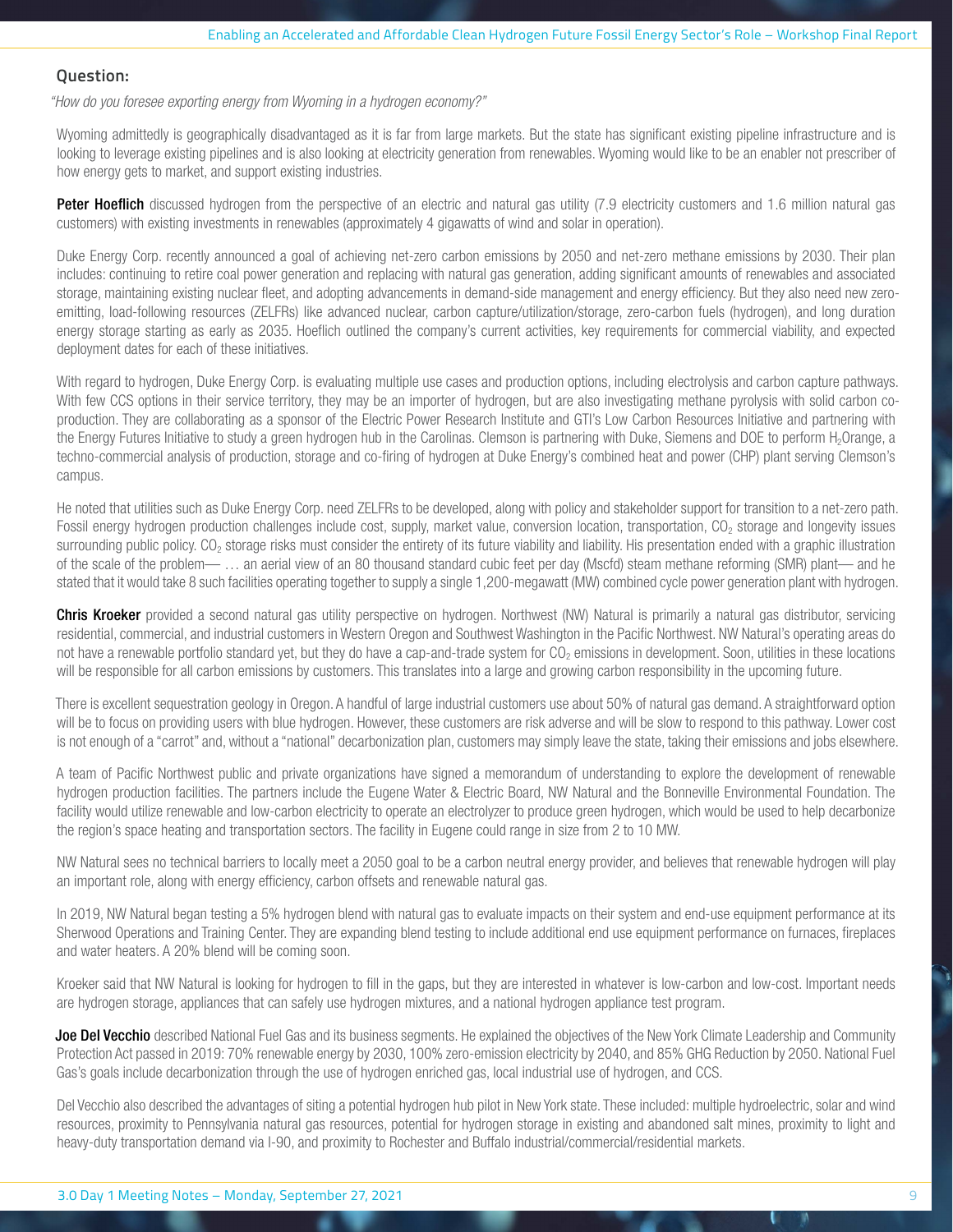### Question:

*"How do you foresee exporting energy from Wyoming in a hydrogen economy?"*

Wyoming admittedly is geographically disadvantaged as it is far from large markets. But the state has significant existing pipeline infrastructure and is looking to leverage existing pipelines and is also looking at electricity generation from renewables. Wyoming would like to be an enabler not prescriber of how energy gets to market, and support existing industries.

**Peter Hoeflich** discussed hydrogen from the perspective of an electric and natural gas utility (7.9 electricity customers and 1.6 million natural gas customers) with existing investments in renewables (approximately 4 gigawatts of wind and solar in operation).

Duke Energy Corp. recently announced a goal of achieving net-zero carbon emissions by 2050 and net-zero methane emissions by 2030. Their plan includes: continuing to retire coal power generation and replacing with natural gas generation, adding significant amounts of renewables and associated storage, maintaining existing nuclear fleet, and adopting advancements in demand-side management and energy efficiency. But they also need new zero-emitting, load-following resources (ZELFRs) like advanced nuclear, carbon capture/utilization/storage, zero-carbon fuels (hydrogen), and long duration energy storage starting as early as 2035. Hoeflich outlined the company's current activities, key requirements for commercial viability, and expected deployment dates for each of these initiatives.

With regard to hydrogen, Duke Energy Corp. is evaluating multiple use cases and production options, including electrolysis and carbon capture pathways. With few CCS options in their service territory, they may be an importer of hydrogen, but are also investigating methane pyrolysis with solid carbon co-production. They are collaborating as a sponsor of the Electric Power Research Institute and GTI's Low Carbon Resources Initiative and partnering with the Energy Futures Initiative to study a green hydrogen hub in the Carolinas. Clemson is partnering with Duke, Siemens and DOE to perform $H_2$Orange, a techno-commercial analysis of production, storage and co-firing of hydrogen at Duke Energy's combined heat and power (CHP) plant serving Clemson's campus.

He noted that utilities such as Duke Energy Corp. need ZELFRs to be developed, along with policy and stakeholder support for transition to a net-zero path. Fossil energy hydrogen production challenges include cost, supply, market value, conversion location, transportation, $CO_2$ storage and longevity issues surrounding public policy. $CO_2$ storage risks must consider the entirety of its future viability and liability. His presentation ended with a graphic illustration of the scale of the problem— … an aerial view of an 80 thousand standard cubic feet per day (Mscfd) steam methane reforming (SMR) plant— and he stated that it would take 8 such facilities operating together to supply a single 1,200-megawatt (MW) combined cycle power generation plant with hydrogen.

**Chris Kroeker** provided a second natural gas utility perspective on hydrogen. Northwest (NW) Natural is primarily a natural gas distributor, servicing residential, commercial, and industrial customers in Western Oregon and Southwest Washington in the Pacific Northwest. NW Natural's operating areas do not have a renewable portfolio standard yet, but they do have a cap-and-trade system for $CO_2$ emissions in development. Soon, utilities in these locations will be responsible for all carbon emissions by customers. This translates into a large and growing carbon responsibility in the upcoming future.

There is excellent sequestration geology in Oregon. A handful of large industrial customers use about 50% of natural gas demand. A straightforward option will be to focus on providing users with blue hydrogen. However, these customers are risk adverse and will be slow to respond to this pathway. Lower cost is not enough of a "carrot" and, without a "national" decarbonization plan, customers may simply leave the state, taking their emissions and jobs elsewhere.

A team of Pacific Northwest public and private organizations have signed a memorandum of understanding to explore the development of renewable hydrogen production facilities. The partners include the Eugene Water & Electric Board, NW Natural and the Bonneville Environmental Foundation. The facility would utilize renewable and low-carbon electricity to operate an electrolyzer to produce green hydrogen, which would be used to help decarbonize the region's space heating and transportation sectors. The facility in Eugene could range in size from 2 to 10 MW.

NW Natural sees no technical barriers to locally meet a 2050 goal to be a carbon neutral energy provider, and believes that renewable hydrogen will play an important role, along with energy efficiency, carbon offsets and renewable natural gas.

In 2019, NW Natural began testing a 5% hydrogen blend with natural gas to evaluate impacts on their system and end-use equipment performance at its Sherwood Operations and Training Center. They are expanding blend testing to include additional end use equipment performance on furnaces, fireplaces and water heaters. A 20% blend will be coming soon.

Kroeker said that NW Natural is looking for hydrogen to fill in the gaps, but they are interested in whatever is low-carbon and low-cost. Important needs are hydrogen storage, appliances that can safely use hydrogen mixtures, and a national hydrogen appliance test program.

**Joe Del Vecchio** described National Fuel Gas and its business segments. He explained the objectives of the New York Climate Leadership and Community Protection Act passed in 2019: 70% renewable energy by 2030, 100% zero-emission electricity by 2040, and 85% GHG Reduction by 2050. National Fuel Gas's goals include decarbonization through the use of hydrogen enriched gas, local industrial use of hydrogen, and CCS.

Del Vecchio also described the advantages of siting a potential hydrogen hub pilot in New York state. These included: multiple hydroelectric, solar and wind resources, proximity to Pennsylvania natural gas resources, potential for hydrogen storage in existing and abandoned salt mines, proximity to light and heavy-duty transportation demand via I-90, and proximity to Rochester and Buffalo industrial/commercial/residential markets.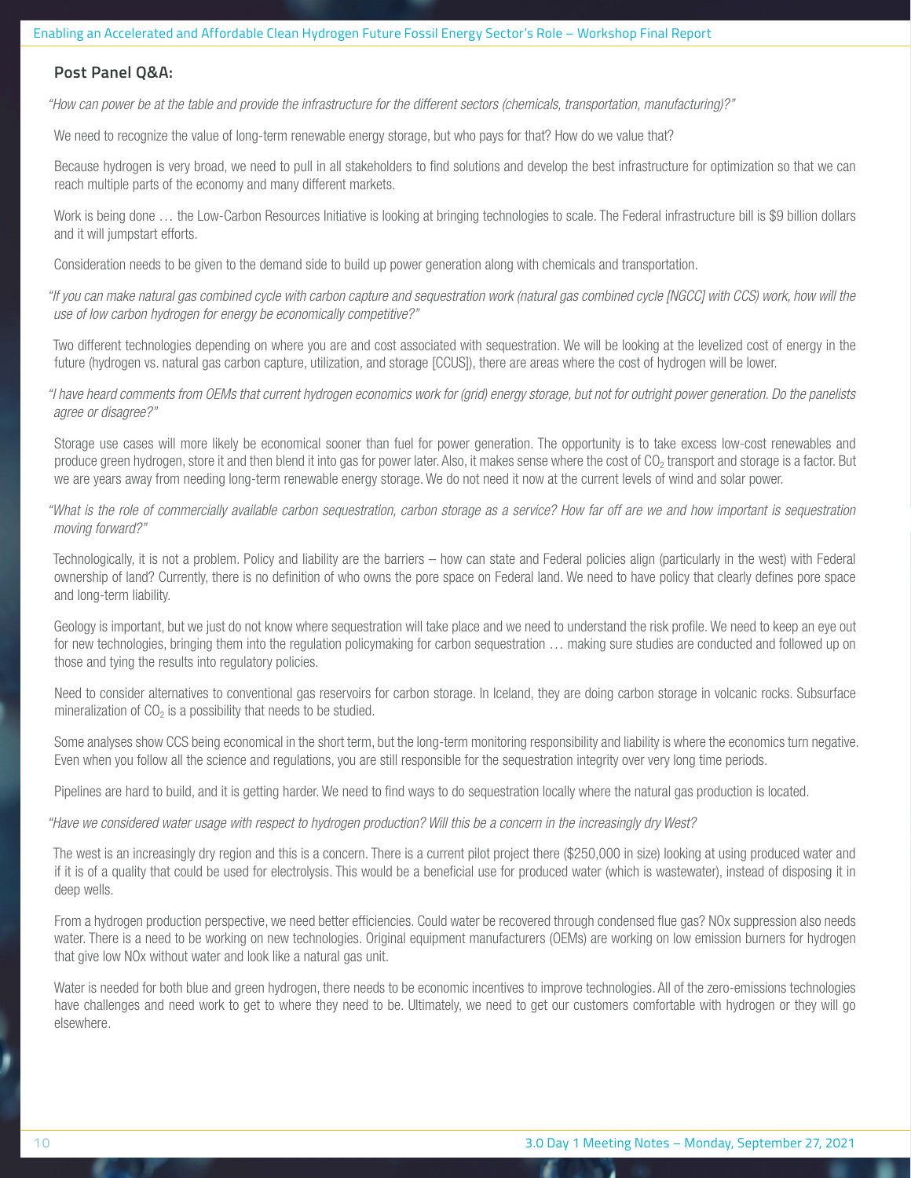### Post Panel Q&A:

*"How can power be at the table and provide the infrastructure for the different sectors (chemicals, transportation, manufacturing)?"*

We need to recognize the value of long-term renewable energy storage, but who pays for that? How do we value that?

Because hydrogen is very broad, we need to pull in all stakeholders to find solutions and develop the best infrastructure for optimization so that we can reach multiple parts of the economy and many different markets.

Work is being done … the Low-Carbon Resources Initiative is looking at bringing technologies to scale. The Federal infrastructure bill is $9 billion dollars and it will jumpstart efforts.

Consideration needs to be given to the demand side to build up power generation along with chemicals and transportation.

*"If you can make natural gas combined cycle with carbon capture and sequestration work (natural gas combined cycle [NGCC] with CCS) work, how will the use of low carbon hydrogen for energy be economically competitive?"*

Two different technologies depending on where you are and cost associated with sequestration. We will be looking at the levelized cost of energy in the future (hydrogen vs. natural gas carbon capture, utilization, and storage [CCUS]), there are areas where the cost of hydrogen will be lower.

*"I have heard comments from OEMs that current hydrogen economics work for (grid) energy storage, but not for outright power generation. Do the panelists agree or disagree?"*

Storage use cases will more likely be economical sooner than fuel for power generation. The opportunity is to take excess low-cost renewables and produce green hydrogen, store it and then blend it into gas for power later. Also, it makes sense where the cost of $CO_2$ transport and storage is a factor. But we are years away from needing long-term renewable energy storage. We do not need it now at the current levels of wind and solar power.

*"What is the role of commercially available carbon sequestration, carbon storage as a service? How far off are we and how important is sequestration moving forward?"*

Technologically, it is not a problem. Policy and liability are the barriers – how can state and Federal policies align (particularly in the west) with Federal ownership of land? Currently, there is no definition of who owns the pore space on Federal land. We need to have policy that clearly defines pore space and long-term liability.

Geology is important, but we just do not know where sequestration will take place and we need to understand the risk profile. We need to keep an eye out for new technologies, bringing them into the regulation policymaking for carbon sequestration … making sure studies are conducted and followed up on those and tying the results into regulatory policies.

Need to consider alternatives to conventional gas reservoirs for carbon storage. In Iceland, they are doing carbon storage in volcanic rocks. Subsurface mineralization of $CO_2$ is a possibility that needs to be studied.

Some analyses show CCS being economical in the short term, but the long-term monitoring responsibility and liability is where the economics turn negative. Even when you follow all the science and regulations, you are still responsible for the sequestration integrity over very long time periods.

Pipelines are hard to build, and it is getting harder. We need to find ways to do sequestration locally where the natural gas production is located.

*"Have we considered water usage with respect to hydrogen production? Will this be a concern in the increasingly dry West?*

The west is an increasingly dry region and this is a concern. There is a current pilot project there ($250,000 in size) looking at using produced water and if it is of a quality that could be used for electrolysis. This would be a beneficial use for produced water (which is wastewater), instead of disposing it in deep wells.

From a hydrogen production perspective, we need better efficiencies. Could water be recovered through condensed flue gas? NOx suppression also needs water. There is a need to be working on new technologies. Original equipment manufacturers (OEMs) are working on low emission burners for hydrogen that give low NOx without water and look like a natural gas unit.

Water is needed for both blue and green hydrogen, there needs to be economic incentives to improve technologies. All of the zero-emissions technologies have challenges and need work to get to where they need to be. Ultimately, we need to get our customers comfortable with hydrogen or they will go elsewhere.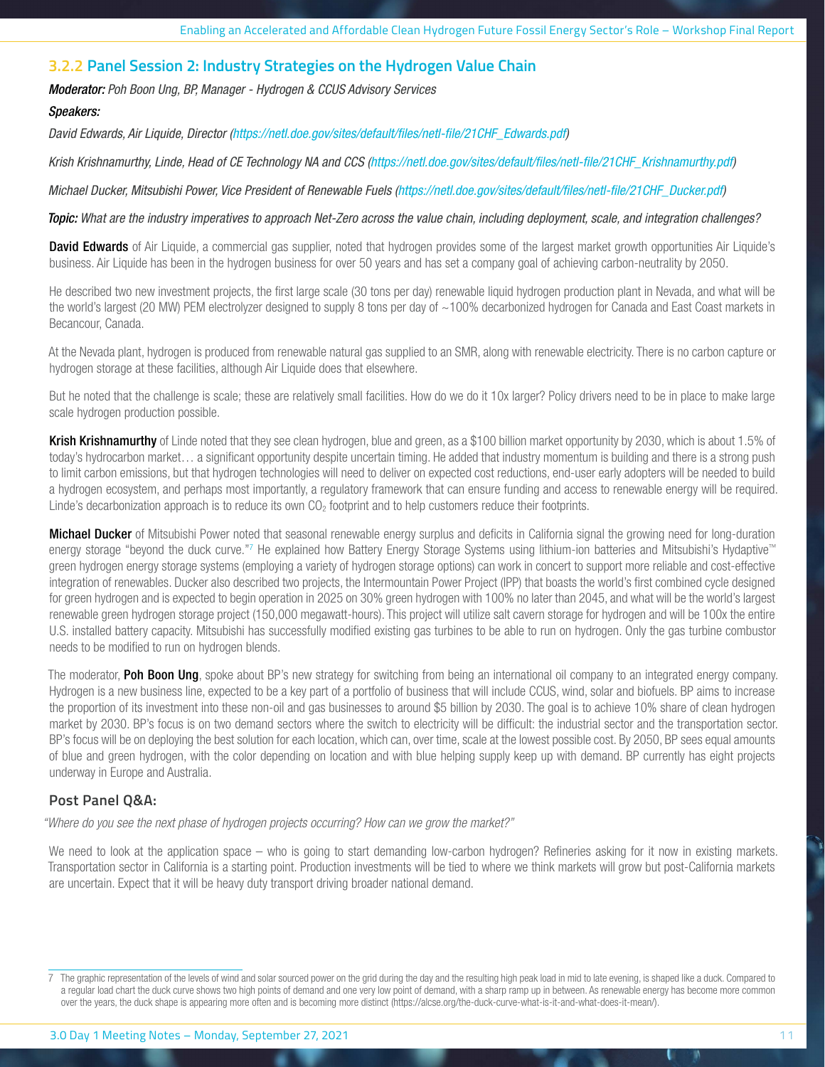### 3.2.2 Panel Session 2: Industry Strategies on the Hydrogen Value Chain

***Moderator:*** *Poh Boon Ung, BP, Manager - Hydrogen & CCUS Advisory Services*

***Speakers:***

*David Edwards, Air Liquide, Director (https://netl.doe.gov/sites/default/files/netl-file/21CHF_Edwards.pdf)*

*Krish Krishnamurthy, Linde, Head of CE Technology NA and CCS (https://netl.doe.gov/sites/default/files/netl-file/21CHF_Krishnamurthy.pdf)*

*Michael Ducker, Mitsubishi Power, Vice President of Renewable Fuels (https://netl.doe.gov/sites/default/files/netl-file/21CHF_Ducker.pdf)*

***Topic:*** *What are the industry imperatives to approach Net-Zero across the value chain, including deployment, scale, and integration challenges?*

**David Edwards** of Air Liquide, a commercial gas supplier, noted that hydrogen provides some of the largest market growth opportunities Air Liquide's business. Air Liquide has been in the hydrogen business for over 50 years and has set a company goal of achieving carbon-neutrality by 2050.

He described two new investment projects, the first large scale (30 tons per day) renewable liquid hydrogen production plant in Nevada, and what will be the world's largest (20 MW) PEM electrolyzer designed to supply 8 tons per day of ~100% decarbonized hydrogen for Canada and East Coast markets in Becancour, Canada.

At the Nevada plant, hydrogen is produced from renewable natural gas supplied to an SMR, along with renewable electricity. There is no carbon capture or hydrogen storage at these facilities, although Air Liquide does that elsewhere.

But he noted that the challenge is scale; these are relatively small facilities. How do we do it 10x larger? Policy drivers need to be in place to make large scale hydrogen production possible.

**Krish Krishnamurthy** of Linde noted that they see clean hydrogen, blue and green, as a $100 billion market opportunity by 2030, which is about 1.5% of today's hydrocarbon market… a significant opportunity despite uncertain timing. He added that industry momentum is building and there is a strong push to limit carbon emissions, but that hydrogen technologies will need to deliver on expected cost reductions, end-user early adopters will be needed to build a hydrogen ecosystem, and perhaps most importantly, a regulatory framework that can ensure funding and access to renewable energy will be required. Linde's decarbonization approach is to reduce its own $CO_2$ footprint and to help customers reduce their footprints.

**Michael Ducker** of Mitsubishi Power noted that seasonal renewable energy surplus and deficits in California signal the growing need for long-duration energy storage "beyond the duck curve."[7] He explained how Battery Energy Storage Systems using lithium-ion batteries and Mitsubishi's Hydaptive™ green hydrogen energy storage systems (employing a variety of hydrogen storage options) can work in concert to support more reliable and cost-effective integration of renewables. Ducker also described two projects, the Intermountain Power Project (IPP) that boasts the world's first combined cycle designed for green hydrogen and is expected to begin operation in 2025 on 30% green hydrogen with 100% no later than 2045, and what will be the world's largest renewable green hydrogen storage project (150,000 megawatt-hours). This project will utilize salt cavern storage for hydrogen and will be 100x the entire U.S. installed battery capacity. Mitsubishi has successfully modified existing gas turbines to be able to run on hydrogen. Only the gas turbine combustor needs to be modified to run on hydrogen blends.

The moderator, **Poh Boon Ung**, spoke about BP's new strategy for switching from being an international oil company to an integrated energy company. Hydrogen is a new business line, expected to be a key part of a portfolio of business that will include CCUS, wind, solar and biofuels. BP aims to increase the proportion of its investment into these non-oil and gas businesses to around $5 billion by 2030. The goal is to achieve 10% share of clean hydrogen market by 2030. BP's focus is on two demand sectors where the switch to electricity will be difficult: the industrial sector and the transportation sector. BP's focus will be on deploying the best solution for each location, which can, over time, scale at the lowest possible cost. By 2050, BP sees equal amounts of blue and green hydrogen, with the color depending on location and with blue helping supply keep up with demand. BP currently has eight projects underway in Europe and Australia.

#### Post Panel Q&A:

*"Where do you see the next phase of hydrogen projects occurring? How can we grow the market?"*

We need to look at the application space – who is going to start demanding low-carbon hydrogen? Refineries asking for it now in existing markets. Transportation sector in California is a starting point. Production investments will be tied to where we think markets will grow but post-California markets are uncertain. Expect that it will be heavy duty transport driving broader national demand.

---

7 The graphic representation of the levels of wind and solar sourced power on the grid during the day and the resulting high peak load in mid to late evening, is shaped like a duck. Compared to a regular load chart the duck curve shows two high points of demand and one very low point of demand, with a sharp ramp up in between. As renewable energy has become more common over the years, the duck shape is appearing more often and is becoming more distinct (https://alcse.org/the-duck-curve-what-is-it-and-what-does-it-mean/).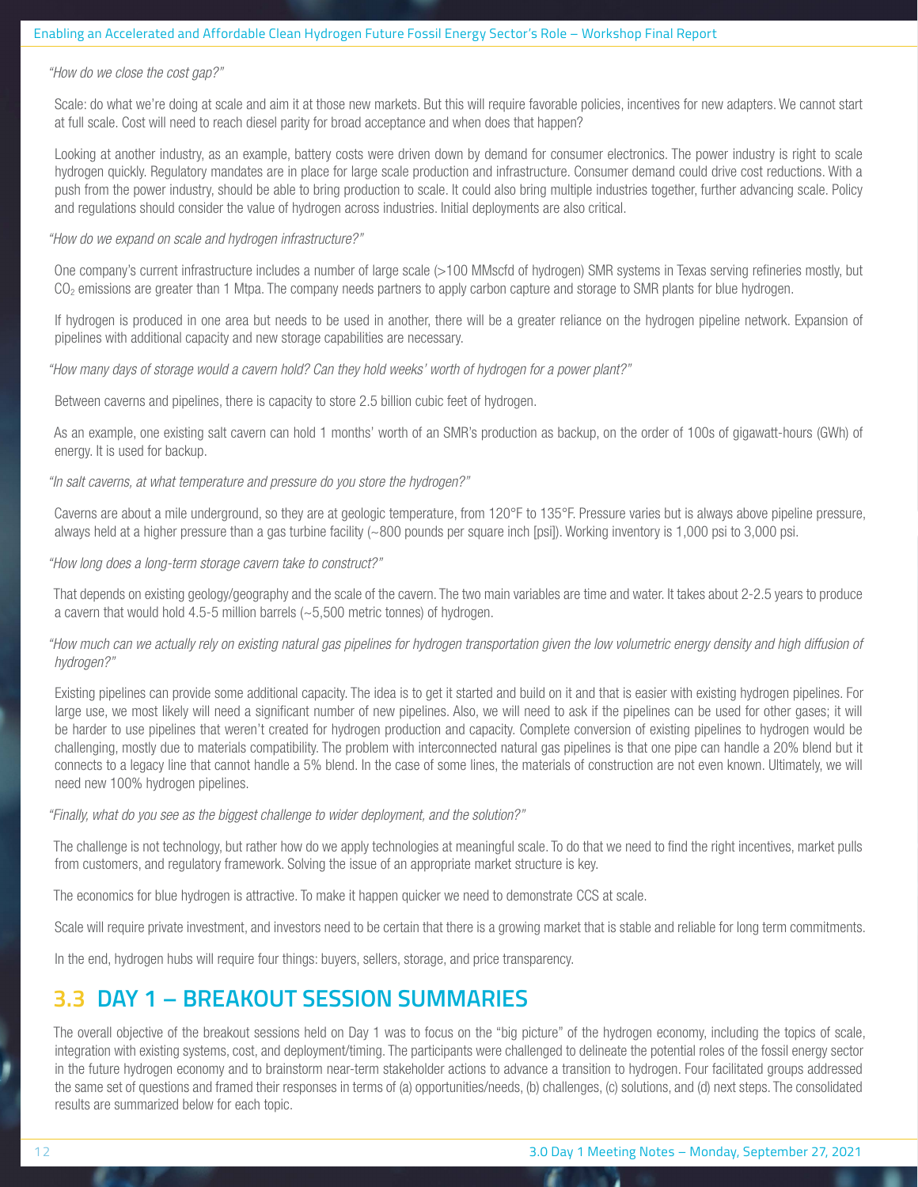*"How do we close the cost gap?"*

Scale: do what we're doing at scale and aim it at those new markets. But this will require favorable policies, incentives for new adapters. We cannot start at full scale. Cost will need to reach diesel parity for broad acceptance and when does that happen?

Looking at another industry, as an example, battery costs were driven down by demand for consumer electronics. The power industry is right to scale hydrogen quickly. Regulatory mandates are in place for large scale production and infrastructure. Consumer demand could drive cost reductions. With a push from the power industry, should be able to bring production to scale. It could also bring multiple industries together, further advancing scale. Policy and regulations should consider the value of hydrogen across industries. Initial deployments are also critical.

*"How do we expand on scale and hydrogen infrastructure?"*

One company's current infrastructure includes a number of large scale (>100 MMscfd of hydrogen) SMR systems in Texas serving refineries mostly, but $CO_2$ emissions are greater than 1 Mtpa. The company needs partners to apply carbon capture and storage to SMR plants for blue hydrogen.

If hydrogen is produced in one area but needs to be used in another, there will be a greater reliance on the hydrogen pipeline network. Expansion of pipelines with additional capacity and new storage capabilities are necessary.

*"How many days of storage would a cavern hold? Can they hold weeks' worth of hydrogen for a power plant?"*

Between caverns and pipelines, there is capacity to store 2.5 billion cubic feet of hydrogen.

As an example, one existing salt cavern can hold 1 months' worth of an SMR's production as backup, on the order of 100s of gigawatt-hours (GWh) of energy. It is used for backup.

*"In salt caverns, at what temperature and pressure do you store the hydrogen?"*

Caverns are about a mile underground, so they are at geologic temperature, from 120°F to 135°F. Pressure varies but is always above pipeline pressure, always held at a higher pressure than a gas turbine facility (~800 pounds per square inch [psi]). Working inventory is 1,000 psi to 3,000 psi.

*"How long does a long-term storage cavern take to construct?"*

That depends on existing geology/geography and the scale of the cavern. The two main variables are time and water. It takes about 2-2.5 years to produce a cavern that would hold 4.5-5 million barrels (~5,500 metric tonnes) of hydrogen.

*"How much can we actually rely on existing natural gas pipelines for hydrogen transportation given the low volumetric energy density and high diffusion of hydrogen?"*

Existing pipelines can provide some additional capacity. The idea is to get it started and build on it and that is easier with existing hydrogen pipelines. For large use, we most likely will need a significant number of new pipelines. Also, we will need to ask if the pipelines can be used for other gases; it will be harder to use pipelines that weren't created for hydrogen production and capacity. Complete conversion of existing pipelines to hydrogen would be challenging, mostly due to materials compatibility. The problem with interconnected natural gas pipelines is that one pipe can handle a 20% blend but it connects to a legacy line that cannot handle a 5% blend. In the case of some lines, the materials of construction are not even known. Ultimately, we will need new 100% hydrogen pipelines.

*"Finally, what do you see as the biggest challenge to wider deployment, and the solution?"*

The challenge is not technology, but rather how do we apply technologies at meaningful scale. To do that we need to find the right incentives, market pulls from customers, and regulatory framework. Solving the issue of an appropriate market structure is key.

The economics for blue hydrogen is attractive. To make it happen quicker we need to demonstrate CCS at scale.

Scale will require private investment, and investors need to be certain that there is a growing market that is stable and reliable for long term commitments.

In the end, hydrogen hubs will require four things: buyers, sellers, storage, and price transparency.

## 3.3 DAY 1 – BREAKOUT SESSION SUMMARIES

The overall objective of the breakout sessions held on Day 1 was to focus on the "big picture" of the hydrogen economy, including the topics of scale, integration with existing systems, cost, and deployment/timing. The participants were challenged to delineate the potential roles of the fossil energy sector in the future hydrogen economy and to brainstorm near-term stakeholder actions to advance a transition to hydrogen. Four facilitated groups addressed the same set of questions and framed their responses in terms of (a) opportunities/needs, (b) challenges, (c) solutions, and (d) next steps. The consolidated results are summarized below for each topic.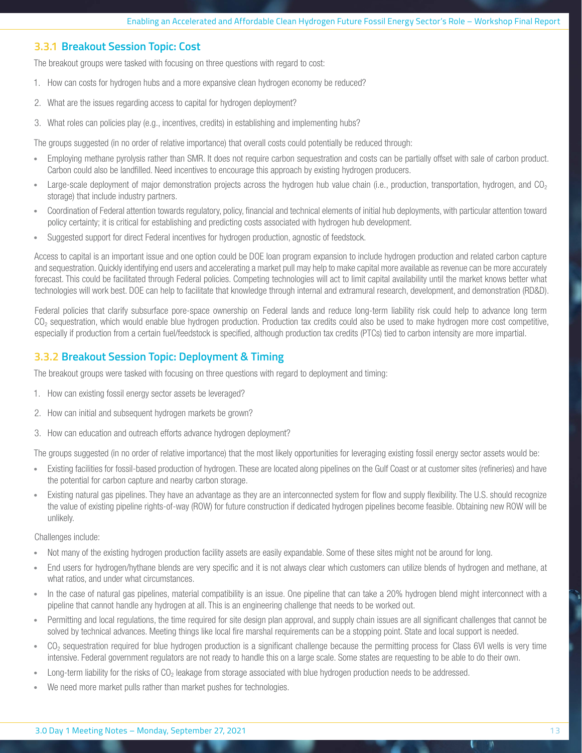### 3.3.1 Breakout Session Topic: Cost

The breakout groups were tasked with focusing on three questions with regard to cost:

1. How can costs for hydrogen hubs and a more expansive clean hydrogen economy be reduced?
2. What are the issues regarding access to capital for hydrogen deployment?
3. What roles can policies play (e.g., incentives, credits) in establishing and implementing hubs?

The groups suggested (in no order of relative importance) that overall costs could potentially be reduced through:

- Employing methane pyrolysis rather than SMR. It does not require carbon sequestration and costs can be partially offset with sale of carbon product. Carbon could also be landfilled. Need incentives to encourage this approach by existing hydrogen producers.
- Large-scale deployment of major demonstration projects across the hydrogen hub value chain (i.e., production, transportation, hydrogen, and $CO_2$ storage) that include industry partners.
- Coordination of Federal attention towards regulatory, policy, financial and technical elements of initial hub deployments, with particular attention toward policy certainty; it is critical for establishing and predicting costs associated with hydrogen hub development.
- Suggested support for direct Federal incentives for hydrogen production, agnostic of feedstock.

Access to capital is an important issue and one option could be DOE loan program expansion to include hydrogen production and related carbon capture and sequestration. Quickly identifying end users and accelerating a market pull may help to make capital more available as revenue can be more accurately forecast. This could be facilitated through Federal policies. Competing technologies will act to limit capital availability until the market knows better what technologies will work best. DOE can help to facilitate that knowledge through internal and extramural research, development, and demonstration (RD&D).

Federal policies that clarify subsurface pore-space ownership on Federal lands and reduce long-term liability risk could help to advance long term $CO_2$ sequestration, which would enable blue hydrogen production. Production tax credits could also be used to make hydrogen more cost competitive, especially if production from a certain fuel/feedstock is specified, although production tax credits (PTCs) tied to carbon intensity are more impartial.

### 3.3.2 Breakout Session Topic: Deployment & Timing

The breakout groups were tasked with focusing on three questions with regard to deployment and timing:

1. How can existing fossil energy sector assets be leveraged?
2. How can initial and subsequent hydrogen markets be grown?
3. How can education and outreach efforts advance hydrogen deployment?

The groups suggested (in no order of relative importance) that the most likely opportunities for leveraging existing fossil energy sector assets would be:

- Existing facilities for fossil-based production of hydrogen. These are located along pipelines on the Gulf Coast or at customer sites (refineries) and have the potential for carbon capture and nearby carbon storage.
- Existing natural gas pipelines. They have an advantage as they are an interconnected system for flow and supply flexibility. The U.S. should recognize the value of existing pipeline rights-of-way (ROW) for future construction if dedicated hydrogen pipelines become feasible. Obtaining new ROW will be unlikely.

Challenges include:

- Not many of the existing hydrogen production facility assets are easily expandable. Some of these sites might not be around for long.
- End users for hydrogen/hythane blends are very specific and it is not always clear which customers can utilize blends of hydrogen and methane, at what ratios, and under what circumstances.
- In the case of natural gas pipelines, material compatibility is an issue. One pipeline that can take a 20% hydrogen blend might interconnect with a pipeline that cannot handle any hydrogen at all. This is an engineering challenge that needs to be worked out.
- Permitting and local regulations, the time required for site design plan approval, and supply chain issues are all significant challenges that cannot be solved by technical advances. Meeting things like local fire marshal requirements can be a stopping point. State and local support is needed.
- $CO_2$ sequestration required for blue hydrogen production is a significant challenge because the permitting process for Class 6VI wells is very time intensive. Federal government regulators are not ready to handle this on a large scale. Some states are requesting to be able to do their own.
- Long-term liability for the risks of $CO_2$ leakage from storage associated with blue hydrogen production needs to be addressed.
- We need more market pulls rather than market pushes for technologies.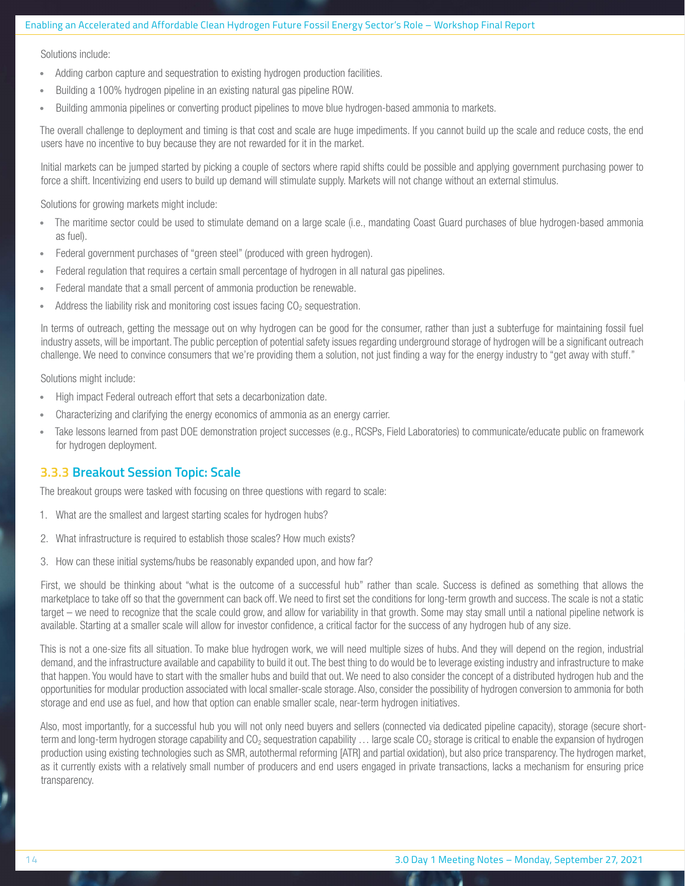Solutions include:

- Adding carbon capture and sequestration to existing hydrogen production facilities.
- Building a 100% hydrogen pipeline in an existing natural gas pipeline ROW.
- Building ammonia pipelines or converting product pipelines to move blue hydrogen-based ammonia to markets.

The overall challenge to deployment and timing is that cost and scale are huge impediments. If you cannot build up the scale and reduce costs, the end users have no incentive to buy because they are not rewarded for it in the market.

Initial markets can be jumped started by picking a couple of sectors where rapid shifts could be possible and applying government purchasing power to force a shift. Incentivizing end users to build up demand will stimulate supply. Markets will not change without an external stimulus.

Solutions for growing markets might include:

- The maritime sector could be used to stimulate demand on a large scale (i.e., mandating Coast Guard purchases of blue hydrogen-based ammonia as fuel).
- Federal government purchases of "green steel" (produced with green hydrogen).
- Federal regulation that requires a certain small percentage of hydrogen in all natural gas pipelines.
- Federal mandate that a small percent of ammonia production be renewable.
- Address the liability risk and monitoring cost issues facing $CO_2$ sequestration.

In terms of outreach, getting the message out on why hydrogen can be good for the consumer, rather than just a subterfuge for maintaining fossil fuel industry assets, will be important. The public perception of potential safety issues regarding underground storage of hydrogen will be a significant outreach challenge. We need to convince consumers that we're providing them a solution, not just finding a way for the energy industry to "get away with stuff."

Solutions might include:

- High impact Federal outreach effort that sets a decarbonization date.
- Characterizing and clarifying the energy economics of ammonia as an energy carrier.
- Take lessons learned from past DOE demonstration project successes (e.g., RCSPs, Field Laboratories) to communicate/educate public on framework for hydrogen deployment.

### 3.3.3 Breakout Session Topic: Scale

The breakout groups were tasked with focusing on three questions with regard to scale:

1. What are the smallest and largest starting scales for hydrogen hubs?
2. What infrastructure is required to establish those scales? How much exists?
3. How can these initial systems/hubs be reasonably expanded upon, and how far?

First, we should be thinking about "what is the outcome of a successful hub" rather than scale. Success is defined as something that allows the marketplace to take off so that the government can back off. We need to first set the conditions for long-term growth and success. The scale is not a static target – we need to recognize that the scale could grow, and allow for variability in that growth. Some may stay small until a national pipeline network is available. Starting at a smaller scale will allow for investor confidence, a critical factor for the success of any hydrogen hub of any size.

This is not a one-size fits all situation. To make blue hydrogen work, we will need multiple sizes of hubs. And they will depend on the region, industrial demand, and the infrastructure available and capability to build it out. The best thing to do would be to leverage existing industry and infrastructure to make that happen. You would have to start with the smaller hubs and build that out. We need to also consider the concept of a distributed hydrogen hub and the opportunities for modular production associated with local smaller-scale storage. Also, consider the possibility of hydrogen conversion to ammonia for both storage and end use as fuel, and how that option can enable smaller scale, near-term hydrogen initiatives.

Also, most importantly, for a successful hub you will not only need buyers and sellers (connected via dedicated pipeline capacity), storage (secure short-term and long-term hydrogen storage capability and $CO_2$ sequestration capability … large scale $CO_2$ storage is critical to enable the expansion of hydrogen production using existing technologies such as SMR, autothermal reforming [ATR] and partial oxidation), but also price transparency. The hydrogen market, as it currently exists with a relatively small number of producers and end users engaged in private transactions, lacks a mechanism for ensuring price transparency.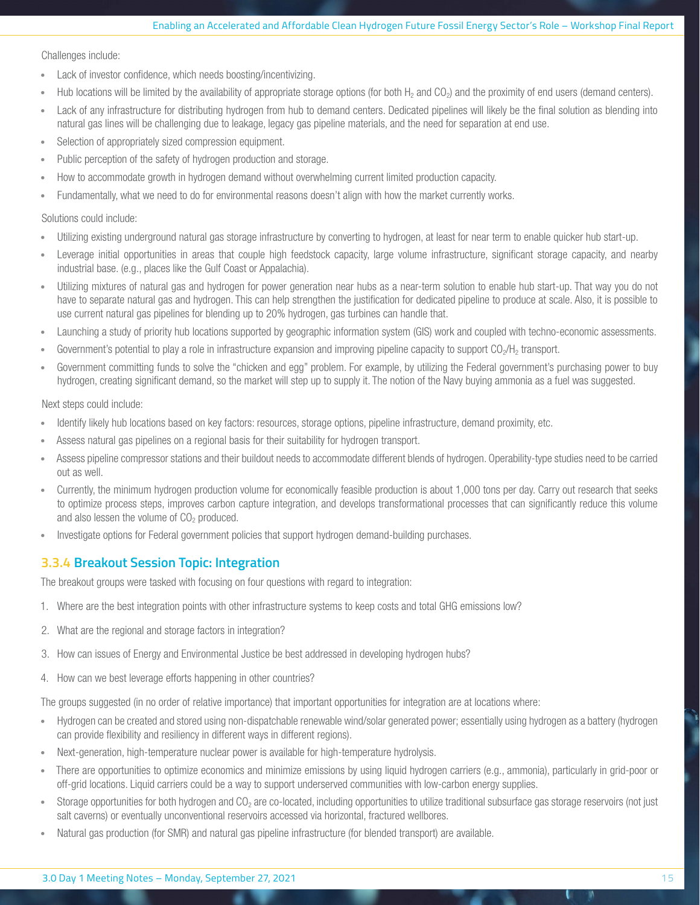Challenges include:

- Lack of investor confidence, which needs boosting/incentivizing.
- Hub locations will be limited by the availability of appropriate storage options (for both $H_2$ and $CO_2$) and the proximity of end users (demand centers).
- Lack of any infrastructure for distributing hydrogen from hub to demand centers. Dedicated pipelines will likely be the final solution as blending into natural gas lines will be challenging due to leakage, legacy gas pipeline materials, and the need for separation at end use.
- Selection of appropriately sized compression equipment.
- Public perception of the safety of hydrogen production and storage.
- How to accommodate growth in hydrogen demand without overwhelming current limited production capacity.
- Fundamentally, what we need to do for environmental reasons doesn't align with how the market currently works.

Solutions could include:

- Utilizing existing underground natural gas storage infrastructure by converting to hydrogen, at least for near term to enable quicker hub start-up.
- Leverage initial opportunities in areas that couple high feedstock capacity, large volume infrastructure, significant storage capacity, and nearby industrial base. (e.g., places like the Gulf Coast or Appalachia).
- Utilizing mixtures of natural gas and hydrogen for power generation near hubs as a near-term solution to enable hub start-up. That way you do not have to separate natural gas and hydrogen. This can help strengthen the justification for dedicated pipeline to produce at scale. Also, it is possible to use current natural gas pipelines for blending up to 20% hydrogen, gas turbines can handle that.
- Launching a study of priority hub locations supported by geographic information system (GIS) work and coupled with techno-economic assessments.
- Government's potential to play a role in infrastructure expansion and improving pipeline capacity to support $CO_2/H_2$ transport.
- Government committing funds to solve the "chicken and egg" problem. For example, by utilizing the Federal government's purchasing power to buy hydrogen, creating significant demand, so the market will step up to supply it. The notion of the Navy buying ammonia as a fuel was suggested.

Next steps could include:

- Identify likely hub locations based on key factors: resources, storage options, pipeline infrastructure, demand proximity, etc.
- Assess natural gas pipelines on a regional basis for their suitability for hydrogen transport.
- Assess pipeline compressor stations and their buildout needs to accommodate different blends of hydrogen. Operability-type studies need to be carried out as well.
- Currently, the minimum hydrogen production volume for economically feasible production is about 1,000 tons per day. Carry out research that seeks to optimize process steps, improves carbon capture integration, and develops transformational processes that can significantly reduce this volume and also lessen the volume of $CO_2$ produced.
- Investigate options for Federal government policies that support hydrogen demand-building purchases.

### 3.3.4 Breakout Session Topic: Integration

The breakout groups were tasked with focusing on four questions with regard to integration:

1. Where are the best integration points with other infrastructure systems to keep costs and total GHG emissions low?
2. What are the regional and storage factors in integration?
3. How can issues of Energy and Environmental Justice be best addressed in developing hydrogen hubs?
4. How can we best leverage efforts happening in other countries?

The groups suggested (in no order of relative importance) that important opportunities for integration are at locations where:

- Hydrogen can be created and stored using non-dispatchable renewable wind/solar generated power; essentially using hydrogen as a battery (hydrogen can provide flexibility and resiliency in different ways in different regions).
- Next-generation, high-temperature nuclear power is available for high-temperature hydrolysis.
- There are opportunities to optimize economics and minimize emissions by using liquid hydrogen carriers (e.g., ammonia), particularly in grid-poor or off-grid locations. Liquid carriers could be a way to support underserved communities with low-carbon energy supplies.
- Storage opportunities for both hydrogen and $CO_2$ are co-located, including opportunities to utilize traditional subsurface gas storage reservoirs (not just salt caverns) or eventually unconventional reservoirs accessed via horizontal, fractured wellbores.
- Natural gas production (for SMR) and natural gas pipeline infrastructure (for blended transport) are available.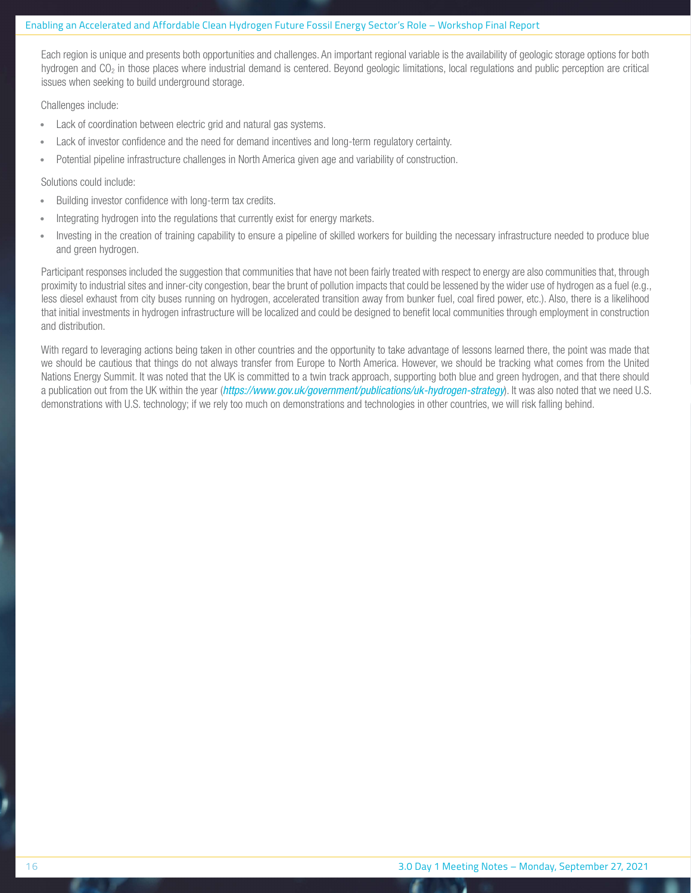Each region is unique and presents both opportunities and challenges. An important regional variable is the availability of geologic storage options for both hydrogen and $CO_2$ in those places where industrial demand is centered. Beyond geologic limitations, local regulations and public perception are critical issues when seeking to build underground storage.

Challenges include:

- Lack of coordination between electric grid and natural gas systems.
- Lack of investor confidence and the need for demand incentives and long-term regulatory certainty.
- Potential pipeline infrastructure challenges in North America given age and variability of construction.

Solutions could include:

- Building investor confidence with long-term tax credits.
- Integrating hydrogen into the regulations that currently exist for energy markets.
- Investing in the creation of training capability to ensure a pipeline of skilled workers for building the necessary infrastructure needed to produce blue and green hydrogen.

Participant responses included the suggestion that communities that have not been fairly treated with respect to energy are also communities that, through proximity to industrial sites and inner-city congestion, bear the brunt of pollution impacts that could be lessened by the wider use of hydrogen as a fuel (e.g., less diesel exhaust from city buses running on hydrogen, accelerated transition away from bunker fuel, coal fired power, etc.). Also, there is a likelihood that initial investments in hydrogen infrastructure will be localized and could be designed to benefit local communities through employment in construction and distribution.

With regard to leveraging actions being taken in other countries and the opportunity to take advantage of lessons learned there, the point was made that we should be cautious that things do not always transfer from Europe to North America. However, we should be tracking what comes from the United Nations Energy Summit. It was noted that the UK is committed to a twin track approach, supporting both blue and green hydrogen, and that there should a publication out from the UK within the year (*https://www.gov.uk/government/publications/uk-hydrogen-strategy*). It was also noted that we need U.S. demonstrations with U.S. technology; if we rely too much on demonstrations and technologies in other countries, we will risk falling behind.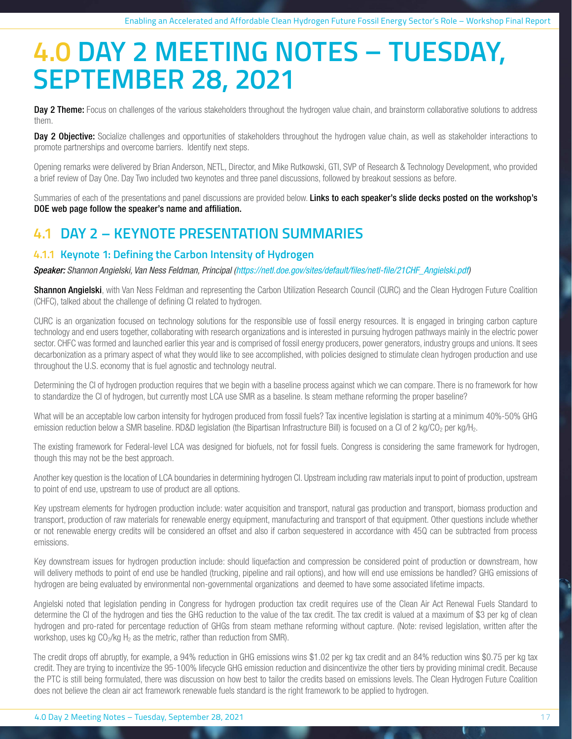# 4.0 DAY 2 MEETING NOTES – TUESDAY, SEPTEMBER 28, 2021

**Day 2 Theme:** Focus on challenges of the various stakeholders throughout the hydrogen value chain, and brainstorm collaborative solutions to address them.

**Day 2 Objective:** Socialize challenges and opportunities of stakeholders throughout the hydrogen value chain, as well as stakeholder interactions to promote partnerships and overcome barriers. Identify next steps.

Opening remarks were delivered by Brian Anderson, NETL, Director, and Mike Rutkowski, GTI, SVP of Research & Technology Development, who provided a brief review of Day One. Day Two included two keynotes and three panel discussions, followed by breakout sessions as before.

Summaries of each of the presentations and panel discussions are provided below. **Links to each speaker's slide decks posted on the workshop's DOE web page follow the speaker's name and affiliation.**

## 4.1 DAY 2 – KEYNOTE PRESENTATION SUMMARIES

### 4.1.1 Keynote 1: Defining the Carbon Intensity of Hydrogen

***Speaker:*** *Shannon Angielski, Van Ness Feldman, Principal (https://netl.doe.gov/sites/default/files/netl-file/21CHF_Angielski.pdf)*

**Shannon Angielski**, with Van Ness Feldman and representing the Carbon Utilization Research Council (CURC) and the Clean Hydrogen Future Coalition (CHFC), talked about the challenge of defining CI related to hydrogen.

CURC is an organization focused on technology solutions for the responsible use of fossil energy resources. It is engaged in bringing carbon capture technology and end users together, collaborating with research organizations and is interested in pursuing hydrogen pathways mainly in the electric power sector. CHFC was formed and launched earlier this year and is comprised of fossil energy producers, power generators, industry groups and unions. It sees decarbonization as a primary aspect of what they would like to see accomplished, with policies designed to stimulate clean hydrogen production and use throughout the U.S. economy that is fuel agnostic and technology neutral.

Determining the CI of hydrogen production requires that we begin with a baseline process against which we can compare. There is no framework for how to standardize the CI of hydrogen, but currently most LCA use SMR as a baseline. Is steam methane reforming the proper baseline?

What will be an acceptable low carbon intensity for hydrogen produced from fossil fuels? Tax incentive legislation is starting at a minimum 40%-50% GHG emission reduction below a SMR baseline. RD&D legislation (the Bipartisan Infrastructure Bill) is focused on a CI of 2 kg/$CO_2$ per kg/$H_2$.

The existing framework for Federal-level LCA was designed for biofuels, not for fossil fuels. Congress is considering the same framework for hydrogen, though this may not be the best approach.

Another key question is the location of LCA boundaries in determining hydrogen CI. Upstream including raw materials input to point of production, upstream to point of end use, upstream to use of product are all options.

Key upstream elements for hydrogen production include: water acquisition and transport, natural gas production and transport, biomass production and transport, production of raw materials for renewable energy equipment, manufacturing and transport of that equipment. Other questions include whether or not renewable energy credits will be considered an offset and also if carbon sequestered in accordance with 45Q can be subtracted from process emissions.

Key downstream issues for hydrogen production include: should liquefaction and compression be considered point of production or downstream, how will delivery methods to point of end use be handled (trucking, pipeline and rail options), and how will end use emissions be handled? GHG emissions of hydrogen are being evaluated by environmental non-governmental organizations and deemed to have some associated lifetime impacts.

Angielski noted that legislation pending in Congress for hydrogen production tax credit requires use of the Clean Air Act Renewal Fuels Standard to determine the CI of the hydrogen and ties the GHG reduction to the value of the tax credit. The tax credit is valued at a maximum of $3 per kg of clean hydrogen and pro-rated for percentage reduction of GHGs from steam methane reforming without capture. (Note: revised legislation, written after the workshop, uses kg $CO_2$/kg $H_2$ as the metric, rather than reduction from SMR).

The credit drops off abruptly, for example, a 94% reduction in GHG emissions wins $1.02 per kg tax credit and an 84% reduction wins $0.75 per kg tax credit. They are trying to incentivize the 95-100% lifecycle GHG emission reduction and disincentivize the other tiers by providing minimal credit. Because the PTC is still being formulated, there was discussion on how best to tailor the credits based on emissions levels. The Clean Hydrogen Future Coalition does not believe the clean air act framework renewable fuels standard is the right framework to be applied to hydrogen.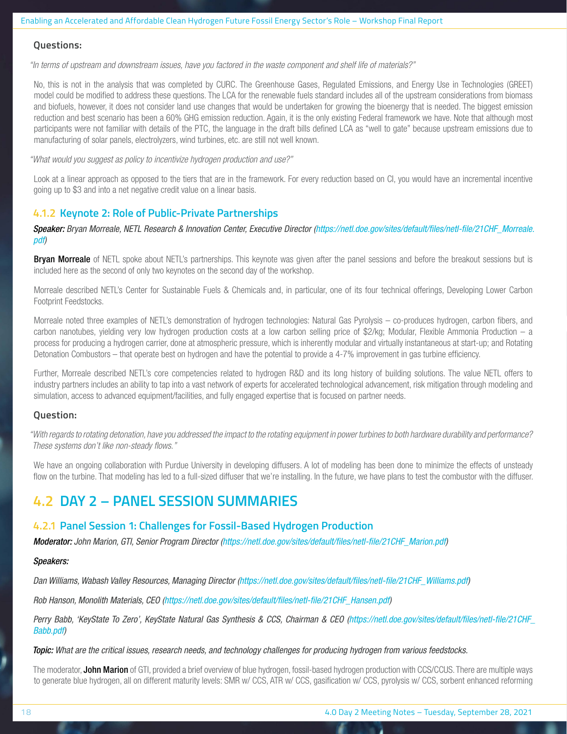### Questions:

*"In terms of upstream and downstream issues, have you factored in the waste component and shelf life of materials?"*

No, this is not in the analysis that was completed by CURC. The Greenhouse Gases, Regulated Emissions, and Energy Use in Technologies (GREET) model could be modified to address these questions. The LCA for the renewable fuels standard includes all of the upstream considerations from biomass and biofuels, however, it does not consider land use changes that would be undertaken for growing the bioenergy that is needed. The biggest emission reduction and best scenario has been a 60% GHG emission reduction. Again, it is the only existing Federal framework we have. Note that although most participants were not familiar with details of the PTC, the language in the draft bills defined LCA as "well to gate" because upstream emissions due to manufacturing of solar panels, electrolyzers, wind turbines, etc. are still not well known.

*"What would you suggest as policy to incentivize hydrogen production and use?"*

Look at a linear approach as opposed to the tiers that are in the framework. For every reduction based on CI, you would have an incremental incentive going up to $3 and into a net negative credit value on a linear basis.

### 4.1.2 Keynote 2: Role of Public-Private Partnerships

***Speaker:*** *Bryan Morreale, NETL Research & Innovation Center, Executive Director (https://netl.doe.gov/sites/default/files/netl-file/21CHF_Morreale.pdf)*

**Bryan Morreale** of NETL spoke about NETL's partnerships. This keynote was given after the panel sessions and before the breakout sessions but is included here as the second of only two keynotes on the second day of the workshop.

Morreale described NETL's Center for Sustainable Fuels & Chemicals and, in particular, one of its four technical offerings, Developing Lower Carbon Footprint Feedstocks.

Morreale noted three examples of NETL's demonstration of hydrogen technologies: Natural Gas Pyrolysis – co-produces hydrogen, carbon fibers, and carbon nanotubes, yielding very low hydrogen production costs at a low carbon selling price of $2/kg; Modular, Flexible Ammonia Production – a process for producing a hydrogen carrier, done at atmospheric pressure, which is inherently modular and virtually instantaneous at start-up; and Rotating Detonation Combustors – that operate best on hydrogen and have the potential to provide a 4-7% improvement in gas turbine efficiency.

Further, Morreale described NETL's core competencies related to hydrogen R&D and its long history of building solutions. The value NETL offers to industry partners includes an ability to tap into a vast network of experts for accelerated technological advancement, risk mitigation through modeling and simulation, access to advanced equipment/facilities, and fully engaged expertise that is focused on partner needs.

### Question:

*"With regards to rotating detonation, have you addressed the impact to the rotating equipment in power turbines to both hardware durability and performance? These systems don't like non-steady flows."*

We have an ongoing collaboration with Purdue University in developing diffusers. A lot of modeling has been done to minimize the effects of unsteady flow on the turbine. That modeling has led to a full-sized diffuser that we're installing. In the future, we have plans to test the combustor with the diffuser.

## 4.2 DAY 2 – PANEL SESSION SUMMARIES

### 4.2.1 Panel Session 1: Challenges for Fossil-Based Hydrogen Production

***Moderator:*** *John Marion, GTI, Senior Program Director (https://netl.doe.gov/sites/default/files/netl-file/21CHF_Marion.pdf)*

***Speakers:***

*Dan Williams, Wabash Valley Resources, Managing Director (https://netl.doe.gov/sites/default/files/netl-file/21CHF_Williams.pdf)*

*Rob Hanson, Monolith Materials, CEO (https://netl.doe.gov/sites/default/files/netl-file/21CHF_Hansen.pdf)*

*Perry Babb, 'KeyState To Zero', KeyState Natural Gas Synthesis & CCS, Chairman & CEO (https://netl.doe.gov/sites/default/files/netl-file/21CHF_Babb.pdf)*

***Topic:*** *What are the critical issues, research needs, and technology challenges for producing hydrogen from various feedstocks.*

The moderator, **John Marion** of GTI, provided a brief overview of blue hydrogen, fossil-based hydrogen production with CCS/CCUS. There are multiple ways to generate blue hydrogen, all on different maturity levels: SMR w/ CCS, ATR w/ CCS, gasification w/ CCS, pyrolysis w/ CCS, sorbent enhanced reforming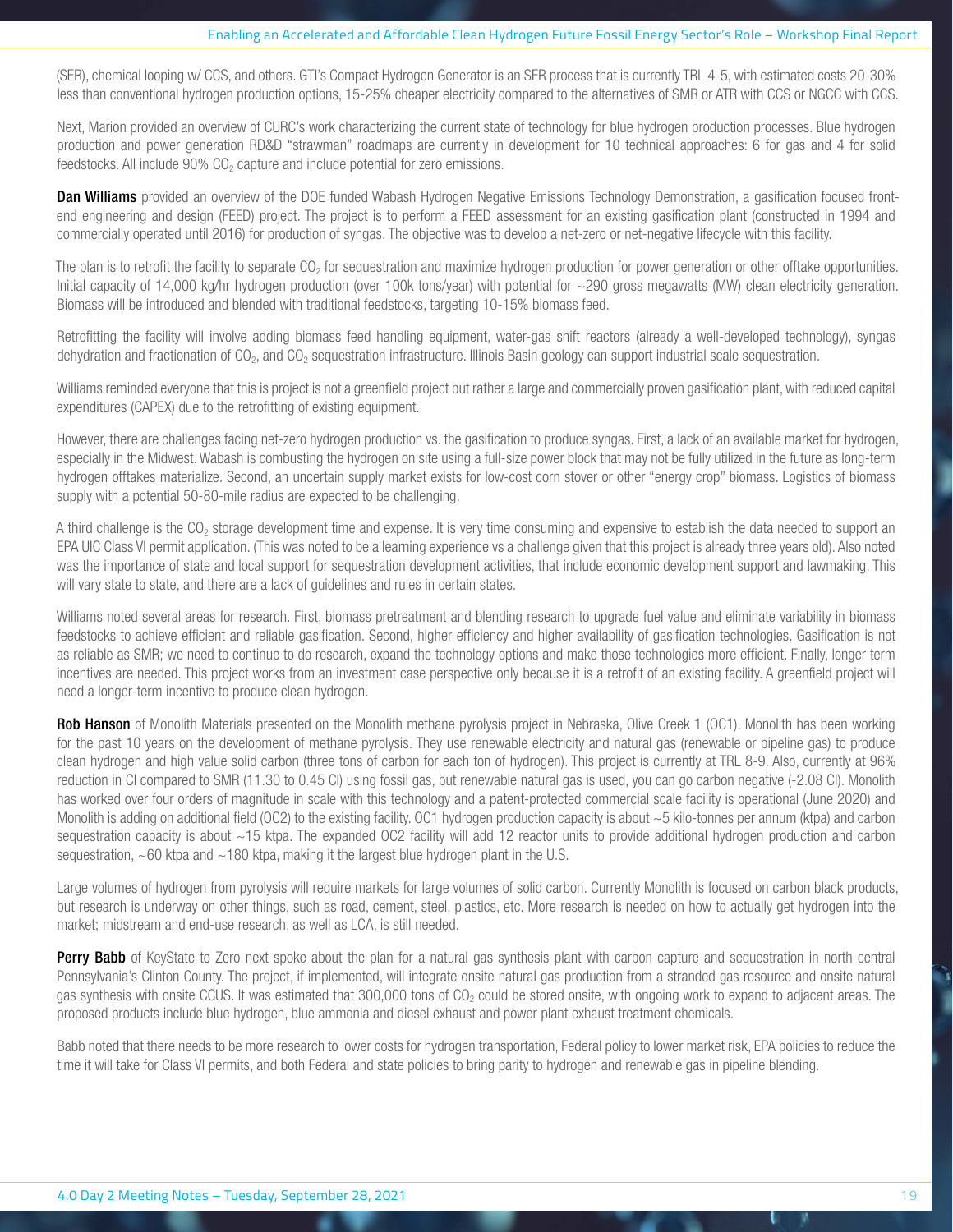(SER), chemical looping w/ CCS, and others. GTI's Compact Hydrogen Generator is an SER process that is currently TRL 4-5, with estimated costs 20-30% less than conventional hydrogen production options, 15-25% cheaper electricity compared to the alternatives of SMR or ATR with CCS or NGCC with CCS.

Next, Marion provided an overview of CURC's work characterizing the current state of technology for blue hydrogen production processes. Blue hydrogen production and power generation RD&D "strawman" roadmaps are currently in development for 10 technical approaches: 6 for gas and 4 for solid feedstocks. All include 90% $CO_2$ capture and include potential for zero emissions.

**Dan Williams** provided an overview of the DOE funded Wabash Hydrogen Negative Emissions Technology Demonstration, a gasification focused front-end engineering and design (FEED) project. The project is to perform a FEED assessment for an existing gasification plant (constructed in 1994 and commercially operated until 2016) for production of syngas. The objective was to develop a net-zero or net-negative lifecycle with this facility.

The plan is to retrofit the facility to separate $CO_2$ for sequestration and maximize hydrogen production for power generation or other offtake opportunities. Initial capacity of 14,000 kg/hr hydrogen production (over 100k tons/year) with potential for ~290 gross megawatts (MW) clean electricity generation. Biomass will be introduced and blended with traditional feedstocks, targeting 10-15% biomass feed.

Retrofitting the facility will involve adding biomass feed handling equipment, water-gas shift reactors (already a well-developed technology), syngas dehydration and fractionation of $CO_2$, and $CO_2$ sequestration infrastructure. Illinois Basin geology can support industrial scale sequestration.

Williams reminded everyone that this is project is not a greenfield project but rather a large and commercially proven gasification plant, with reduced capital expenditures (CAPEX) due to the retrofitting of existing equipment.

However, there are challenges facing net-zero hydrogen production vs. the gasification to produce syngas. First, a lack of an available market for hydrogen, especially in the Midwest. Wabash is combusting the hydrogen on site using a full-size power block that may not be fully utilized in the future as long-term hydrogen offtakes materialize. Second, an uncertain supply market exists for low-cost corn stover or other "energy crop" biomass. Logistics of biomass supply with a potential 50-80-mile radius are expected to be challenging.

A third challenge is the $CO_2$ storage development time and expense. It is very time consuming and expensive to establish the data needed to support an EPA UIC Class VI permit application. (This was noted to be a learning experience vs a challenge given that this project is already three years old). Also noted was the importance of state and local support for sequestration development activities, that include economic development support and lawmaking. This will vary state to state, and there are a lack of guidelines and rules in certain states.

Williams noted several areas for research. First, biomass pretreatment and blending research to upgrade fuel value and eliminate variability in biomass feedstocks to achieve efficient and reliable gasification. Second, higher efficiency and higher availability of gasification technologies. Gasification is not as reliable as SMR; we need to continue to do research, expand the technology options and make those technologies more efficient. Finally, longer term incentives are needed. This project works from an investment case perspective only because it is a retrofit of an existing facility. A greenfield project will need a longer-term incentive to produce clean hydrogen.

**Rob Hanson** of Monolith Materials presented on the Monolith methane pyrolysis project in Nebraska, Olive Creek 1 (OC1). Monolith has been working for the past 10 years on the development of methane pyrolysis. They use renewable electricity and natural gas (renewable or pipeline gas) to produce clean hydrogen and high value solid carbon (three tons of carbon for each ton of hydrogen). This project is currently at TRL 8-9. Also, currently at 96% reduction in CI compared to SMR (11.30 to 0.45 CI) using fossil gas, but renewable natural gas is used, you can go carbon negative (-2.08 CI). Monolith has worked over four orders of magnitude in scale with this technology and a patent-protected commercial scale facility is operational (June 2020) and Monolith is adding on additional field (OC2) to the existing facility. OC1 hydrogen production capacity is about ~5 kilo-tonnes per annum (ktpa) and carbon sequestration capacity is about ~15 ktpa. The expanded OC2 facility will add 12 reactor units to provide additional hydrogen production and carbon sequestration, ~60 ktpa and ~180 ktpa, making it the largest blue hydrogen plant in the U.S.

Large volumes of hydrogen from pyrolysis will require markets for large volumes of solid carbon. Currently Monolith is focused on carbon black products, but research is underway on other things, such as road, cement, steel, plastics, etc. More research is needed on how to actually get hydrogen into the market; midstream and end-use research, as well as LCA, is still needed.

**Perry Babb** of KeyState to Zero next spoke about the plan for a natural gas synthesis plant with carbon capture and sequestration in north central Pennsylvania's Clinton County. The project, if implemented, will integrate onsite natural gas production from a stranded gas resource and onsite natural gas synthesis with onsite CCUS. It was estimated that 300,000 tons of $CO_2$ could be stored onsite, with ongoing work to expand to adjacent areas. The proposed products include blue hydrogen, blue ammonia and diesel exhaust and power plant exhaust treatment chemicals.

Babb noted that there needs to be more research to lower costs for hydrogen transportation, Federal policy to lower market risk, EPA policies to reduce the time it will take for Class VI permits, and both Federal and state policies to bring parity to hydrogen and renewable gas in pipeline blending.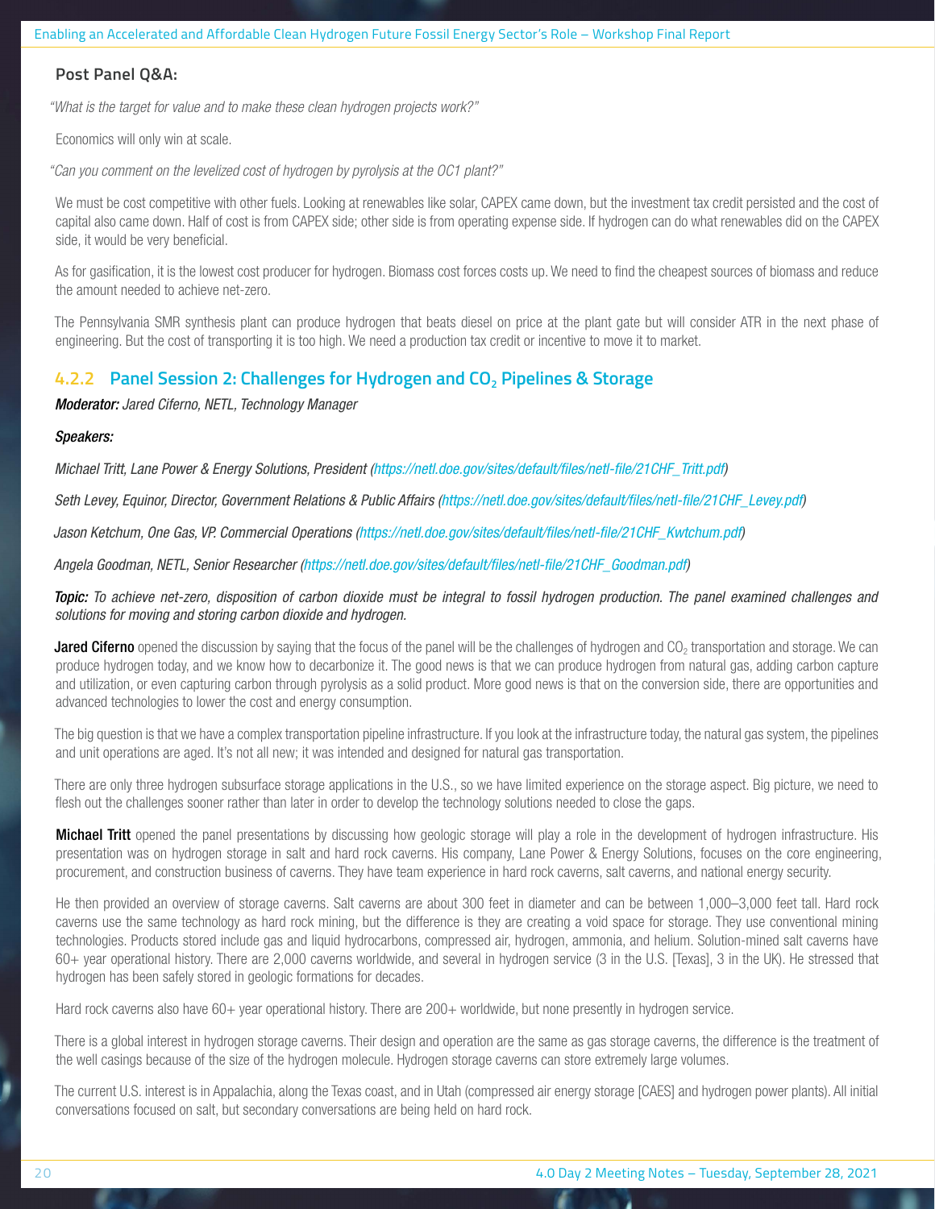**Post Panel Q&A:**

*"What is the target for value and to make these clean hydrogen projects work?"*

Economics will only win at scale.

*"Can you comment on the levelized cost of hydrogen by pyrolysis at the OC1 plant?"*

We must be cost competitive with other fuels. Looking at renewables like solar, CAPEX came down, but the investment tax credit persisted and the cost of capital also came down. Half of cost is from CAPEX side; other side is from operating expense side. If hydrogen can do what renewables did on the CAPEX side, it would be very beneficial.

As for gasification, it is the lowest cost producer for hydrogen. Biomass cost forces costs up. We need to find the cheapest sources of biomass and reduce the amount needed to achieve net-zero.

The Pennsylvania SMR synthesis plant can produce hydrogen that beats diesel on price at the plant gate but will consider ATR in the next phase of engineering. But the cost of transporting it is too high. We need a production tax credit or incentive to move it to market.

### 4.2.2 Panel Session 2: Challenges for Hydrogen and $CO_2$ Pipelines & Storage

***Moderator:*** *Jared Ciferno, NETL, Technology Manager*

***Speakers:***

*Michael Tritt, Lane Power & Energy Solutions, President (https://netl.doe.gov/sites/default/files/netl-file/21CHF_Tritt.pdf)*

*Seth Levey, Equinor, Director, Government Relations & Public Affairs (https://netl.doe.gov/sites/default/files/netl-file/21CHF_Levey.pdf)*

*Jason Ketchum, One Gas, VP. Commercial Operations (https://netl.doe.gov/sites/default/files/netl-file/21CHF_Kwtchum.pdf)*

*Angela Goodman, NETL, Senior Researcher (https://netl.doe.gov/sites/default/files/netl-file/21CHF_Goodman.pdf)*

***Topic:*** *To achieve net-zero, disposition of carbon dioxide must be integral to fossil hydrogen production. The panel examined challenges and solutions for moving and storing carbon dioxide and hydrogen.*

**Jared Ciferno** opened the discussion by saying that the focus of the panel will be the challenges of hydrogen and $CO_2$ transportation and storage. We can produce hydrogen today, and we know how to decarbonize it. The good news is that we can produce hydrogen from natural gas, adding carbon capture and utilization, or even capturing carbon through pyrolysis as a solid product. More good news is that on the conversion side, there are opportunities and advanced technologies to lower the cost and energy consumption.

The big question is that we have a complex transportation pipeline infrastructure. If you look at the infrastructure today, the natural gas system, the pipelines and unit operations are aged. It's not all new; it was intended and designed for natural gas transportation.

There are only three hydrogen subsurface storage applications in the U.S., so we have limited experience on the storage aspect. Big picture, we need to flesh out the challenges sooner rather than later in order to develop the technology solutions needed to close the gaps.

**Michael Tritt** opened the panel presentations by discussing how geologic storage will play a role in the development of hydrogen infrastructure. His presentation was on hydrogen storage in salt and hard rock caverns. His company, Lane Power & Energy Solutions, focuses on the core engineering, procurement, and construction business of caverns. They have team experience in hard rock caverns, salt caverns, and national energy security.

He then provided an overview of storage caverns. Salt caverns are about 300 feet in diameter and can be between 1,000–3,000 feet tall. Hard rock caverns use the same technology as hard rock mining, but the difference is they are creating a void space for storage. They use conventional mining technologies. Products stored include gas and liquid hydrocarbons, compressed air, hydrogen, ammonia, and helium. Solution-mined salt caverns have 60+ year operational history. There are 2,000 caverns worldwide, and several in hydrogen service (3 in the U.S. [Texas], 3 in the UK). He stressed that hydrogen has been safely stored in geologic formations for decades.

Hard rock caverns also have 60+ year operational history. There are 200+ worldwide, but none presently in hydrogen service.

There is a global interest in hydrogen storage caverns. Their design and operation are the same as gas storage caverns, the difference is the treatment of the well casings because of the size of the hydrogen molecule. Hydrogen storage caverns can store extremely large volumes.

The current U.S. interest is in Appalachia, along the Texas coast, and in Utah (compressed air energy storage [CAES] and hydrogen power plants). All initial conversations focused on salt, but secondary conversations are being held on hard rock.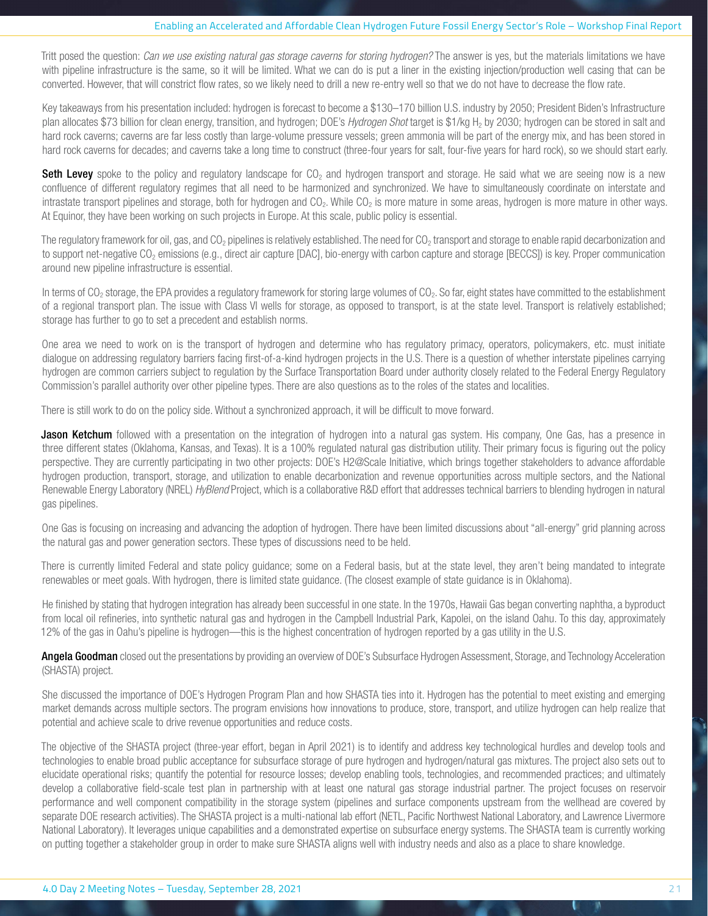Tritt posed the question: *Can we use existing natural gas storage caverns for storing hydrogen?* The answer is yes, but the materials limitations we have with pipeline infrastructure is the same, so it will be limited. What we can do is put a liner in the existing injection/production well casing that can be converted. However, that will constrict flow rates, so we likely need to drill a new re-entry well so that we do not have to decrease the flow rate.

Key takeaways from his presentation included: hydrogen is forecast to become a $130–170 billion U.S. industry by 2050; President Biden's Infrastructure plan allocates $73 billion for clean energy, transition, and hydrogen; DOE's *Hydrogen Shot* target is $1/kg $H_2$ by 2030; hydrogen can be stored in salt and hard rock caverns; caverns are far less costly than large-volume pressure vessels; green ammonia will be part of the energy mix, and has been stored in hard rock caverns for decades; and caverns take a long time to construct (three-four years for salt, four-five years for hard rock), so we should start early.

**Seth Levey** spoke to the policy and regulatory landscape for $CO_2$ and hydrogen transport and storage. He said what we are seeing now is a new confluence of different regulatory regimes that all need to be harmonized and synchronized. We have to simultaneously coordinate on interstate and intrastate transport pipelines and storage, both for hydrogen and $CO_2$. While $CO_2$ is more mature in some areas, hydrogen is more mature in other ways. At Equinor, they have been working on such projects in Europe. At this scale, public policy is essential.

The regulatory framework for oil, gas, and $CO_2$ pipelines is relatively established. The need for $CO_2$ transport and storage to enable rapid decarbonization and to support net-negative $CO_2$ emissions (e.g., direct air capture [DAC], bio-energy with carbon capture and storage [BECCS]) is key. Proper communication around new pipeline infrastructure is essential.

In terms of $CO_2$ storage, the EPA provides a regulatory framework for storing large volumes of $CO_2$. So far, eight states have committed to the establishment of a regional transport plan. The issue with Class VI wells for storage, as opposed to transport, is at the state level. Transport is relatively established; storage has further to go to set a precedent and establish norms.

One area we need to work on is the transport of hydrogen and determine who has regulatory primacy, operators, policymakers, etc. must initiate dialogue on addressing regulatory barriers facing first-of-a-kind hydrogen projects in the U.S. There is a question of whether interstate pipelines carrying hydrogen are common carriers subject to regulation by the Surface Transportation Board under authority closely related to the Federal Energy Regulatory Commission's parallel authority over other pipeline types. There are also questions as to the roles of the states and localities.

There is still work to do on the policy side. Without a synchronized approach, it will be difficult to move forward.

**Jason Ketchum** followed with a presentation on the integration of hydrogen into a natural gas system. His company, One Gas, has a presence in three different states (Oklahoma, Kansas, and Texas). It is a 100% regulated natural gas distribution utility. Their primary focus is figuring out the policy perspective. They are currently participating in two other projects: DOE's H2@Scale Initiative, which brings together stakeholders to advance affordable hydrogen production, transport, storage, and utilization to enable decarbonization and revenue opportunities across multiple sectors, and the National Renewable Energy Laboratory (NREL) *HyBlend* Project, which is a collaborative R&D effort that addresses technical barriers to blending hydrogen in natural gas pipelines.

One Gas is focusing on increasing and advancing the adoption of hydrogen. There have been limited discussions about "all-energy" grid planning across the natural gas and power generation sectors. These types of discussions need to be held.

There is currently limited Federal and state policy guidance; some on a Federal basis, but at the state level, they aren't being mandated to integrate renewables or meet goals. With hydrogen, there is limited state guidance. (The closest example of state guidance is in Oklahoma).

He finished by stating that hydrogen integration has already been successful in one state. In the 1970s, Hawaii Gas began converting naphtha, a byproduct from local oil refineries, into synthetic natural gas and hydrogen in the Campbell Industrial Park, Kapolei, on the island Oahu. To this day, approximately 12% of the gas in Oahu's pipeline is hydrogen—this is the highest concentration of hydrogen reported by a gas utility in the U.S.

**Angela Goodman** closed out the presentations by providing an overview of DOE's Subsurface Hydrogen Assessment, Storage, and Technology Acceleration (SHASTA) project.

She discussed the importance of DOE's Hydrogen Program Plan and how SHASTA ties into it. Hydrogen has the potential to meet existing and emerging market demands across multiple sectors. The program envisions how innovations to produce, store, transport, and utilize hydrogen can help realize that potential and achieve scale to drive revenue opportunities and reduce costs.

The objective of the SHASTA project (three-year effort, began in April 2021) is to identify and address key technological hurdles and develop tools and technologies to enable broad public acceptance for subsurface storage of pure hydrogen and hydrogen/natural gas mixtures. The project also sets out to elucidate operational risks; quantify the potential for resource losses; develop enabling tools, technologies, and recommended practices; and ultimately develop a collaborative field-scale test plan in partnership with at least one natural gas storage industrial partner. The project focuses on reservoir performance and well component compatibility in the storage system (pipelines and surface components upstream from the wellhead are covered by separate DOE research activities). The SHASTA project is a multi-national lab effort (NETL, Pacific Northwest National Laboratory, and Lawrence Livermore National Laboratory). It leverages unique capabilities and a demonstrated expertise on subsurface energy systems. The SHASTA team is currently working on putting together a stakeholder group in order to make sure SHASTA aligns well with industry needs and also as a place to share knowledge.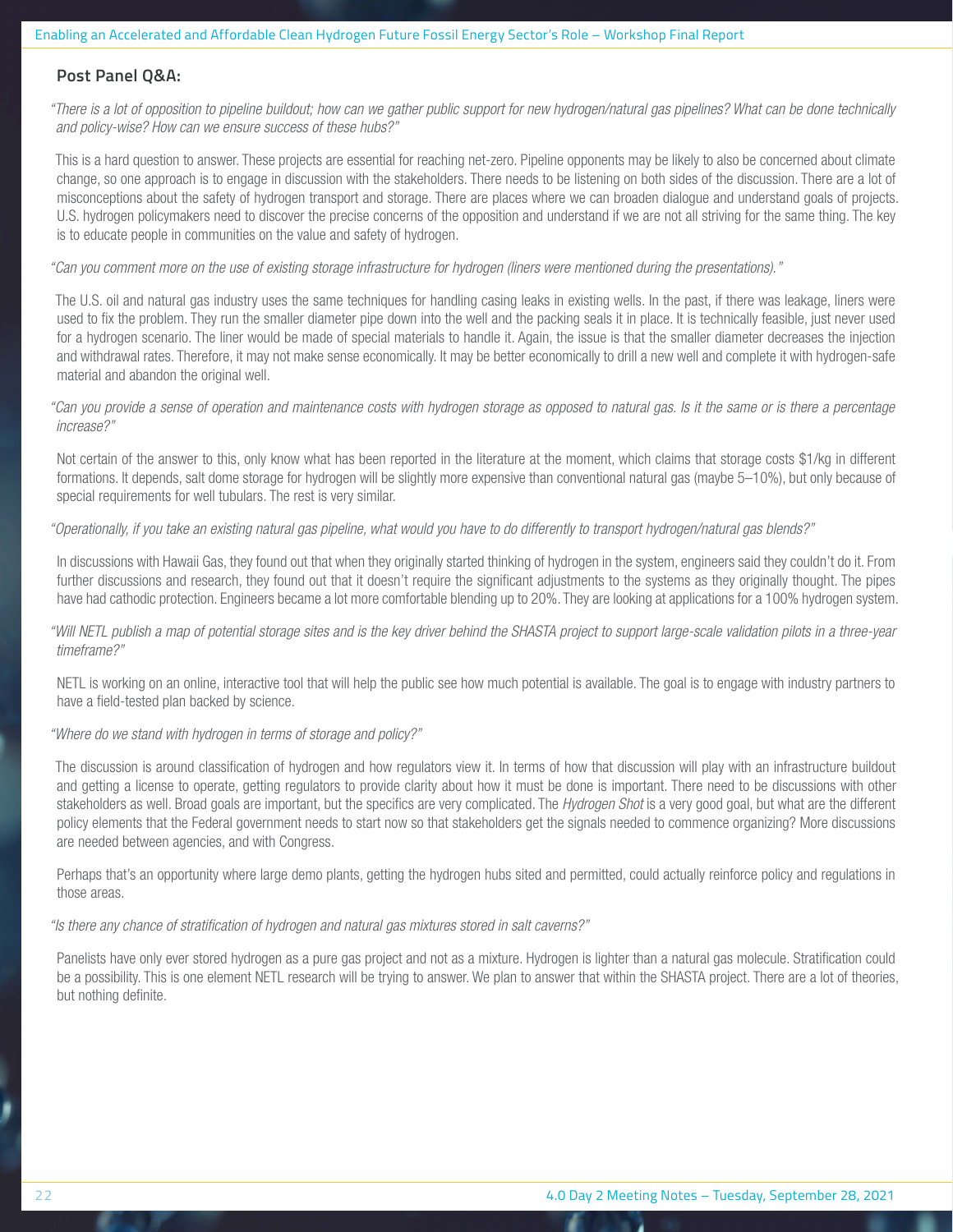## Post Panel Q&A:

*"There is a lot of opposition to pipeline buildout; how can we gather public support for new hydrogen/natural gas pipelines? What can be done technically and policy-wise? How can we ensure success of these hubs?"*

This is a hard question to answer. These projects are essential for reaching net-zero. Pipeline opponents may be likely to also be concerned about climate change, so one approach is to engage in discussion with the stakeholders. There needs to be listening on both sides of the discussion. There are a lot of misconceptions about the safety of hydrogen transport and storage. There are places where we can broaden dialogue and understand goals of projects. U.S. hydrogen policymakers need to discover the precise concerns of the opposition and understand if we are not all striving for the same thing. The key is to educate people in communities on the value and safety of hydrogen.

*"Can you comment more on the use of existing storage infrastructure for hydrogen (liners were mentioned during the presentations)."*

The U.S. oil and natural gas industry uses the same techniques for handling casing leaks in existing wells. In the past, if there was leakage, liners were used to fix the problem. They run the smaller diameter pipe down into the well and the packing seals it in place. It is technically feasible, just never used for a hydrogen scenario. The liner would be made of special materials to handle it. Again, the issue is that the smaller diameter decreases the injection and withdrawal rates. Therefore, it may not make sense economically. It may be better economically to drill a new well and complete it with hydrogen-safe material and abandon the original well.

*"Can you provide a sense of operation and maintenance costs with hydrogen storage as opposed to natural gas. Is it the same or is there a percentage increase?"*

Not certain of the answer to this, only know what has been reported in the literature at the moment, which claims that storage costs $1/kg in different formations. It depends, salt dome storage for hydrogen will be slightly more expensive than conventional natural gas (maybe 5–10%), but only because of special requirements for well tubulars. The rest is very similar.

*"Operationally, if you take an existing natural gas pipeline, what would you have to do differently to transport hydrogen/natural gas blends?"*

In discussions with Hawaii Gas, they found out that when they originally started thinking of hydrogen in the system, engineers said they couldn't do it. From further discussions and research, they found out that it doesn't require the significant adjustments to the systems as they originally thought. The pipes have had cathodic protection. Engineers became a lot more comfortable blending up to 20%. They are looking at applications for a 100% hydrogen system.

*"Will NETL publish a map of potential storage sites and is the key driver behind the SHASTA project to support large-scale validation pilots in a three-year timeframe?"*

NETL is working on an online, interactive tool that will help the public see how much potential is available. The goal is to engage with industry partners to have a field-tested plan backed by science.

*"Where do we stand with hydrogen in terms of storage and policy?"*

The discussion is around classification of hydrogen and how regulators view it. In terms of how that discussion will play with an infrastructure buildout and getting a license to operate, getting regulators to provide clarity about how it must be done is important. There need to be discussions with other stakeholders as well. Broad goals are important, but the specifics are very complicated. The *Hydrogen Shot* is a very good goal, but what are the different policy elements that the Federal government needs to start now so that stakeholders get the signals needed to commence organizing? More discussions are needed between agencies, and with Congress.

Perhaps that's an opportunity where large demo plants, getting the hydrogen hubs sited and permitted, could actually reinforce policy and regulations in those areas.

*"Is there any chance of stratification of hydrogen and natural gas mixtures stored in salt caverns?"*

Panelists have only ever stored hydrogen as a pure gas project and not as a mixture. Hydrogen is lighter than a natural gas molecule. Stratification could be a possibility. This is one element NETL research will be trying to answer. We plan to answer that within the SHASTA project. There are a lot of theories, but nothing definite.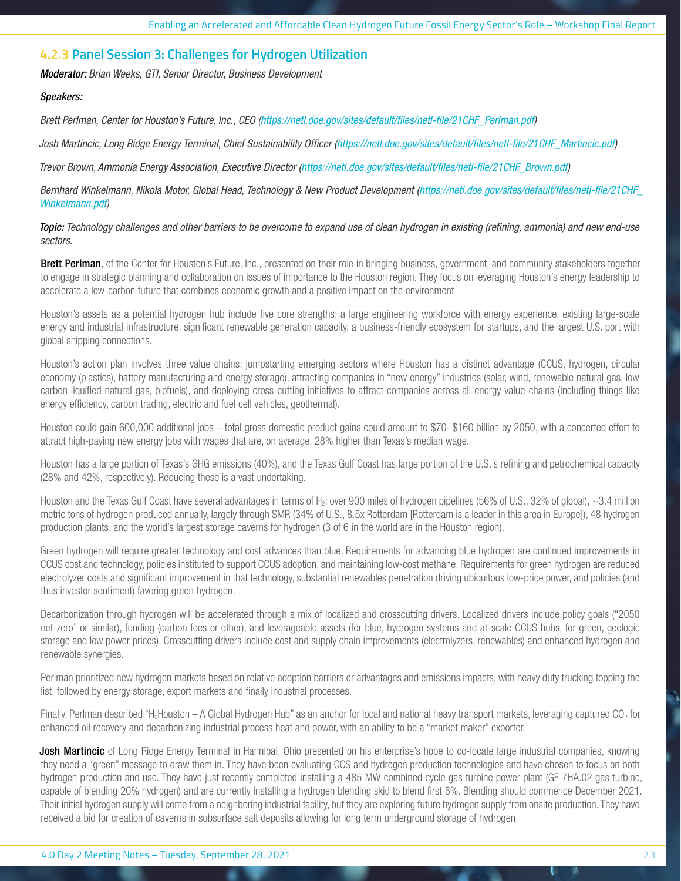### 4.2.3 Panel Session 3: Challenges for Hydrogen Utilization

***Moderator:*** *Brian Weeks, GTI, Senior Director, Business Development*

***Speakers:***

*Brett Perlman, Center for Houston's Future, Inc., CEO (https://netl.doe.gov/sites/default/files/netl-file/21CHF_Perlman.pdf)*

*Josh Martincic, Long Ridge Energy Terminal, Chief Sustainability Officer (https://netl.doe.gov/sites/default/files/netl-file/21CHF_Martincic.pdf)*

*Trevor Brown, Ammonia Energy Association, Executive Director (https://netl.doe.gov/sites/default/files/netl-file/21CHF_Brown.pdf)*

*Bernhard Winkelmann, Nikola Motor, Global Head, Technology & New Product Development (https://netl.doe.gov/sites/default/files/netl-file/21CHF_Winkelmann.pdf)*

***Topic:*** *Technology challenges and other barriers to be overcome to expand use of clean hydrogen in existing (refining, ammonia) and new end-use sectors.*

**Brett Perlman**, of the Center for Houston's Future, Inc., presented on their role in bringing business, government, and community stakeholders together to engage in strategic planning and collaboration on issues of importance to the Houston region. They focus on leveraging Houston's energy leadership to accelerate a low-carbon future that combines economic growth and a positive impact on the environment

Houston's assets as a potential hydrogen hub include five core strengths: a large engineering workforce with energy experience, existing large-scale energy and industrial infrastructure, significant renewable generation capacity, a business-friendly ecosystem for startups, and the largest U.S. port with global shipping connections.

Houston's action plan involves three value chains: jumpstarting emerging sectors where Houston has a distinct advantage (CCUS, hydrogen, circular economy (plastics), battery manufacturing and energy storage), attracting companies in "new energy" industries (solar, wind, renewable natural gas, low-carbon liquified natural gas, biofuels), and deploying cross-cutting initiatives to attract companies across all energy value-chains (including things like energy efficiency, carbon trading, electric and fuel cell vehicles, geothermal).

Houston could gain 600,000 additional jobs – total gross domestic product gains could amount to $70–$160 billion by 2050, with a concerted effort to attract high-paying new energy jobs with wages that are, on average, 28% higher than Texas's median wage.

Houston has a large portion of Texas's GHG emissions (40%), and the Texas Gulf Coast has large portion of the U.S.'s refining and petrochemical capacity (28% and 42%, respectively). Reducing these is a vast undertaking.

Houston and the Texas Gulf Coast have several advantages in terms of $H_2$: over 900 miles of hydrogen pipelines (56% of U.S., 32% of global), ~3.4 million metric tons of hydrogen produced annually, largely through SMR (34% of U.S., 8.5x Rotterdam [Rotterdam is a leader in this area in Europe]), 48 hydrogen production plants, and the world's largest storage caverns for hydrogen (3 of 6 in the world are in the Houston region).

Green hydrogen will require greater technology and cost advances than blue. Requirements for advancing blue hydrogen are continued improvements in CCUS cost and technology, policies instituted to support CCUS adoption, and maintaining low-cost methane. Requirements for green hydrogen are reduced electrolyzer costs and significant improvement in that technology, substantial renewables penetration driving ubiquitous low-price power, and policies (and thus investor sentiment) favoring green hydrogen.

Decarbonization through hydrogen will be accelerated through a mix of localized and crosscutting drivers. Localized drivers include policy goals ("2050 net-zero" or similar), funding (carbon fees or other), and leverageable assets (for blue, hydrogen systems and at-scale CCUS hubs, for green, geologic storage and low power prices). Crosscutting drivers include cost and supply chain improvements (electrolyzers, renewables) and enhanced hydrogen and renewable synergies.

Perlman prioritized new hydrogen markets based on relative adoption barriers or advantages and emissions impacts, with heavy duty trucking topping the list, followed by energy storage, export markets and finally industrial processes.

Finally, Perlman described "$H_2$Houston – A Global Hydrogen Hub" as an anchor for local and national heavy transport markets, leveraging captured $CO_2$ for enhanced oil recovery and decarbonizing industrial process heat and power, with an ability to be a "market maker" exporter.

**Josh Martincic** of Long Ridge Energy Terminal in Hannibal, Ohio presented on his enterprise's hope to co-locate large industrial companies, knowing they need a "green" message to draw them in. They have been evaluating CCS and hydrogen production technologies and have chosen to focus on both hydrogen production and use. They have just recently completed installing a 485 MW combined cycle gas turbine power plant (GE 7HA.02 gas turbine, capable of blending 20% hydrogen) and are currently installing a hydrogen blending skid to blend first 5%. Blending should commence December 2021. Their initial hydrogen supply will come from a neighboring industrial facility, but they are exploring future hydrogen supply from onsite production. They have received a bid for creation of caverns in subsurface salt deposits allowing for long term underground storage of hydrogen.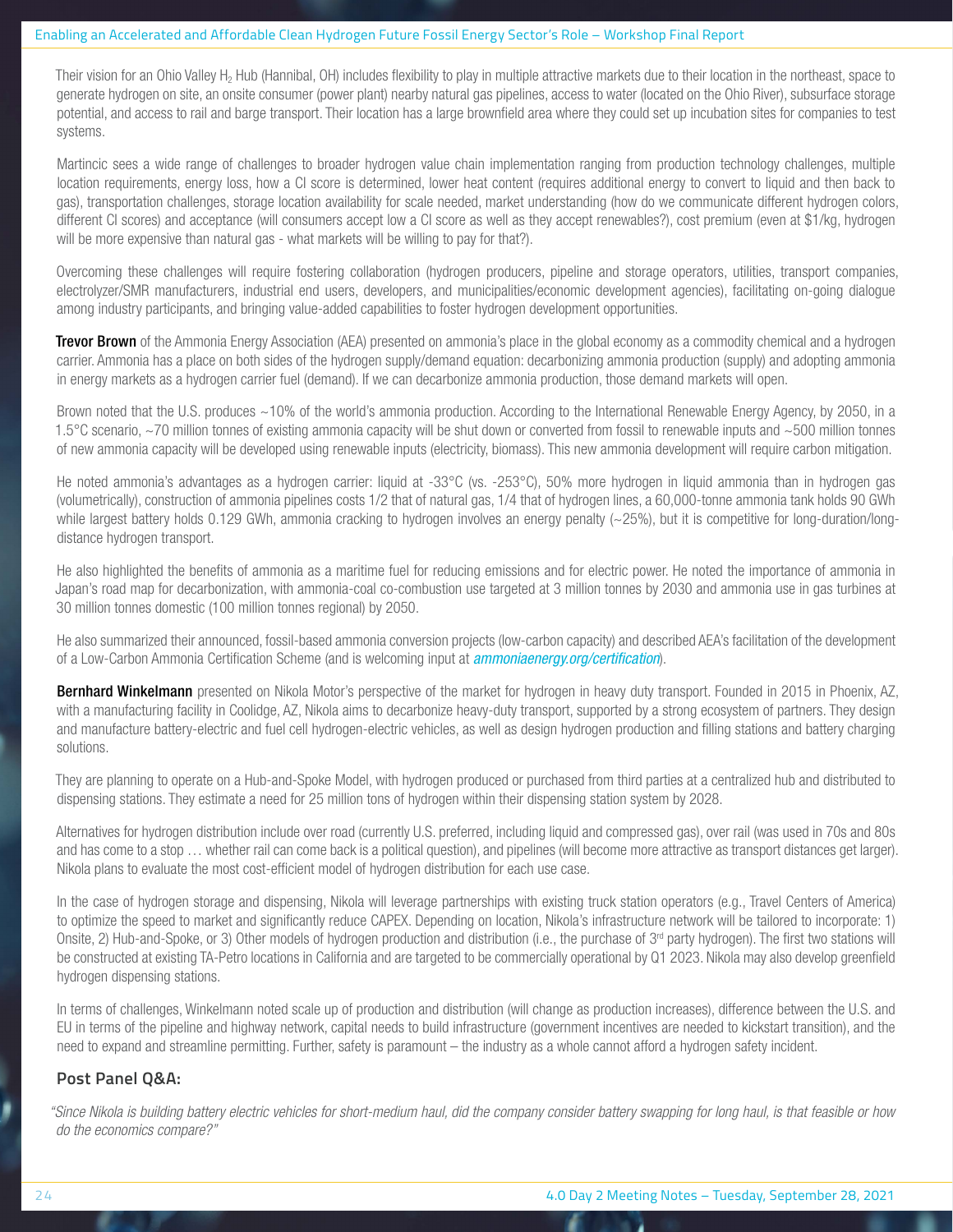Their vision for an Ohio Valley $H_2$ Hub (Hannibal, OH) includes flexibility to play in multiple attractive markets due to their location in the northeast, space to generate hydrogen on site, an onsite consumer (power plant) nearby natural gas pipelines, access to water (located on the Ohio River), subsurface storage potential, and access to rail and barge transport. Their location has a large brownfield area where they could set up incubation sites for companies to test systems.

Martincic sees a wide range of challenges to broader hydrogen value chain implementation ranging from production technology challenges, multiple location requirements, energy loss, how a CI score is determined, lower heat content (requires additional energy to convert to liquid and then back to gas), transportation challenges, storage location availability for scale needed, market understanding (how do we communicate different hydrogen colors, different CI scores) and acceptance (will consumers accept low a CI score as well as they accept renewables?), cost premium (even at $1/kg, hydrogen will be more expensive than natural gas - what markets will be willing to pay for that?).

Overcoming these challenges will require fostering collaboration (hydrogen producers, pipeline and storage operators, utilities, transport companies, electrolyzer/SMR manufacturers, industrial end users, developers, and municipalities/economic development agencies), facilitating on-going dialogue among industry participants, and bringing value-added capabilities to foster hydrogen development opportunities.

**Trevor Brown** of the Ammonia Energy Association (AEA) presented on ammonia's place in the global economy as a commodity chemical and a hydrogen carrier. Ammonia has a place on both sides of the hydrogen supply/demand equation: decarbonizing ammonia production (supply) and adopting ammonia in energy markets as a hydrogen carrier fuel (demand). If we can decarbonize ammonia production, those demand markets will open.

Brown noted that the U.S. produces ~10% of the world's ammonia production. According to the International Renewable Energy Agency, by 2050, in a 1.5°C scenario, ~70 million tonnes of existing ammonia capacity will be shut down or converted from fossil to renewable inputs and ~500 million tonnes of new ammonia capacity will be developed using renewable inputs (electricity, biomass). This new ammonia development will require carbon mitigation.

He noted ammonia's advantages as a hydrogen carrier: liquid at -33°C (vs. -253°C), 50% more hydrogen in liquid ammonia than in hydrogen gas (volumetrically), construction of ammonia pipelines costs 1/2 that of natural gas, 1/4 that of hydrogen lines, a 60,000-tonne ammonia tank holds 90 GWh while largest battery holds 0.129 GWh, ammonia cracking to hydrogen involves an energy penalty (~25%), but it is competitive for long-duration/long-distance hydrogen transport.

He also highlighted the benefits of ammonia as a maritime fuel for reducing emissions and for electric power. He noted the importance of ammonia in Japan's road map for decarbonization, with ammonia-coal co-combustion use targeted at 3 million tonnes by 2030 and ammonia use in gas turbines at 30 million tonnes domestic (100 million tonnes regional) by 2050.

He also summarized their announced, fossil-based ammonia conversion projects (low-carbon capacity) and described AEA's facilitation of the development of a Low-Carbon Ammonia Certification Scheme (and is welcoming input at *ammoniaenergy.org/certification*).

**Bernhard Winkelmann** presented on Nikola Motor's perspective of the market for hydrogen in heavy duty transport. Founded in 2015 in Phoenix, AZ, with a manufacturing facility in Coolidge, AZ, Nikola aims to decarbonize heavy-duty transport, supported by a strong ecosystem of partners. They design and manufacture battery-electric and fuel cell hydrogen-electric vehicles, as well as design hydrogen production and filling stations and battery charging solutions.

They are planning to operate on a Hub-and-Spoke Model, with hydrogen produced or purchased from third parties at a centralized hub and distributed to dispensing stations. They estimate a need for 25 million tons of hydrogen within their dispensing station system by 2028.

Alternatives for hydrogen distribution include over road (currently U.S. preferred, including liquid and compressed gas), over rail (was used in 70s and 80s and has come to a stop … whether rail can come back is a political question), and pipelines (will become more attractive as transport distances get larger). Nikola plans to evaluate the most cost-efficient model of hydrogen distribution for each use case.

In the case of hydrogen storage and dispensing, Nikola will leverage partnerships with existing truck station operators (e.g., Travel Centers of America) to optimize the speed to market and significantly reduce CAPEX. Depending on location, Nikola's infrastructure network will be tailored to incorporate: 1) Onsite, 2) Hub-and-Spoke, or 3) Other models of hydrogen production and distribution (i.e., the purchase of 3rd party hydrogen). The first two stations will be constructed at existing TA-Petro locations in California and are targeted to be commercially operational by Q1 2023. Nikola may also develop greenfield hydrogen dispensing stations.

In terms of challenges, Winkelmann noted scale up of production and distribution (will change as production increases), difference between the U.S. and EU in terms of the pipeline and highway network, capital needs to build infrastructure (government incentives are needed to kickstart transition), and the need to expand and streamline permitting. Further, safety is paramount – the industry as a whole cannot afford a hydrogen safety incident.

## Post Panel Q&A:

*"Since Nikola is building battery electric vehicles for short-medium haul, did the company consider battery swapping for long haul, is that feasible or how do the economics compare?"*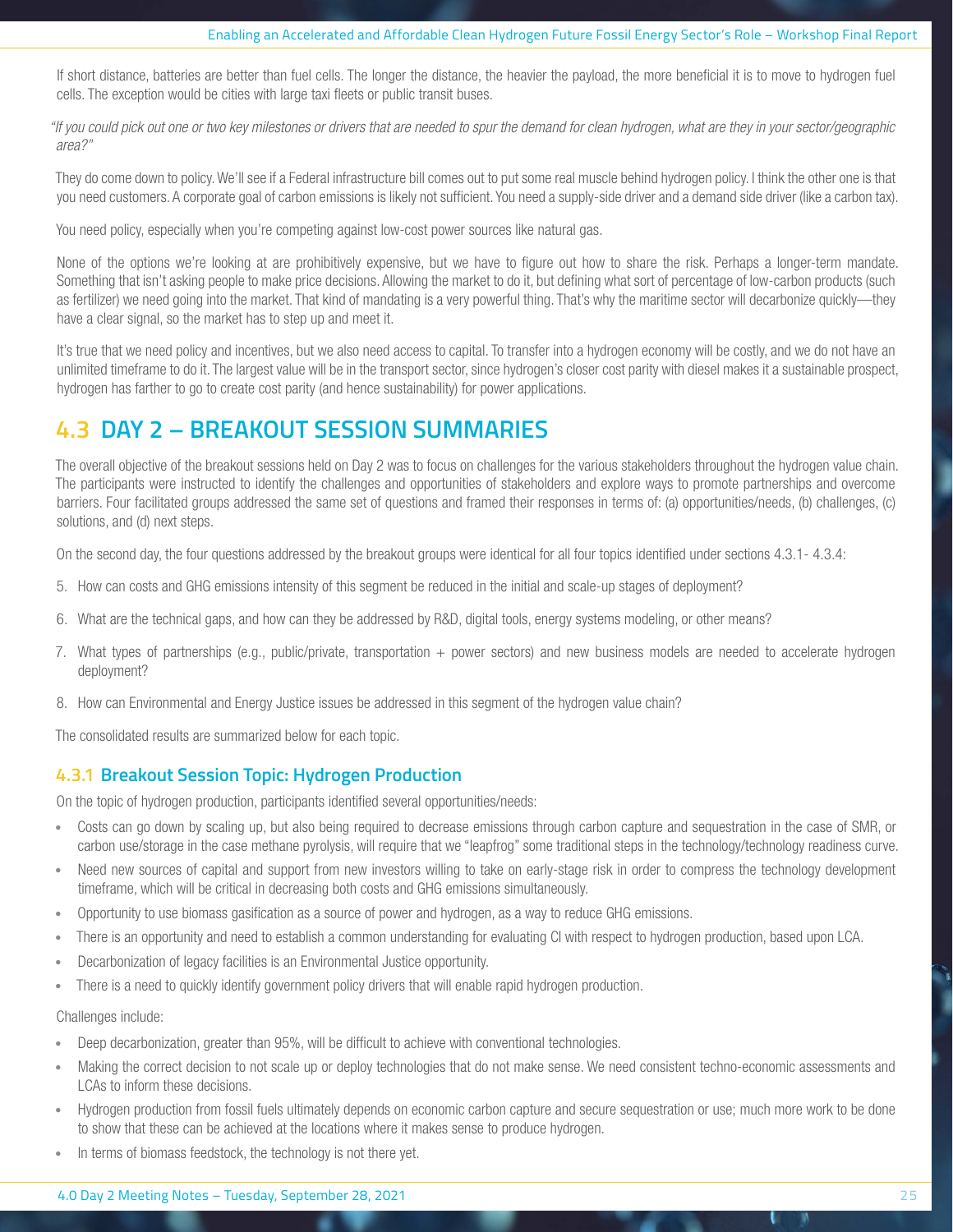If short distance, batteries are better than fuel cells. The longer the distance, the heavier the payload, the more beneficial it is to move to hydrogen fuel cells. The exception would be cities with large taxi fleets or public transit buses.

*"If you could pick out one or two key milestones or drivers that are needed to spur the demand for clean hydrogen, what are they in your sector/geographic area?"*

They do come down to policy. We'll see if a Federal infrastructure bill comes out to put some real muscle behind hydrogen policy. I think the other one is that you need customers. A corporate goal of carbon emissions is likely not sufficient. You need a supply-side driver and a demand side driver (like a carbon tax).

You need policy, especially when you're competing against low-cost power sources like natural gas.

None of the options we're looking at are prohibitively expensive, but we have to figure out how to share the risk. Perhaps a longer-term mandate. Something that isn't asking people to make price decisions. Allowing the market to do it, but defining what sort of percentage of low-carbon products (such as fertilizer) we need going into the market. That kind of mandating is a very powerful thing. That's why the maritime sector will decarbonize quickly—they have a clear signal, so the market has to step up and meet it.

It's true that we need policy and incentives, but we also need access to capital. To transfer into a hydrogen economy will be costly, and we do not have an unlimited timeframe to do it. The largest value will be in the transport sector, since hydrogen's closer cost parity with diesel makes it a sustainable prospect, hydrogen has farther to go to create cost parity (and hence sustainability) for power applications.

## 4.3 DAY 2 – BREAKOUT SESSION SUMMARIES

The overall objective of the breakout sessions held on Day 2 was to focus on challenges for the various stakeholders throughout the hydrogen value chain. The participants were instructed to identify the challenges and opportunities of stakeholders and explore ways to promote partnerships and overcome barriers. Four facilitated groups addressed the same set of questions and framed their responses in terms of: (a) opportunities/needs, (b) challenges, (c) solutions, and (d) next steps.

On the second day, the four questions addressed by the breakout groups were identical for all four topics identified under sections 4.3.1- 4.3.4:

5. How can costs and GHG emissions intensity of this segment be reduced in the initial and scale-up stages of deployment?
6. What are the technical gaps, and how can they be addressed by R&D, digital tools, energy systems modeling, or other means?
7. What types of partnerships (e.g., public/private, transportation + power sectors) and new business models are needed to accelerate hydrogen deployment?
8. How can Environmental and Energy Justice issues be addressed in this segment of the hydrogen value chain?

The consolidated results are summarized below for each topic.

### 4.3.1 Breakout Session Topic: Hydrogen Production

On the topic of hydrogen production, participants identified several opportunities/needs:

- Costs can go down by scaling up, but also being required to decrease emissions through carbon capture and sequestration in the case of SMR, or carbon use/storage in the case methane pyrolysis, will require that we "leapfrog" some traditional steps in the technology/technology readiness curve.
- Need new sources of capital and support from new investors willing to take on early-stage risk in order to compress the technology development timeframe, which will be critical in decreasing both costs and GHG emissions simultaneously.
- Opportunity to use biomass gasification as a source of power and hydrogen, as a way to reduce GHG emissions.
- There is an opportunity and need to establish a common understanding for evaluating CI with respect to hydrogen production, based upon LCA.
- Decarbonization of legacy facilities is an Environmental Justice opportunity.
- There is a need to quickly identify government policy drivers that will enable rapid hydrogen production.

Challenges include:

- Deep decarbonization, greater than 95%, will be difficult to achieve with conventional technologies.
- Making the correct decision to not scale up or deploy technologies that do not make sense. We need consistent techno-economic assessments and LCAs to inform these decisions.
- Hydrogen production from fossil fuels ultimately depends on economic carbon capture and secure sequestration or use; much more work to be done to show that these can be achieved at the locations where it makes sense to produce hydrogen.
- In terms of biomass feedstock, the technology is not there yet.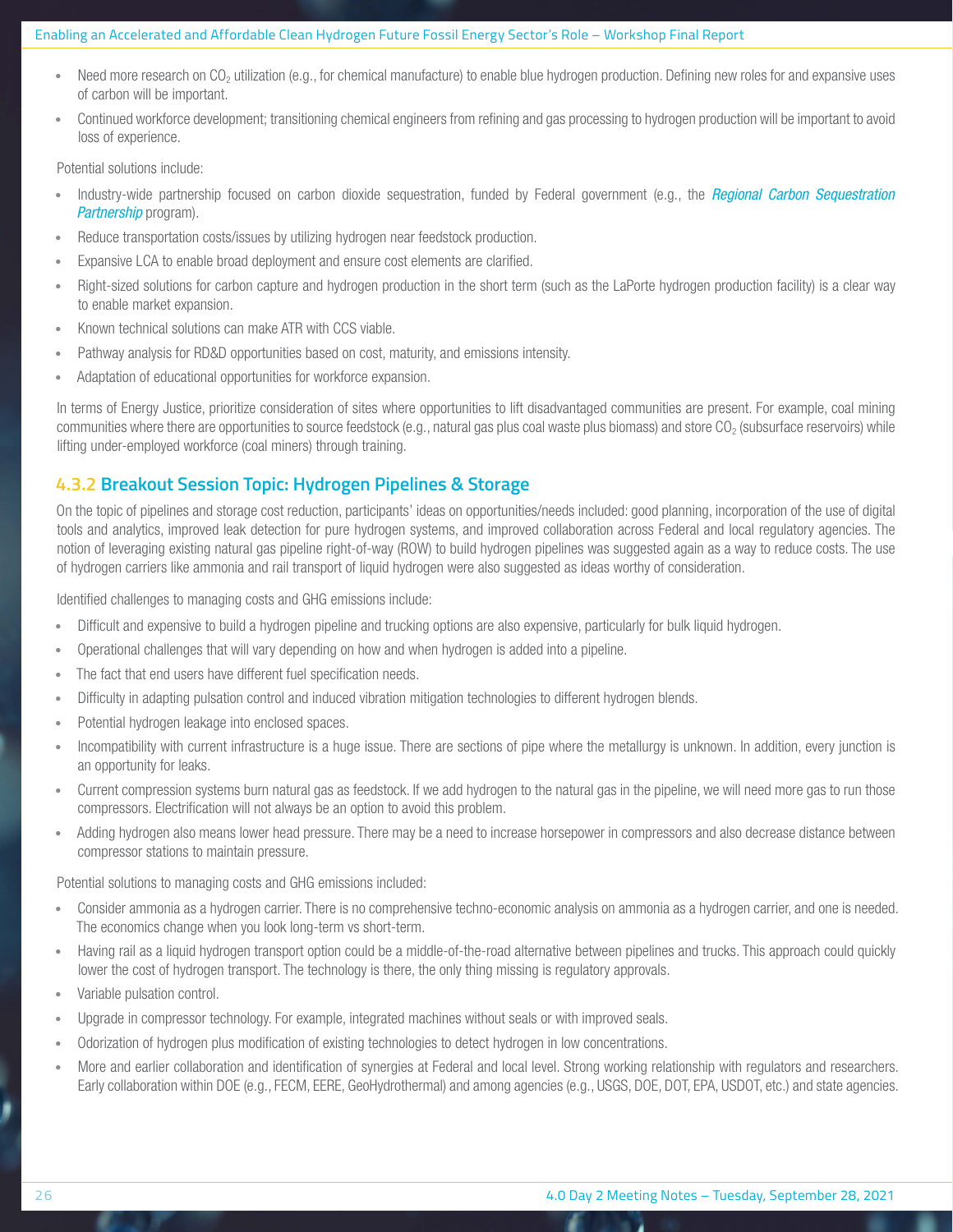- Need more research on $CO_2$ utilization (e.g., for chemical manufacture) to enable blue hydrogen production. Defining new roles for and expansive uses of carbon will be important.
- Continued workforce development; transitioning chemical engineers from refining and gas processing to hydrogen production will be important to avoid loss of experience.

Potential solutions include:

- Industry-wide partnership focused on carbon dioxide sequestration, funded by Federal government (e.g., the *Regional Carbon Sequestration Partnership* program).
- Reduce transportation costs/issues by utilizing hydrogen near feedstock production.
- Expansive LCA to enable broad deployment and ensure cost elements are clarified.
- Right-sized solutions for carbon capture and hydrogen production in the short term (such as the LaPorte hydrogen production facility) is a clear way to enable market expansion.
- Known technical solutions can make ATR with CCS viable.
- Pathway analysis for RD&D opportunities based on cost, maturity, and emissions intensity.
- Adaptation of educational opportunities for workforce expansion.

In terms of Energy Justice, prioritize consideration of sites where opportunities to lift disadvantaged communities are present. For example, coal mining communities where there are opportunities to source feedstock (e.g., natural gas plus coal waste plus biomass) and store $CO_2$ (subsurface reservoirs) while lifting under-employed workforce (coal miners) through training.

### 4.3.2 Breakout Session Topic: Hydrogen Pipelines & Storage

On the topic of pipelines and storage cost reduction, participants' ideas on opportunities/needs included: good planning, incorporation of the use of digital tools and analytics, improved leak detection for pure hydrogen systems, and improved collaboration across Federal and local regulatory agencies. The notion of leveraging existing natural gas pipeline right-of-way (ROW) to build hydrogen pipelines was suggested again as a way to reduce costs. The use of hydrogen carriers like ammonia and rail transport of liquid hydrogen were also suggested as ideas worthy of consideration.

Identified challenges to managing costs and GHG emissions include:

- Difficult and expensive to build a hydrogen pipeline and trucking options are also expensive, particularly for bulk liquid hydrogen.
- Operational challenges that will vary depending on how and when hydrogen is added into a pipeline.
- The fact that end users have different fuel specification needs.
- Difficulty in adapting pulsation control and induced vibration mitigation technologies to different hydrogen blends.
- Potential hydrogen leakage into enclosed spaces.
- Incompatibility with current infrastructure is a huge issue. There are sections of pipe where the metallurgy is unknown. In addition, every junction is an opportunity for leaks.
- Current compression systems burn natural gas as feedstock. If we add hydrogen to the natural gas in the pipeline, we will need more gas to run those compressors. Electrification will not always be an option to avoid this problem.
- Adding hydrogen also means lower head pressure. There may be a need to increase horsepower in compressors and also decrease distance between compressor stations to maintain pressure.

Potential solutions to managing costs and GHG emissions included:

- Consider ammonia as a hydrogen carrier. There is no comprehensive techno-economic analysis on ammonia as a hydrogen carrier, and one is needed. The economics change when you look long-term vs short-term.
- Having rail as a liquid hydrogen transport option could be a middle-of-the-road alternative between pipelines and trucks. This approach could quickly lower the cost of hydrogen transport. The technology is there, the only thing missing is regulatory approvals.
- Variable pulsation control.
- Upgrade in compressor technology. For example, integrated machines without seals or with improved seals.
- Odorization of hydrogen plus modification of existing technologies to detect hydrogen in low concentrations.
- More and earlier collaboration and identification of synergies at Federal and local level. Strong working relationship with regulators and researchers. Early collaboration within DOE (e.g., FECM, EERE, GeoHydrothermal) and among agencies (e.g., USGS, DOE, DOT, EPA, USDOT, etc.) and state agencies.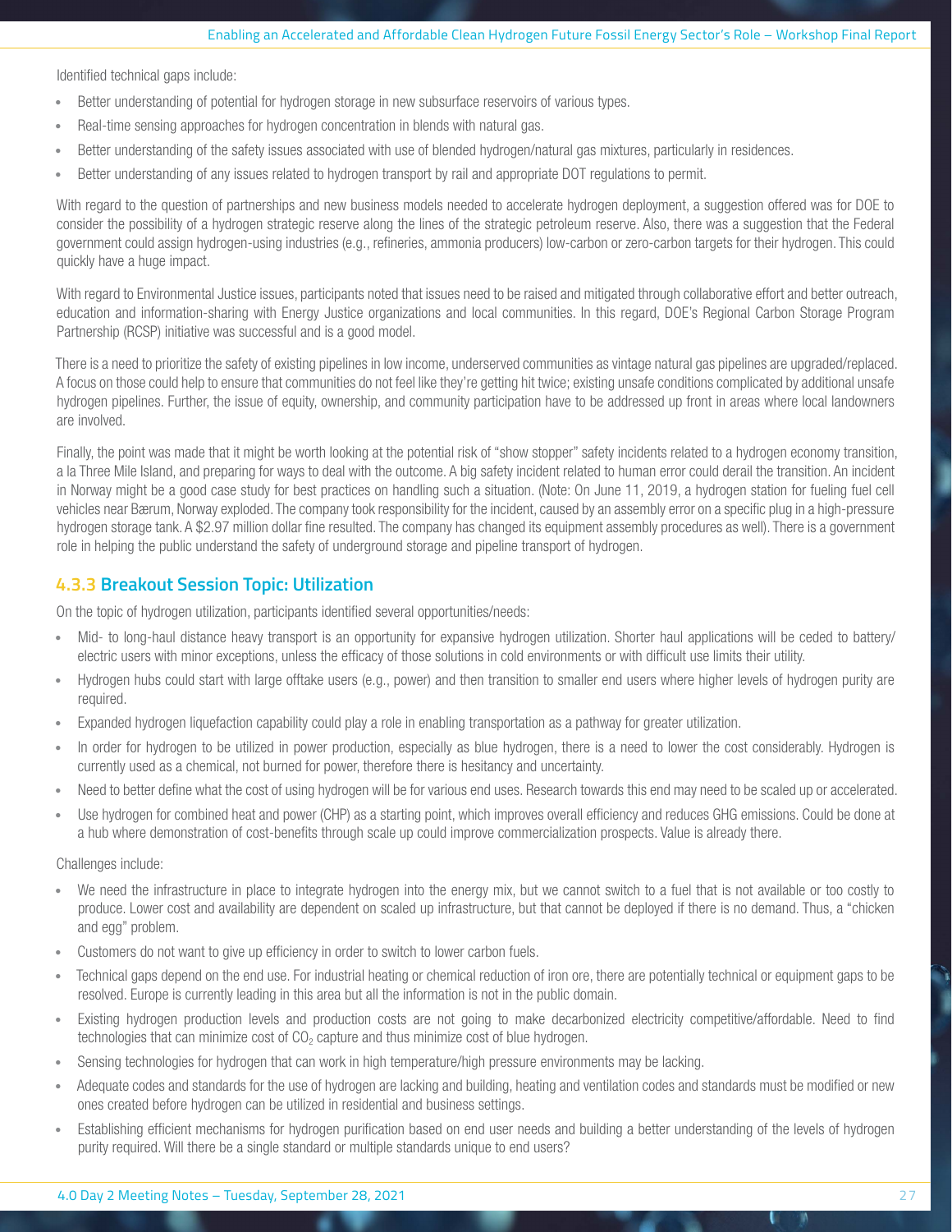Identified technical gaps include:

- Better understanding of potential for hydrogen storage in new subsurface reservoirs of various types.
- Real-time sensing approaches for hydrogen concentration in blends with natural gas.
- Better understanding of the safety issues associated with use of blended hydrogen/natural gas mixtures, particularly in residences.
- Better understanding of any issues related to hydrogen transport by rail and appropriate DOT regulations to permit.

With regard to the question of partnerships and new business models needed to accelerate hydrogen deployment, a suggestion offered was for DOE to consider the possibility of a hydrogen strategic reserve along the lines of the strategic petroleum reserve. Also, there was a suggestion that the Federal government could assign hydrogen-using industries (e.g., refineries, ammonia producers) low-carbon or zero-carbon targets for their hydrogen. This could quickly have a huge impact.

With regard to Environmental Justice issues, participants noted that issues need to be raised and mitigated through collaborative effort and better outreach, education and information-sharing with Energy Justice organizations and local communities. In this regard, DOE's Regional Carbon Storage Program Partnership (RCSP) initiative was successful and is a good model.

There is a need to prioritize the safety of existing pipelines in low income, underserved communities as vintage natural gas pipelines are upgraded/replaced. A focus on those could help to ensure that communities do not feel like they're getting hit twice; existing unsafe conditions complicated by additional unsafe hydrogen pipelines. Further, the issue of equity, ownership, and community participation have to be addressed up front in areas where local landowners are involved.

Finally, the point was made that it might be worth looking at the potential risk of "show stopper" safety incidents related to a hydrogen economy transition, a la Three Mile Island, and preparing for ways to deal with the outcome. A big safety incident related to human error could derail the transition. An incident in Norway might be a good case study for best practices on handling such a situation. (Note: On June 11, 2019, a hydrogen station for fueling fuel cell vehicles near Bærum, Norway exploded. The company took responsibility for the incident, caused by an assembly error on a specific plug in a high-pressure hydrogen storage tank. A $2.97 million dollar fine resulted. The company has changed its equipment assembly procedures as well). There is a government role in helping the public understand the safety of underground storage and pipeline transport of hydrogen.

### 4.3.3 Breakout Session Topic: Utilization

On the topic of hydrogen utilization, participants identified several opportunities/needs:

- Mid- to long-haul distance heavy transport is an opportunity for expansive hydrogen utilization. Shorter haul applications will be ceded to battery/electric users with minor exceptions, unless the efficacy of those solutions in cold environments or with difficult use limits their utility.
- Hydrogen hubs could start with large offtake users (e.g., power) and then transition to smaller end users where higher levels of hydrogen purity are required.
- Expanded hydrogen liquefaction capability could play a role in enabling transportation as a pathway for greater utilization.
- In order for hydrogen to be utilized in power production, especially as blue hydrogen, there is a need to lower the cost considerably. Hydrogen is currently used as a chemical, not burned for power, therefore there is hesitancy and uncertainty.
- Need to better define what the cost of using hydrogen will be for various end uses. Research towards this end may need to be scaled up or accelerated.
- Use hydrogen for combined heat and power (CHP) as a starting point, which improves overall efficiency and reduces GHG emissions. Could be done at a hub where demonstration of cost-benefits through scale up could improve commercialization prospects. Value is already there.

Challenges include:

- We need the infrastructure in place to integrate hydrogen into the energy mix, but we cannot switch to a fuel that is not available or too costly to produce. Lower cost and availability are dependent on scaled up infrastructure, but that cannot be deployed if there is no demand. Thus, a "chicken and egg" problem.
- Customers do not want to give up efficiency in order to switch to lower carbon fuels.
- Technical gaps depend on the end use. For industrial heating or chemical reduction of iron ore, there are potentially technical or equipment gaps to be resolved. Europe is currently leading in this area but all the information is not in the public domain.
- Existing hydrogen production levels and production costs are not going to make decarbonized electricity competitive/affordable. Need to find technologies that can minimize cost of $CO_2$ capture and thus minimize cost of blue hydrogen.
- Sensing technologies for hydrogen that can work in high temperature/high pressure environments may be lacking.
- Adequate codes and standards for the use of hydrogen are lacking and building, heating and ventilation codes and standards must be modified or new ones created before hydrogen can be utilized in residential and business settings.
- Establishing efficient mechanisms for hydrogen purification based on end user needs and building a better understanding of the levels of hydrogen purity required. Will there be a single standard or multiple standards unique to end users?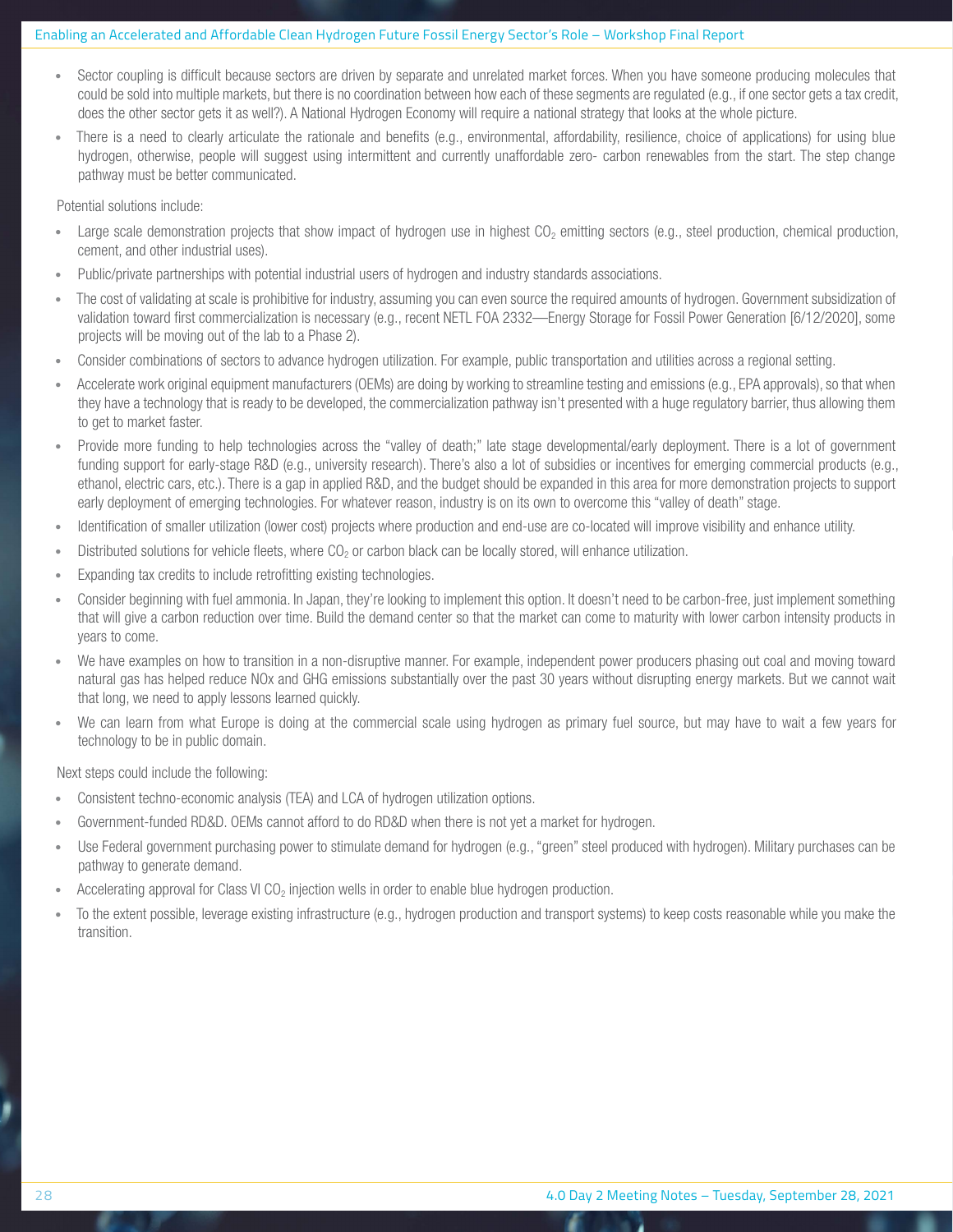- Sector coupling is difficult because sectors are driven by separate and unrelated market forces. When you have someone producing molecules that could be sold into multiple markets, but there is no coordination between how each of these segments are regulated (e.g., if one sector gets a tax credit, does the other sector gets it as well?). A National Hydrogen Economy will require a national strategy that looks at the whole picture.
- There is a need to clearly articulate the rationale and benefits (e.g., environmental, affordability, resilience, choice of applications) for using blue hydrogen, otherwise, people will suggest using intermittent and currently unaffordable zero- carbon renewables from the start. The step change pathway must be better communicated.

Potential solutions include:

- Large scale demonstration projects that show impact of hydrogen use in highest $CO_2$ emitting sectors (e.g., steel production, chemical production, cement, and other industrial uses).
- Public/private partnerships with potential industrial users of hydrogen and industry standards associations.
- The cost of validating at scale is prohibitive for industry, assuming you can even source the required amounts of hydrogen. Government subsidization of validation toward first commercialization is necessary (e.g., recent NETL FOA 2332—Energy Storage for Fossil Power Generation [6/12/2020], some projects will be moving out of the lab to a Phase 2).
- Consider combinations of sectors to advance hydrogen utilization. For example, public transportation and utilities across a regional setting.
- Accelerate work original equipment manufacturers (OEMs) are doing by working to streamline testing and emissions (e.g., EPA approvals), so that when they have a technology that is ready to be developed, the commercialization pathway isn't presented with a huge regulatory barrier, thus allowing them to get to market faster.
- Provide more funding to help technologies across the "valley of death;" late stage developmental/early deployment. There is a lot of government funding support for early-stage R&D (e.g., university research). There's also a lot of subsidies or incentives for emerging commercial products (e.g., ethanol, electric cars, etc.). There is a gap in applied R&D, and the budget should be expanded in this area for more demonstration projects to support early deployment of emerging technologies. For whatever reason, industry is on its own to overcome this "valley of death" stage.
- Identification of smaller utilization (lower cost) projects where production and end-use are co-located will improve visibility and enhance utility.
- Distributed solutions for vehicle fleets, where $CO_2$ or carbon black can be locally stored, will enhance utilization.
- Expanding tax credits to include retrofitting existing technologies.
- Consider beginning with fuel ammonia. In Japan, they're looking to implement this option. It doesn't need to be carbon-free, just implement something that will give a carbon reduction over time. Build the demand center so that the market can come to maturity with lower carbon intensity products in years to come.
- We have examples on how to transition in a non-disruptive manner. For example, independent power producers phasing out coal and moving toward natural gas has helped reduce NOx and GHG emissions substantially over the past 30 years without disrupting energy markets. But we cannot wait that long, we need to apply lessons learned quickly.
- We can learn from what Europe is doing at the commercial scale using hydrogen as primary fuel source, but may have to wait a few years for technology to be in public domain.

Next steps could include the following:

- Consistent techno-economic analysis (TEA) and LCA of hydrogen utilization options.
- Government-funded RD&D. OEMs cannot afford to do RD&D when there is not yet a market for hydrogen.
- Use Federal government purchasing power to stimulate demand for hydrogen (e.g., "green" steel produced with hydrogen). Military purchases can be pathway to generate demand.
- Accelerating approval for Class VI $CO_2$ injection wells in order to enable blue hydrogen production.
- To the extent possible, leverage existing infrastructure (e.g., hydrogen production and transport systems) to keep costs reasonable while you make the transition.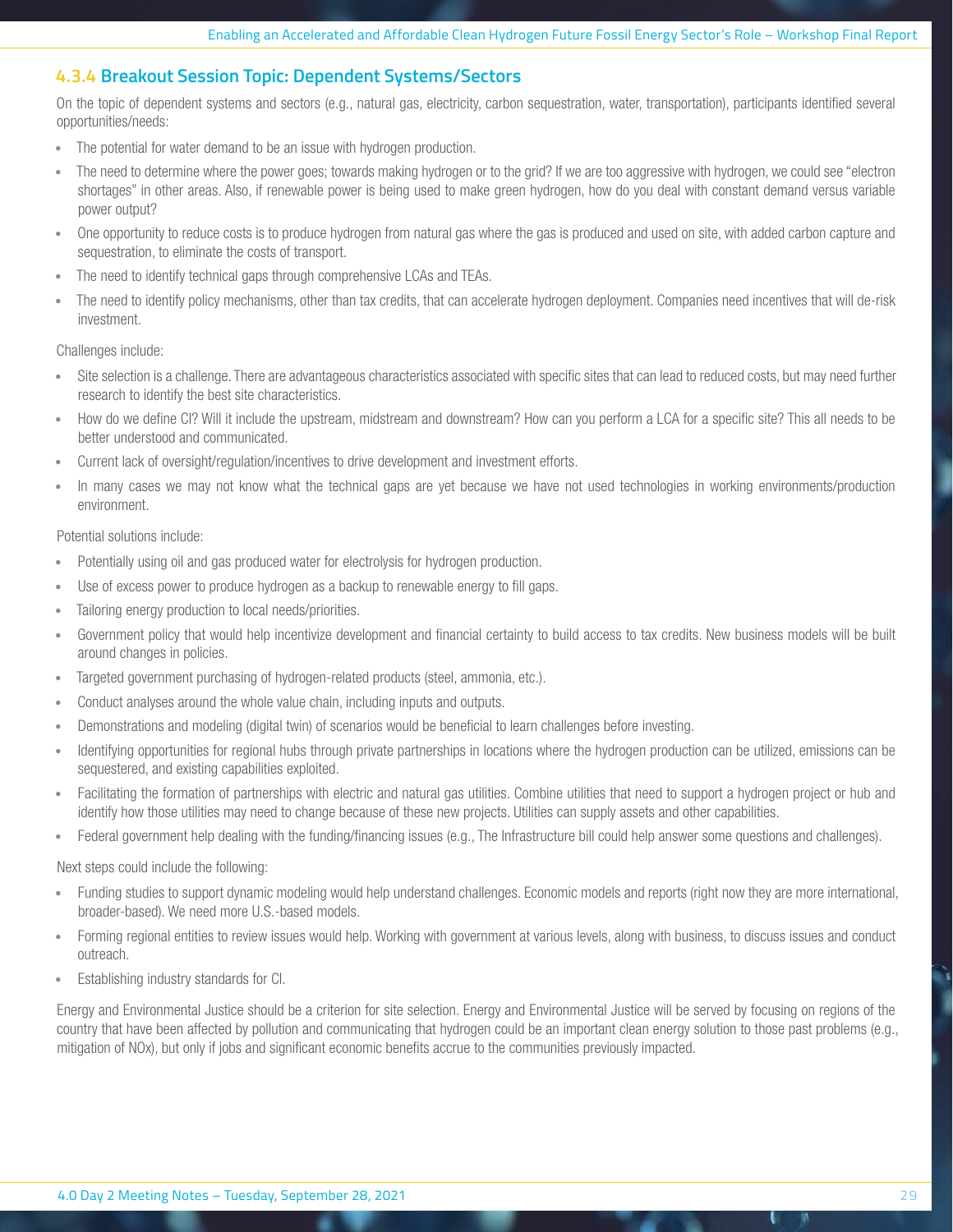### 4.3.4 Breakout Session Topic: Dependent Systems/Sectors

On the topic of dependent systems and sectors (e.g., natural gas, electricity, carbon sequestration, water, transportation), participants identified several opportunities/needs:

- The potential for water demand to be an issue with hydrogen production.
- The need to determine where the power goes; towards making hydrogen or to the grid? If we are too aggressive with hydrogen, we could see "electron shortages" in other areas. Also, if renewable power is being used to make green hydrogen, how do you deal with constant demand versus variable power output?
- One opportunity to reduce costs is to produce hydrogen from natural gas where the gas is produced and used on site, with added carbon capture and sequestration, to eliminate the costs of transport.
- The need to identify technical gaps through comprehensive LCAs and TEAs.
- The need to identify policy mechanisms, other than tax credits, that can accelerate hydrogen deployment. Companies need incentives that will de-risk investment.

Challenges include:

- Site selection is a challenge. There are advantageous characteristics associated with specific sites that can lead to reduced costs, but may need further research to identify the best site characteristics.
- How do we define CI? Will it include the upstream, midstream and downstream? How can you perform a LCA for a specific site? This all needs to be better understood and communicated.
- Current lack of oversight/regulation/incentives to drive development and investment efforts.
- In many cases we may not know what the technical gaps are yet because we have not used technologies in working environments/production environment.

Potential solutions include:

- Potentially using oil and gas produced water for electrolysis for hydrogen production.
- Use of excess power to produce hydrogen as a backup to renewable energy to fill gaps.
- Tailoring energy production to local needs/priorities.
- Government policy that would help incentivize development and financial certainty to build access to tax credits. New business models will be built around changes in policies.
- Targeted government purchasing of hydrogen-related products (steel, ammonia, etc.).
- Conduct analyses around the whole value chain, including inputs and outputs.
- Demonstrations and modeling (digital twin) of scenarios would be beneficial to learn challenges before investing.
- Identifying opportunities for regional hubs through private partnerships in locations where the hydrogen production can be utilized, emissions can be sequestered, and existing capabilities exploited.
- Facilitating the formation of partnerships with electric and natural gas utilities. Combine utilities that need to support a hydrogen project or hub and identify how those utilities may need to change because of these new projects. Utilities can supply assets and other capabilities.
- Federal government help dealing with the funding/financing issues (e.g., The Infrastructure bill could help answer some questions and challenges).

Next steps could include the following:

- Funding studies to support dynamic modeling would help understand challenges. Economic models and reports (right now they are more international, broader-based). We need more U.S.-based models.
- Forming regional entities to review issues would help. Working with government at various levels, along with business, to discuss issues and conduct outreach.
- Establishing industry standards for CI.

Energy and Environmental Justice should be a criterion for site selection. Energy and Environmental Justice will be served by focusing on regions of the country that have been affected by pollution and communicating that hydrogen could be an important clean energy solution to those past problems (e.g., mitigation of NOx), but only if jobs and significant economic benefits accrue to the communities previously impacted.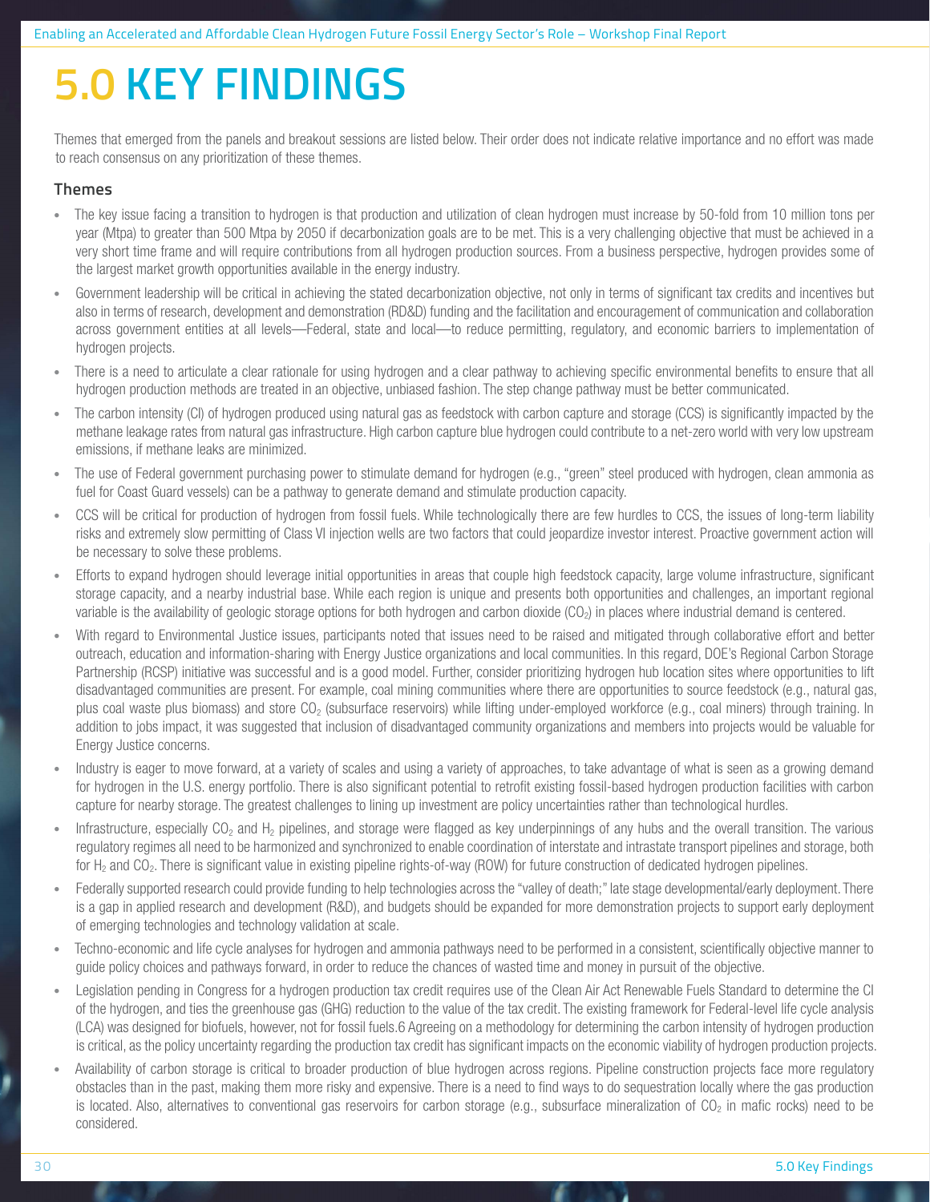# 5.0 KEY FINDINGS

Themes that emerged from the panels and breakout sessions are listed below. Their order does not indicate relative importance and no effort was made to reach consensus on any prioritization of these themes.

### Themes

- The key issue facing a transition to hydrogen is that production and utilization of clean hydrogen must increase by 50-fold from 10 million tons per year (Mtpa) to greater than 500 Mtpa by 2050 if decarbonization goals are to be met. This is a very challenging objective that must be achieved in a very short time frame and will require contributions from all hydrogen production sources. From a business perspective, hydrogen provides some of the largest market growth opportunities available in the energy industry.
- Government leadership will be critical in achieving the stated decarbonization objective, not only in terms of significant tax credits and incentives but also in terms of research, development and demonstration (RD&D) funding and the facilitation and encouragement of communication and collaboration across government entities at all levels—Federal, state and local—to reduce permitting, regulatory, and economic barriers to implementation of hydrogen projects.
- There is a need to articulate a clear rationale for using hydrogen and a clear pathway to achieving specific environmental benefits to ensure that all hydrogen production methods are treated in an objective, unbiased fashion. The step change pathway must be better communicated.
- The carbon intensity (CI) of hydrogen produced using natural gas as feedstock with carbon capture and storage (CCS) is significantly impacted by the methane leakage rates from natural gas infrastructure. High carbon capture blue hydrogen could contribute to a net-zero world with very low upstream emissions, if methane leaks are minimized.
- The use of Federal government purchasing power to stimulate demand for hydrogen (e.g., "green" steel produced with hydrogen, clean ammonia as fuel for Coast Guard vessels) can be a pathway to generate demand and stimulate production capacity.
- CCS will be critical for production of hydrogen from fossil fuels. While technologically there are few hurdles to CCS, the issues of long-term liability risks and extremely slow permitting of Class VI injection wells are two factors that could jeopardize investor interest. Proactive government action will be necessary to solve these problems.
- Efforts to expand hydrogen should leverage initial opportunities in areas that couple high feedstock capacity, large volume infrastructure, significant storage capacity, and a nearby industrial base. While each region is unique and presents both opportunities and challenges, an important regional variable is the availability of geologic storage options for both hydrogen and carbon dioxide ($CO_2$) in places where industrial demand is centered.
- With regard to Environmental Justice issues, participants noted that issues need to be raised and mitigated through collaborative effort and better outreach, education and information-sharing with Energy Justice organizations and local communities. In this regard, DOE's Regional Carbon Storage Partnership (RCSP) initiative was successful and is a good model. Further, consider prioritizing hydrogen hub location sites where opportunities to lift disadvantaged communities are present. For example, coal mining communities where there are opportunities to source feedstock (e.g., natural gas, plus coal waste plus biomass) and store $CO_2$ (subsurface reservoirs) while lifting under-employed workforce (e.g., coal miners) through training. In addition to jobs impact, it was suggested that inclusion of disadvantaged community organizations and members into projects would be valuable for Energy Justice concerns.
- Industry is eager to move forward, at a variety of scales and using a variety of approaches, to take advantage of what is seen as a growing demand for hydrogen in the U.S. energy portfolio. There is also significant potential to retrofit existing fossil-based hydrogen production facilities with carbon capture for nearby storage. The greatest challenges to lining up investment are policy uncertainties rather than technological hurdles.
- Infrastructure, especially $CO_2$ and $H_2$ pipelines, and storage were flagged as key underpinnings of any hubs and the overall transition. The various regulatory regimes all need to be harmonized and synchronized to enable coordination of interstate and intrastate transport pipelines and storage, both for $H_2$ and $CO_2$. There is significant value in existing pipeline rights-of-way (ROW) for future construction of dedicated hydrogen pipelines.
- Federally supported research could provide funding to help technologies across the "valley of death;" late stage developmental/early deployment. There is a gap in applied research and development (R&D), and budgets should be expanded for more demonstration projects to support early deployment of emerging technologies and technology validation at scale.
- Techno-economic and life cycle analyses for hydrogen and ammonia pathways need to be performed in a consistent, scientifically objective manner to guide policy choices and pathways forward, in order to reduce the chances of wasted time and money in pursuit of the objective.
- Legislation pending in Congress for a hydrogen production tax credit requires use of the Clean Air Act Renewable Fuels Standard to determine the CI of the hydrogen, and ties the greenhouse gas (GHG) reduction to the value of the tax credit. The existing framework for Federal-level life cycle analysis (LCA) was designed for biofuels, however, not for fossil fuels.6 Agreeing on a methodology for determining the carbon intensity of hydrogen production is critical, as the policy uncertainty regarding the production tax credit has significant impacts on the economic viability of hydrogen production projects.
- Availability of carbon storage is critical to broader production of blue hydrogen across regions. Pipeline construction projects face more regulatory obstacles than in the past, making them more risky and expensive. There is a need to find ways to do sequestration locally where the gas production is located. Also, alternatives to conventional gas reservoirs for carbon storage (e.g., subsurface mineralization of $CO_2$ in mafic rocks) need to be considered.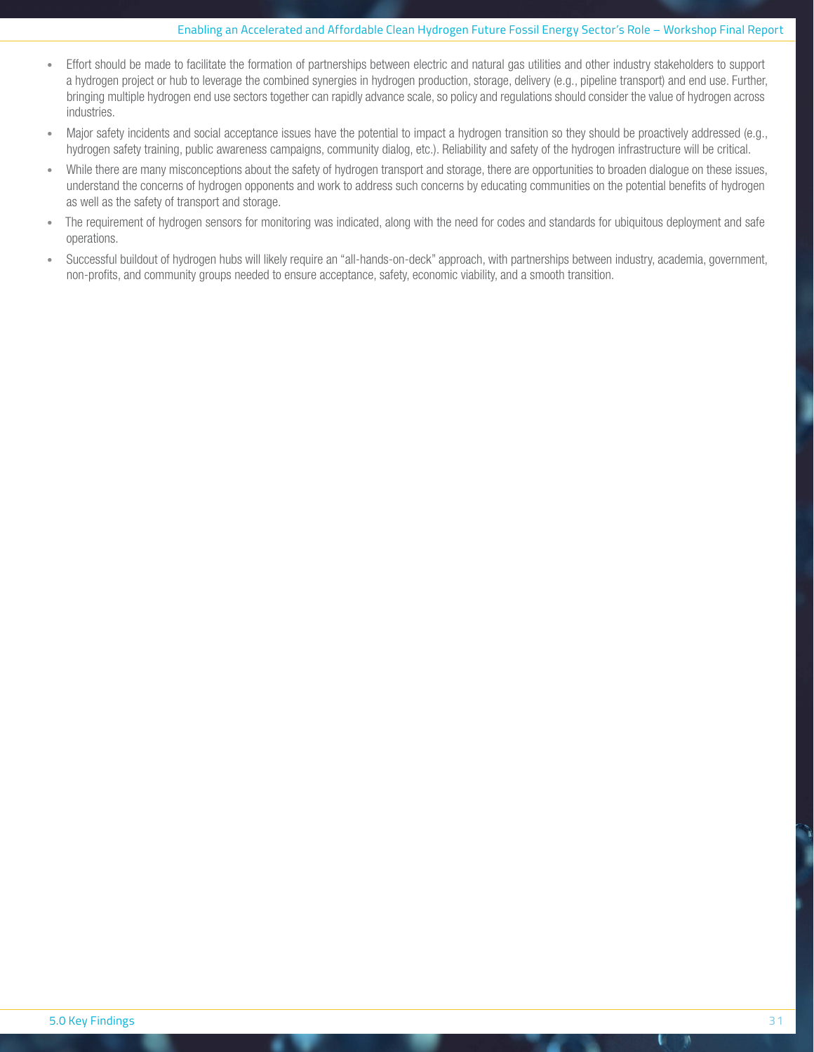- Effort should be made to facilitate the formation of partnerships between electric and natural gas utilities and other industry stakeholders to support a hydrogen project or hub to leverage the combined synergies in hydrogen production, storage, delivery (e.g., pipeline transport) and end use. Further, bringing multiple hydrogen end use sectors together can rapidly advance scale, so policy and regulations should consider the value of hydrogen across industries.
- Major safety incidents and social acceptance issues have the potential to impact a hydrogen transition so they should be proactively addressed (e.g., hydrogen safety training, public awareness campaigns, community dialog, etc.). Reliability and safety of the hydrogen infrastructure will be critical.
- While there are many misconceptions about the safety of hydrogen transport and storage, there are opportunities to broaden dialogue on these issues, understand the concerns of hydrogen opponents and work to address such concerns by educating communities on the potential benefits of hydrogen as well as the safety of transport and storage.
- The requirement of hydrogen sensors for monitoring was indicated, along with the need for codes and standards for ubiquitous deployment and safe operations.
- Successful buildout of hydrogen hubs will likely require an "all-hands-on-deck" approach, with partnerships between industry, academia, government, non-profits, and community groups needed to ensure acceptance, safety, economic viability, and a smooth transition.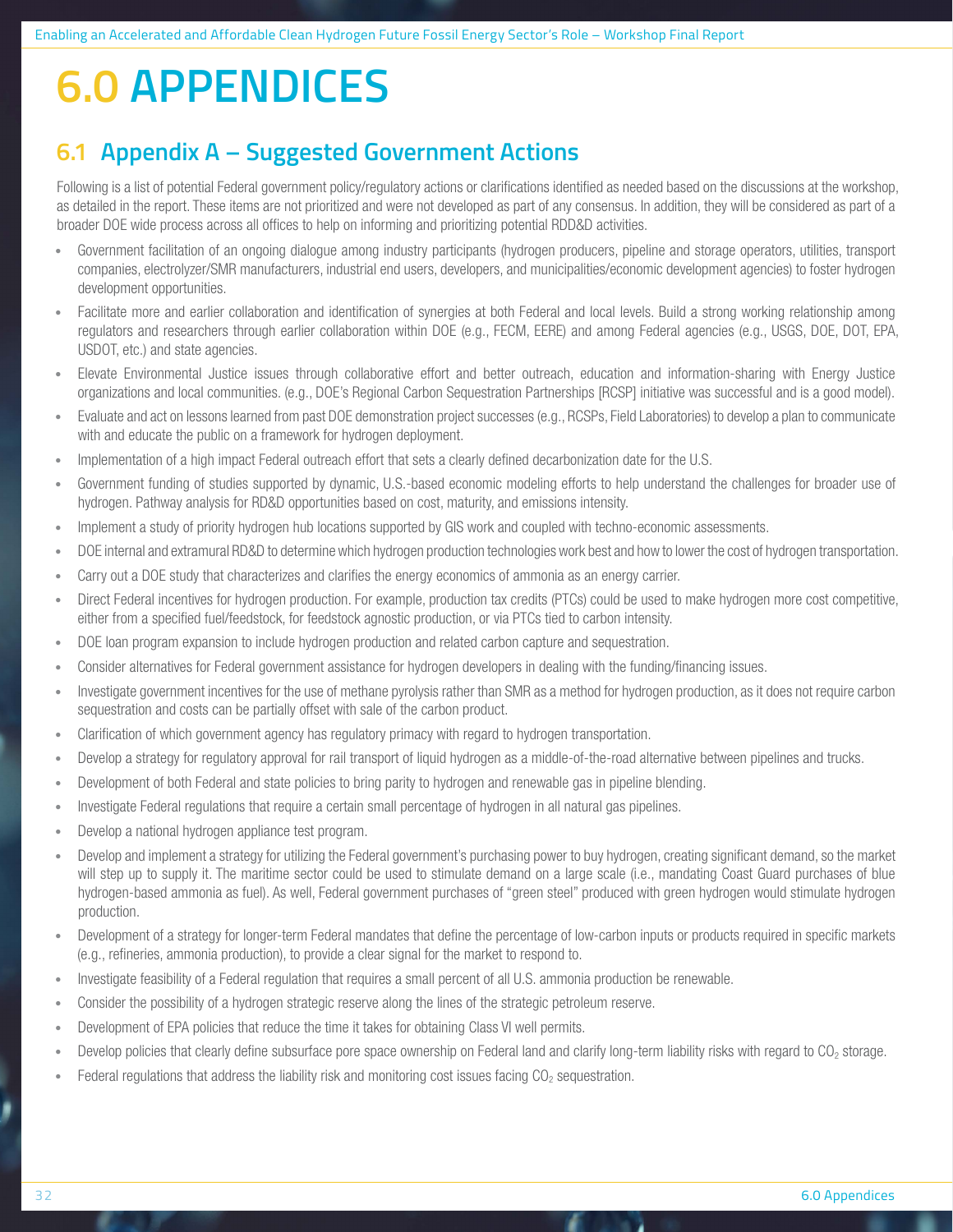# 6.0 APPENDICES

## 6.1 Appendix A – Suggested Government Actions

Following is a list of potential Federal government policy/regulatory actions or clarifications identified as needed based on the discussions at the workshop, as detailed in the report. These items are not prioritized and were not developed as part of any consensus. In addition, they will be considered as part of a broader DOE wide process across all offices to help on informing and prioritizing potential RDD&D activities.

- Government facilitation of an ongoing dialogue among industry participants (hydrogen producers, pipeline and storage operators, utilities, transport companies, electrolyzer/SMR manufacturers, industrial end users, developers, and municipalities/economic development agencies) to foster hydrogen development opportunities.
- Facilitate more and earlier collaboration and identification of synergies at both Federal and local levels. Build a strong working relationship among regulators and researchers through earlier collaboration within DOE (e.g., FECM, EERE) and among Federal agencies (e.g., USGS, DOE, DOT, EPA, USDOT, etc.) and state agencies.
- Elevate Environmental Justice issues through collaborative effort and better outreach, education and information-sharing with Energy Justice organizations and local communities. (e.g., DOE's Regional Carbon Sequestration Partnerships [RCSP] initiative was successful and is a good model).
- Evaluate and act on lessons learned from past DOE demonstration project successes (e.g., RCSPs, Field Laboratories) to develop a plan to communicate with and educate the public on a framework for hydrogen deployment.
- Implementation of a high impact Federal outreach effort that sets a clearly defined decarbonization date for the U.S.
- Government funding of studies supported by dynamic, U.S.-based economic modeling efforts to help understand the challenges for broader use of hydrogen. Pathway analysis for RD&D opportunities based on cost, maturity, and emissions intensity.
- Implement a study of priority hydrogen hub locations supported by GIS work and coupled with techno-economic assessments.
- DOE internal and extramural RD&D to determine which hydrogen production technologies work best and how to lower the cost of hydrogen transportation.
- Carry out a DOE study that characterizes and clarifies the energy economics of ammonia as an energy carrier.
- Direct Federal incentives for hydrogen production. For example, production tax credits (PTCs) could be used to make hydrogen more cost competitive, either from a specified fuel/feedstock, for feedstock agnostic production, or via PTCs tied to carbon intensity.
- DOE loan program expansion to include hydrogen production and related carbon capture and sequestration.
- Consider alternatives for Federal government assistance for hydrogen developers in dealing with the funding/financing issues.
- Investigate government incentives for the use of methane pyrolysis rather than SMR as a method for hydrogen production, as it does not require carbon sequestration and costs can be partially offset with sale of the carbon product.
- Clarification of which government agency has regulatory primacy with regard to hydrogen transportation.
- Develop a strategy for regulatory approval for rail transport of liquid hydrogen as a middle-of-the-road alternative between pipelines and trucks.
- Development of both Federal and state policies to bring parity to hydrogen and renewable gas in pipeline blending.
- Investigate Federal regulations that require a certain small percentage of hydrogen in all natural gas pipelines.
- Develop a national hydrogen appliance test program.
- Develop and implement a strategy for utilizing the Federal government's purchasing power to buy hydrogen, creating significant demand, so the market will step up to supply it. The maritime sector could be used to stimulate demand on a large scale (i.e., mandating Coast Guard purchases of blue hydrogen-based ammonia as fuel). As well, Federal government purchases of "green steel" produced with green hydrogen would stimulate hydrogen production.
- Development of a strategy for longer-term Federal mandates that define the percentage of low-carbon inputs or products required in specific markets (e.g., refineries, ammonia production), to provide a clear signal for the market to respond to.
- Investigate feasibility of a Federal regulation that requires a small percent of all U.S. ammonia production be renewable.
- Consider the possibility of a hydrogen strategic reserve along the lines of the strategic petroleum reserve.
- Development of EPA policies that reduce the time it takes for obtaining Class VI well permits.
- Develop policies that clearly define subsurface pore space ownership on Federal land and clarify long-term liability risks with regard to $CO_2$ storage.
- Federal regulations that address the liability risk and monitoring cost issues facing $CO_2$ sequestration.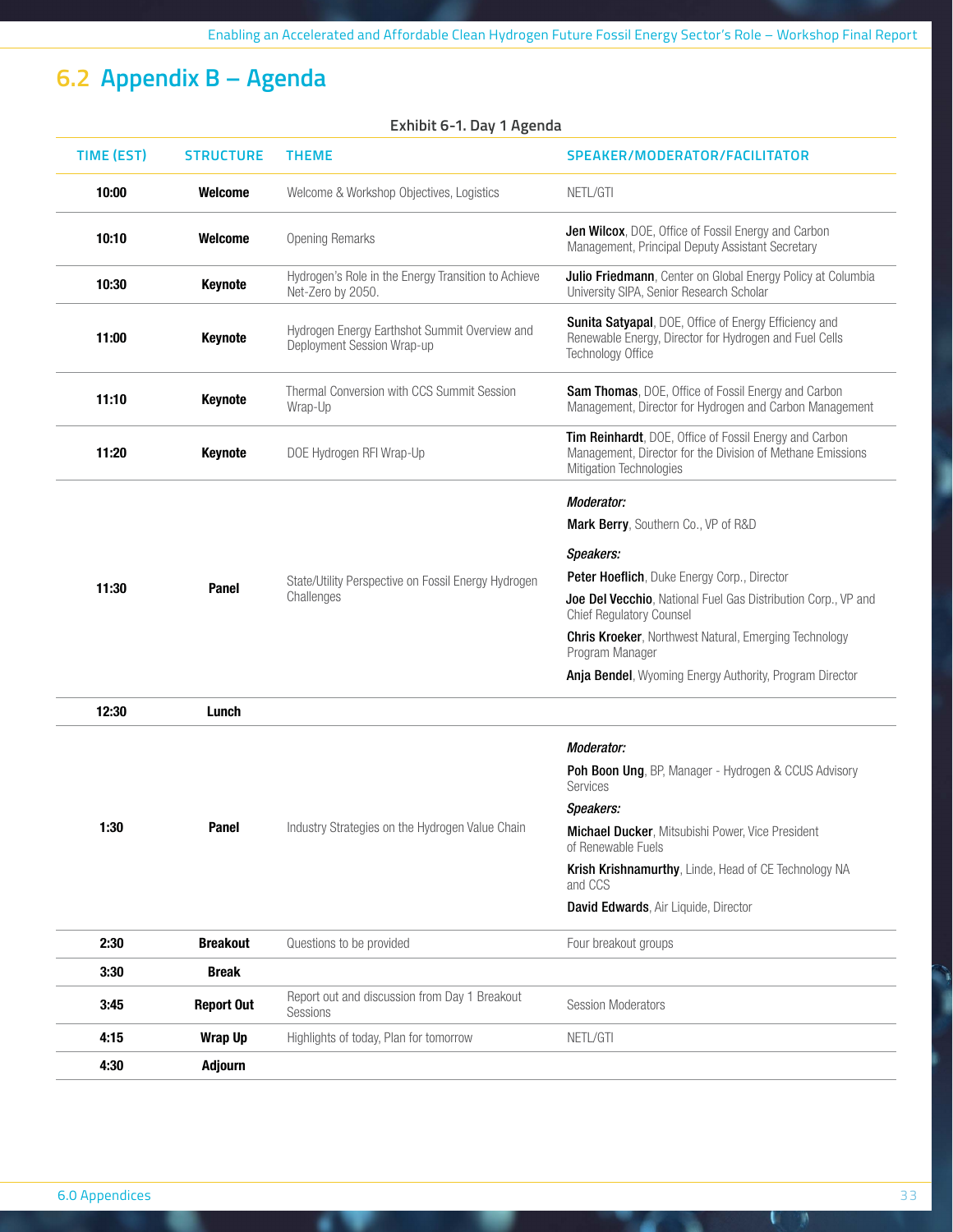## 6.2 Appendix B – Agenda

Exhibit 6-1. Day 1 Agenda

| TIME (EST) | STRUCTURE | THEME | SPEAKER/MODERATOR/FACILITATOR |
|---|---|---|---|
| **10:00** | **Welcome** | Welcome & Workshop Objectives, Logistics | NETL/GTI |
| **10:10** | **Welcome** | Opening Remarks | **Jen Wilcox**, DOE, Office of Fossil Energy and Carbon Management, Principal Deputy Assistant Secretary |
| **10:30** | **Keynote** | Hydrogen's Role in the Energy Transition to Achieve Net-Zero by 2050. | **Julio Friedmann**, Center on Global Energy Policy at Columbia University SIPA, Senior Research Scholar |
| **11:00** | **Keynote** | Hydrogen Energy Earthshot Summit Overview and Deployment Session Wrap-up | **Sunita Satyapal**, DOE, Office of Energy Efficiency and Renewable Energy, Director for Hydrogen and Fuel Cells Technology Office |
| **11:10** | **Keynote** | Thermal Conversion with CCS Summit Session Wrap-Up | **Sam Thomas**, DOE, Office of Fossil Energy and Carbon Management, Director for Hydrogen and Carbon Management |
| **11:20** | **Keynote** | DOE Hydrogen RFI Wrap-Up | **Tim Reinhardt**, DOE, Office of Fossil Energy and Carbon Management, Director for the Division of Methane Emissions Mitigation Technologies |
| **11:30** | **Panel** | State/Utility Perspective on Fossil Energy Hydrogen Challenges | *Moderator:* **Mark Berry**, Southern Co., VP of R&D<br>*Speakers:* **Peter Hoeflich**, Duke Energy Corp., Director<br>**Joe Del Vecchio**, National Fuel Gas Distribution Corp., VP and Chief Regulatory Counsel<br>**Chris Kroeker**, Northwest Natural, Emerging Technology Program Manager<br>**Anja Bendel**, Wyoming Energy Authority, Program Director |
| **12:30** | **Lunch** | | |
| **1:30** | **Panel** | Industry Strategies on the Hydrogen Value Chain | *Moderator:* **Poh Boon Ung**, BP, Manager - Hydrogen & CCUS Advisory Services<br>*Speakers:* **Michael Ducker**, Mitsubishi Power, Vice President of Renewable Fuels<br>**Krish Krishnamurthy**, Linde, Head of CE Technology NA and CCS<br>**David Edwards**, Air Liquide, Director |
| **2:30** | **Breakout** | Questions to be provided | Four breakout groups |
| **3:30** | **Break** | | |
| **3:45** | **Report Out** | Report out and discussion from Day 1 Breakout Sessions | Session Moderators |
| **4:15** | **Wrap Up** | Highlights of today, Plan for tomorrow | NETL/GTI |
| **4:30** | **Adjourn** | | |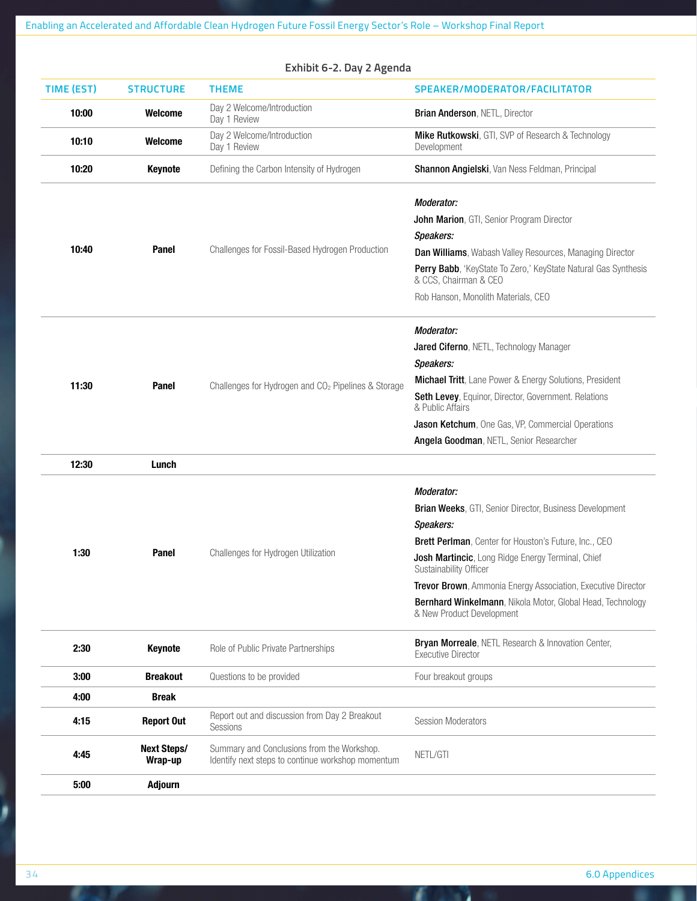**Exhibit 6-2. Day 2 Agenda**

| TIME (EST) | STRUCTURE | THEME | SPEAKER/MODERATOR/FACILITATOR |
|---|---|---|---|
| **10:00** | **Welcome** | Day 2 Welcome/Introduction<br>Day 1 Review | **Brian Anderson**, NETL, Director |
| **10:10** | **Welcome** | Day 2 Welcome/Introduction<br>Day 1 Review | **Mike Rutkowski**, GTI, SVP of Research & Technology Development |
| **10:20** | **Keynote** | Defining the Carbon Intensity of Hydrogen | **Shannon Angielski**, Van Ness Feldman, Principal |
| **10:40** | **Panel** | Challenges for Fossil-Based Hydrogen Production | ***Moderator:***<br>**John Marion**, GTI, Senior Program Director<br>***Speakers:***<br>**Dan Williams**, Wabash Valley Resources, Managing Director<br>**Perry Babb**, 'KeyState To Zero,' KeyState Natural Gas Synthesis & CCS, Chairman & CEO<br>Rob Hanson, Monolith Materials, CEO |
| **11:30** | **Panel** | Challenges for Hydrogen and $CO_2$ Pipelines & Storage | ***Moderator:***<br>**Jared Ciferno**, NETL, Technology Manager<br>***Speakers:***<br>**Michael Tritt**, Lane Power & Energy Solutions, President<br>**Seth Levey**, Equinor, Director, Government. Relations & Public Affairs<br>**Jason Ketchum**, One Gas, VP, Commercial Operations<br>**Angela Goodman**, NETL, Senior Researcher |
| **12:30** | **Lunch** | | |
| **1:30** | **Panel** | Challenges for Hydrogen Utilization | ***Moderator:***<br>**Brian Weeks**, GTI, Senior Director, Business Development<br>***Speakers:***<br>**Brett Perlman**, Center for Houston's Future, Inc., CEO<br>**Josh Martincic**, Long Ridge Energy Terminal, Chief Sustainability Officer<br>**Trevor Brown**, Ammonia Energy Association, Executive Director<br>**Bernhard Winkelmann**, Nikola Motor, Global Head, Technology & New Product Development |
| **2:30** | **Keynote** | Role of Public Private Partnerships | **Bryan Morreale**, NETL Research & Innovation Center, Executive Director |
| **3:00** | **Breakout** | Questions to be provided | Four breakout groups |
| **4:00** | **Break** | | |
| **4:15** | **Report Out** | Report out and discussion from Day 2 Breakout Sessions | Session Moderators |
| **4:45** | **Next Steps/ Wrap-up** | Summary and Conclusions from the Workshop. Identify next steps to continue workshop momentum | NETL/GTI |
| **5:00** | **Adjourn** | | |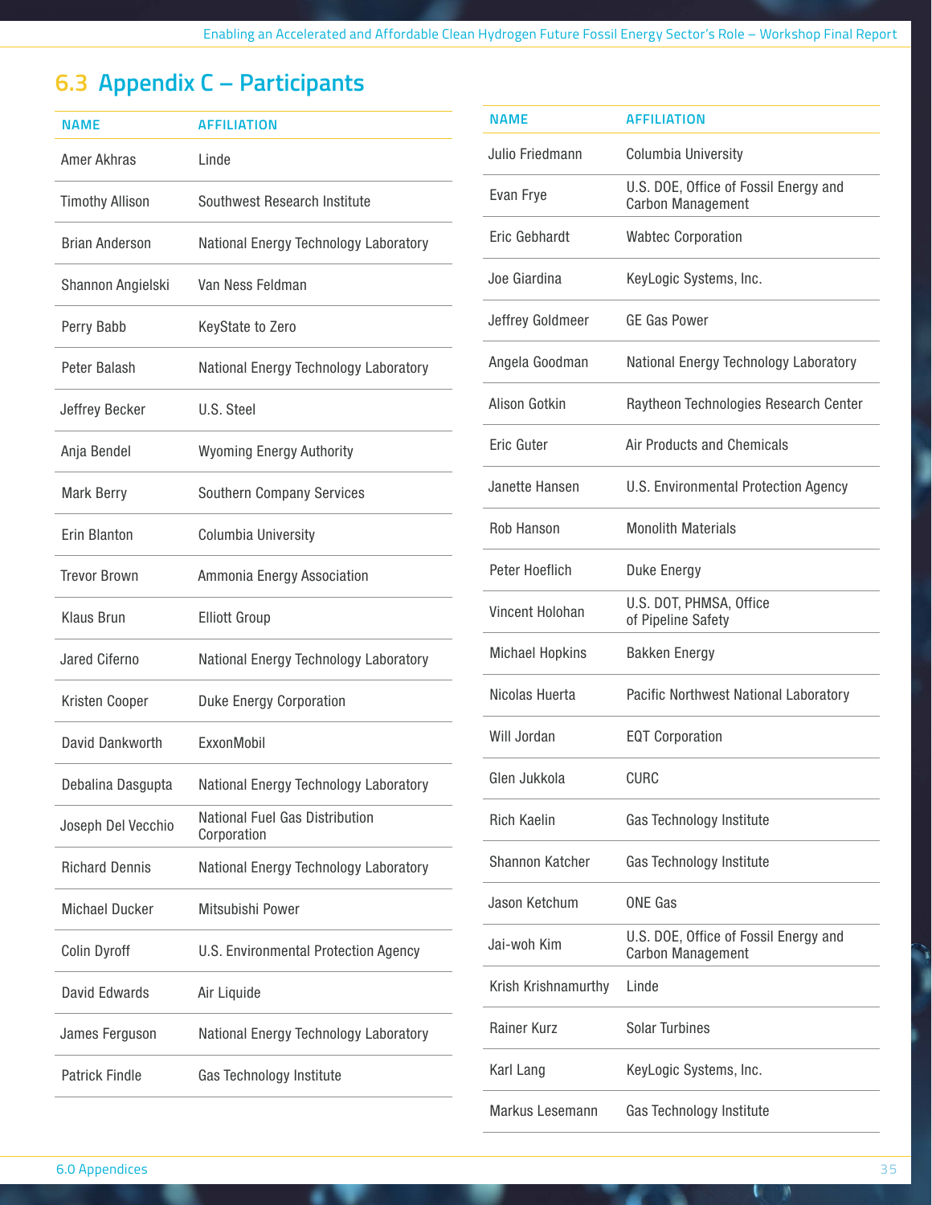## 6.3 Appendix C – Participants

| NAME | AFFILIATION |
|---|---|
| Amer Akhras | Linde |
| Timothy Allison | Southwest Research Institute |
| Brian Anderson | National Energy Technology Laboratory |
| Shannon Angielski | Van Ness Feldman |
| Perry Babb | KeyState to Zero |
| Peter Balash | National Energy Technology Laboratory |
| Jeffrey Becker | U.S. Steel |
| Anja Bendel | Wyoming Energy Authority |
| Mark Berry | Southern Company Services |
| Erin Blanton | Columbia University |
| Trevor Brown | Ammonia Energy Association |
| Klaus Brun | Elliott Group |
| Jared Ciferno | National Energy Technology Laboratory |
| Kristen Cooper | Duke Energy Corporation |
| David Dankworth | ExxonMobil |
| Debalina Dasgupta | National Energy Technology Laboratory |
| Joseph Del Vecchio | National Fuel Gas Distribution Corporation |
| Richard Dennis | National Energy Technology Laboratory |
| Michael Ducker | Mitsubishi Power |
| Colin Dyroff | U.S. Environmental Protection Agency |
| David Edwards | Air Liquide |
| James Ferguson | National Energy Technology Laboratory |
| Patrick Findle | Gas Technology Institute |
| Julio Friedmann | Columbia University |
| Evan Frye | U.S. DOE, Office of Fossil Energy and Carbon Management |
| Eric Gebhardt | Wabtec Corporation |
| Joe Giardina | KeyLogic Systems, Inc. |
| Jeffrey Goldmeer | GE Gas Power |
| Angela Goodman | National Energy Technology Laboratory |
| Alison Gotkin | Raytheon Technologies Research Center |
| Eric Guter | Air Products and Chemicals |
| Janette Hansen | U.S. Environmental Protection Agency |
| Rob Hanson | Monolith Materials |
| Peter Hoeflich | Duke Energy |
| Vincent Holohan | U.S. DOT, PHMSA, Office of Pipeline Safety |
| Michael Hopkins | Bakken Energy |
| Nicolas Huerta | Pacific Northwest National Laboratory |
| Will Jordan | EQT Corporation |
| Glen Jukkola | CURC |
| Rich Kaelin | Gas Technology Institute |
| Shannon Katcher | Gas Technology Institute |
| Jason Ketchum | ONE Gas |
| Jai-woh Kim | U.S. DOE, Office of Fossil Energy and Carbon Management |
| Krish Krishnamurthy | Linde |
| Rainer Kurz | Solar Turbines |
| Karl Lang | KeyLogic Systems, Inc. |
| Markus Lesemann | Gas Technology Institute |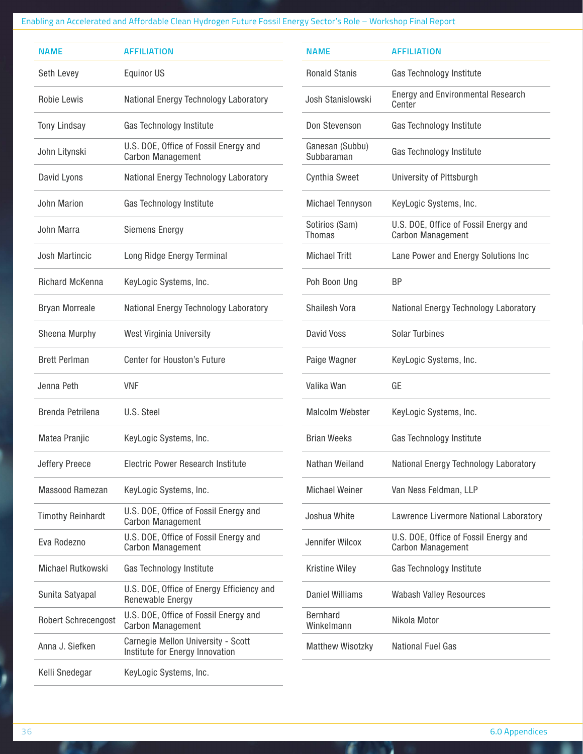| NAME | AFFILIATION |
| --- | --- |
| Seth Levey | Equinor US |
| Robie Lewis | National Energy Technology Laboratory |
| Tony Lindsay | Gas Technology Institute |
| John Litynski | U.S. DOE, Office of Fossil Energy and Carbon Management |
| David Lyons | National Energy Technology Laboratory |
| John Marion | Gas Technology Institute |
| John Marra | Siemens Energy |
| Josh Martincic | Long Ridge Energy Terminal |
| Richard McKenna | KeyLogic Systems, Inc. |
| Bryan Morreale | National Energy Technology Laboratory |
| Sheena Murphy | West Virginia University |
| Brett Perlman | Center for Houston's Future |
| Jenna Peth | VNF |
| Brenda Petrilena | U.S. Steel |
| Matea Pranjic | KeyLogic Systems, Inc. |
| Jeffery Preece | Electric Power Research Institute |
| Massood Ramezan | KeyLogic Systems, Inc. |
| Timothy Reinhardt | U.S. DOE, Office of Fossil Energy and Carbon Management |
| Eva Rodezno | U.S. DOE, Office of Fossil Energy and Carbon Management |
| Michael Rutkowski | Gas Technology Institute |
| Sunita Satyapal | U.S. DOE, Office of Energy Efficiency and Renewable Energy |
| Robert Schrecengost | U.S. DOE, Office of Fossil Energy and Carbon Management |
| Anna J. Siefken | Carnegie Mellon University - Scott Institute for Energy Innovation |
| Kelli Snedegar | KeyLogic Systems, Inc. |
| Ronald Stanis | Gas Technology Institute |
| Josh Stanislowski | Energy and Environmental Research Center |
| Don Stevenson | Gas Technology Institute |
| Ganesan (Subbu) Subbaraman | Gas Technology Institute |
| Cynthia Sweet | University of Pittsburgh |
| Michael Tennyson | KeyLogic Systems, Inc. |
| Sotirios (Sam) Thomas | U.S. DOE, Office of Fossil Energy and Carbon Management |
| Michael Tritt | Lane Power and Energy Solutions Inc |
| Poh Boon Ung | BP |
| Shailesh Vora | National Energy Technology Laboratory |
| David Voss | Solar Turbines |
| Paige Wagner | KeyLogic Systems, Inc. |
| Valika Wan | GE |
| Malcolm Webster | KeyLogic Systems, Inc. |
| Brian Weeks | Gas Technology Institute |
| Nathan Weiland | National Energy Technology Laboratory |
| Michael Weiner | Van Ness Feldman, LLP |
| Joshua White | Lawrence Livermore National Laboratory |
| Jennifer Wilcox | U.S. DOE, Office of Fossil Energy and Carbon Management |
| Kristine Wiley | Gas Technology Institute |
| Daniel Williams | Wabash Valley Resources |
| Bernhard Winkelmann | Nikola Motor |
| Matthew Wisotzky | National Fuel Gas |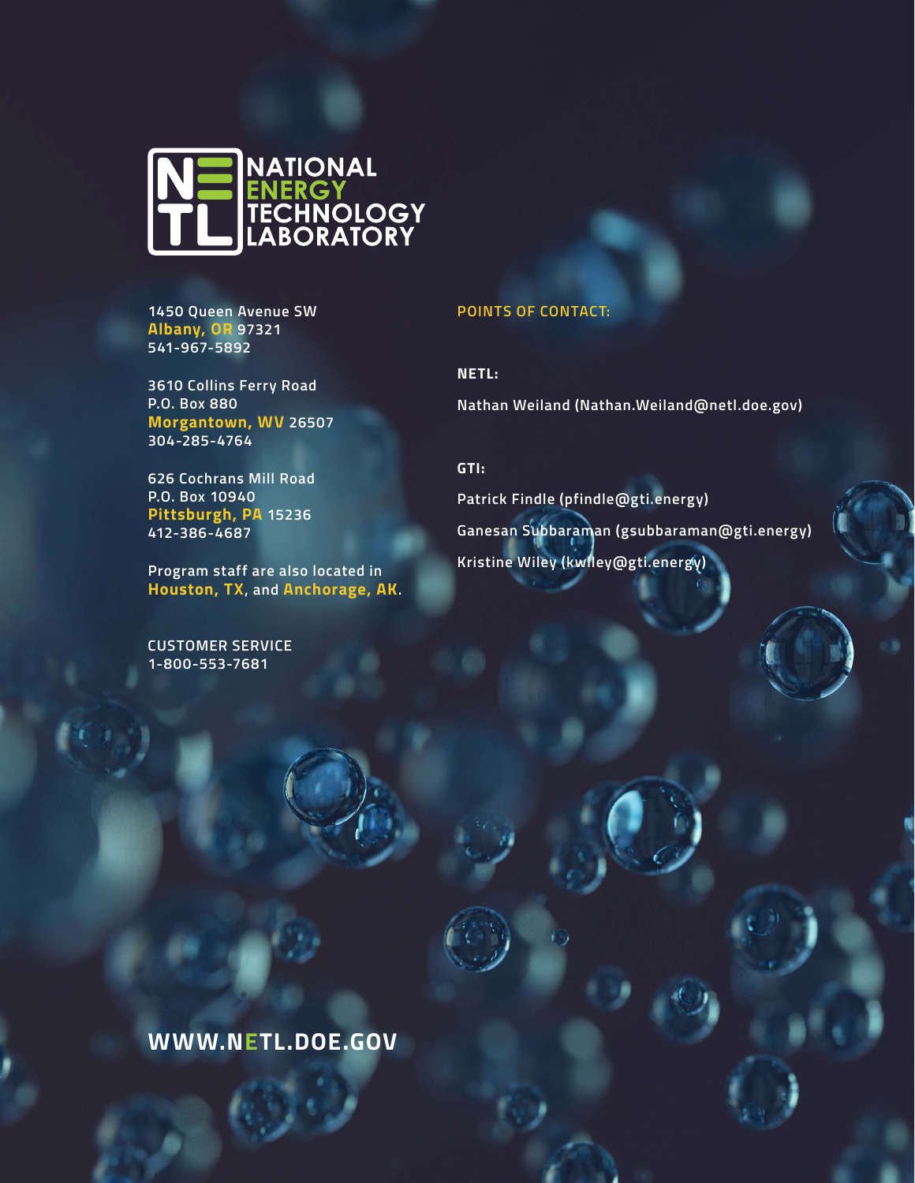NATIONAL ENERGY TECHNOLOGY LABORATORY

1450 Queen Avenue SW
**Albany, OR** 97321
541-967-5892

3610 Collins Ferry Road
P.O. Box 880
**Morgantown, WV** 26507
304-285-4764

626 Cochrans Mill Road
P.O. Box 10940
**Pittsburgh, PA** 15236
412-386-4687

Program staff are also located in **Houston, TX**, and **Anchorage, AK**.

CUSTOMER SERVICE
1-800-553-7681

**WWW.NETL.DOE.GOV**

POINTS OF CONTACT:

**NETL:**

Nathan Weiland (Nathan.Weiland@netl.doe.gov)

**GTI:**

Patrick Findle (pfindle@gti.energy)

Ganesan Subbaraman (gsubbaraman@gti.energy)

Kristine Wiley (kwiley@gti.energy)